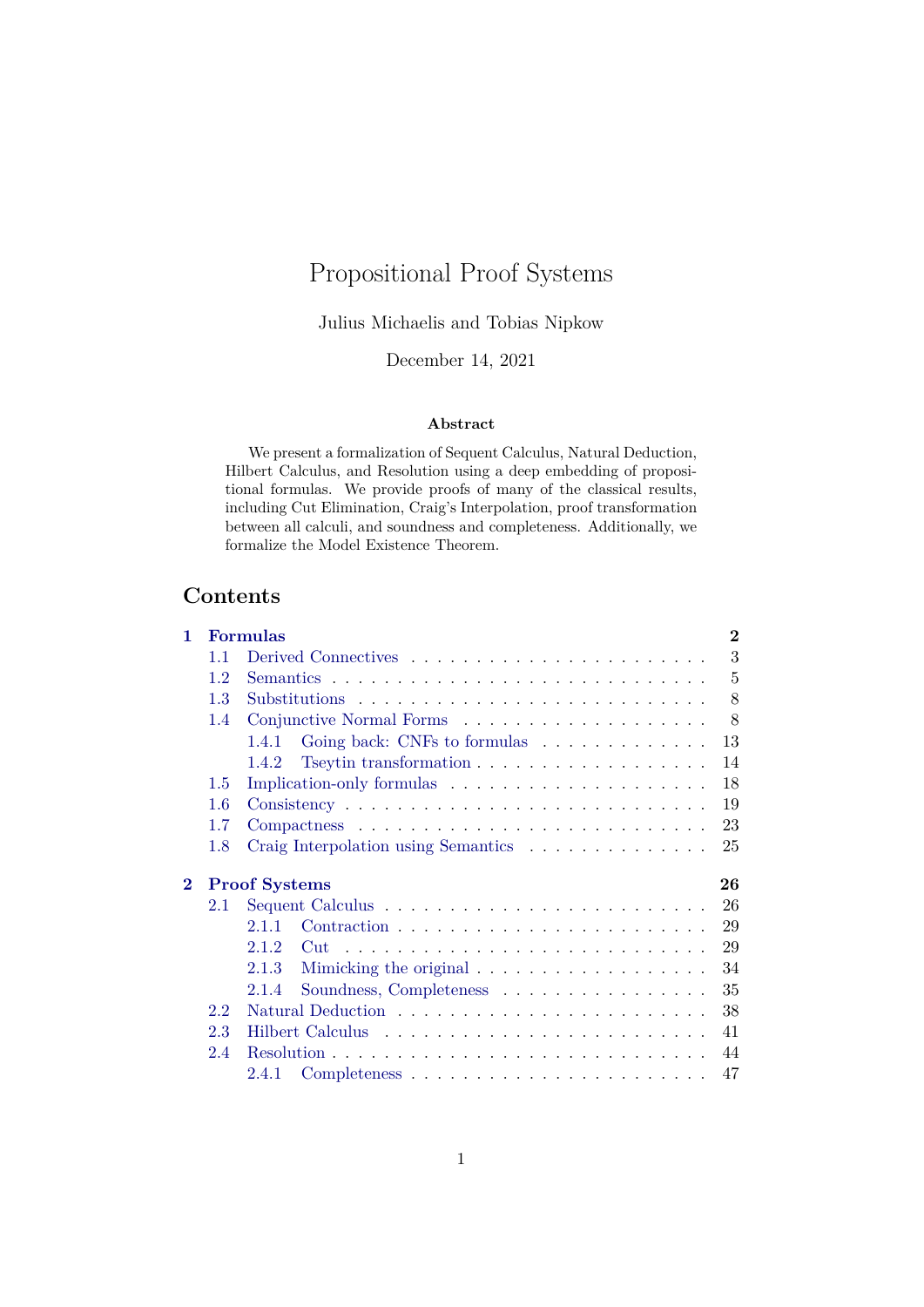# Propositional Proof Systems

Julius Michaelis and Tobias Nipkow

December 14, 2021

**Abstract**

We present a formalization of Sequent Calculus, Natural Deduction, Hilbert Calculus, and Resolution using a deep embedding of propositional formulas. We provide proofs of many of the classical results, including Cut Elimination, Craig's Interpolation, proof transformation between all calculi, and soundness and completeness. Additionally, we formalize the Model Existence Theorem.

## Contents

- **1 Formulas** — 2
  - 1.1 Derived Connectives — 3
  - 1.2 Semantics — 5
  - 1.3 Substitutions — 8
  - 1.4 Conjunctive Normal Forms — 8
    - 1.4.1 Going back: CNFs to formulas — 13
    - 1.4.2 Tseytin transformation — 14
  - 1.5 Implication-only formulas — 18
  - 1.6 Consistency — 19
  - 1.7 Compactness — 23
  - 1.8 Craig Interpolation using Semantics — 25
- **2 Proof Systems** — 26
  - 2.1 Sequent Calculus — 26
    - 2.1.1 Contraction — 29
    - 2.1.2 Cut — 29
    - 2.1.3 Mimicking the original — 34
    - 2.1.4 Soundness, Completeness — 35
  - 2.2 Natural Deduction — 38
  - 2.3 Hilbert Calculus — 41
  - 2.4 Resolution — 44
    - 2.4.1 Completeness — 47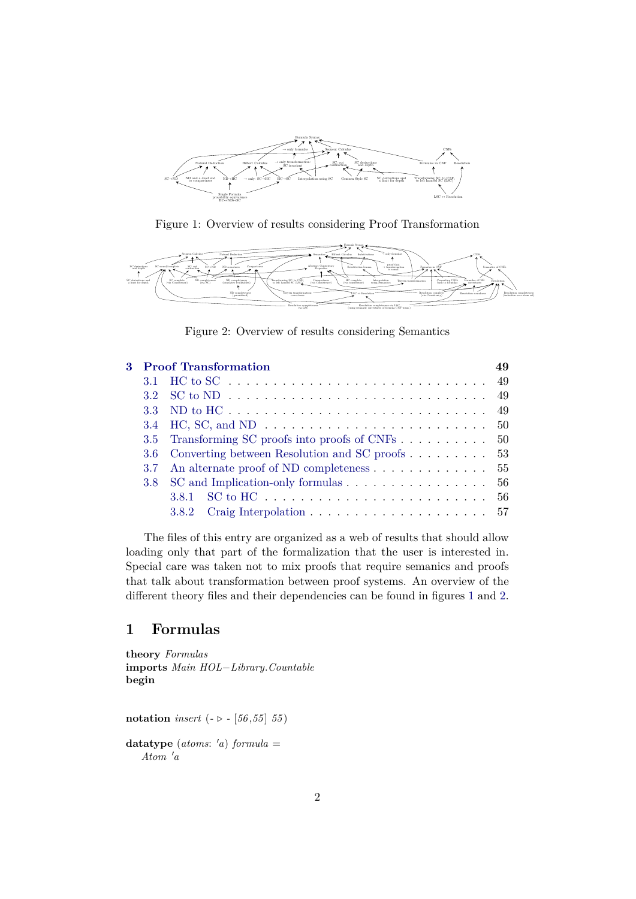Figure 1: Overview of results considering Proof Transformation

Figure 2: Overview of results considering Semantics

| | | |
|---|---|---|
| **3** | **Proof Transformation** | **49** |
| 3.1 | HC to SC | 49 |
| 3.2 | SC to ND | 49 |
| 3.3 | ND to HC | 49 |
| 3.4 | HC, SC, and ND | 50 |
| 3.5 | Transforming SC proofs into proofs of CNFs | 50 |
| 3.6 | Converting between Resolution and SC proofs | 53 |
| 3.7 | An alternate proof of ND completeness | 55 |
| 3.8 | SC and Implication-only formulas | 56 |
| 3.8.1 | SC to HC | 56 |
| 3.8.2 | Craig Interpolation | 57 |

The files of this entry are organized as a web of results that should allow loading only that part of the formalization that the user is interested in. Special care was taken not to mix proofs that require semanics and proofs that talk about transformation between proof systems. An overview of the different theory files and their dependencies can be found in figures 1 and 2.

# 1 Formulas

```
theory Formulas
imports Main HOL−Library.Countable
begin

notation insert (- ▷ - [56,55] 55)

datatype (atoms: 'a) formula =
  Atom 'a
```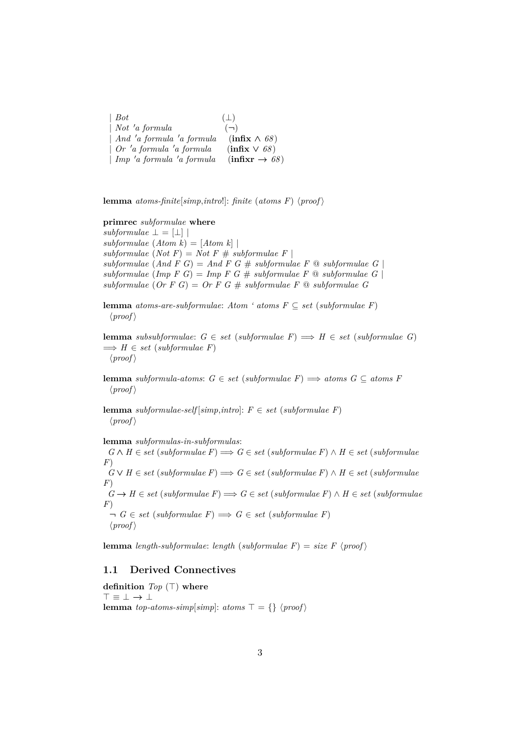| *Bot* (⊥)
| *Not 'a formula* (¬)
| *And 'a formula 'a formula* (**infix** ∧ *68*)
| *Or 'a formula 'a formula* (**infix** ∨ *68*)
| *Imp 'a formula 'a formula* (**infixr** → *68*)

**lemma** *atoms-finite*[*simp*,*intro*!]: *finite* (*atoms F*) ⟨*proof*⟩

**primrec** *subformulae* **where**
*subformulae* ⊥ = [⊥] |
*subformulae* (*Atom k*) = [*Atom k*] |
*subformulae* (*Not F*) = *Not F* # *subformulae F* |
*subformulae* (*And F G*) = *And F G* # *subformulae F* @ *subformulae G* |
*subformulae* (*Imp F G*) = *Imp F G* # *subformulae F* @ *subformulae G* |
*subformulae* (*Or F G*) = *Or F G* # *subformulae F* @ *subformulae G*

**lemma** *atoms-are-subformulae*: *Atom* ` *atoms F* ⊆ *set* (*subformulae F*)
⟨*proof*⟩

**lemma** *subsubformulae*: *G* ∈ *set* (*subformulae F*) ⟹ *H* ∈ *set* (*subformulae G*)
⟹ *H* ∈ *set* (*subformulae F*)
⟨*proof*⟩

**lemma** *subformula-atoms*: *G* ∈ *set* (*subformulae F*) ⟹ *atoms G* ⊆ *atoms F*
⟨*proof*⟩

**lemma** *subformulae-self*[*simp*,*intro*]: *F* ∈ *set* (*subformulae F*)
⟨*proof*⟩

**lemma** *subformulas-in-subformulas*:
*G* ∧ *H* ∈ *set* (*subformulae F*) ⟹ *G* ∈ *set* (*subformulae F*) ∧ *H* ∈ *set* (*subformulae F*)
*G* ∨ *H* ∈ *set* (*subformulae F*) ⟹ *G* ∈ *set* (*subformulae F*) ∧ *H* ∈ *set* (*subformulae F*)
*G* → *H* ∈ *set* (*subformulae F*) ⟹ *G* ∈ *set* (*subformulae F*) ∧ *H* ∈ *set* (*subformulae F*)
¬ *G* ∈ *set* (*subformulae F*) ⟹ *G* ∈ *set* (*subformulae F*)
⟨*proof*⟩

**lemma** *length-subformulae*: *length* (*subformulae F*) = *size F* ⟨*proof*⟩

## 1.1 Derived Connectives

**definition** *Top* (⊤) **where**
⊤ ≡ ⊥ → ⊥
**lemma** *top-atoms-simp*[*simp*]: *atoms* ⊤ = {} ⟨*proof*⟩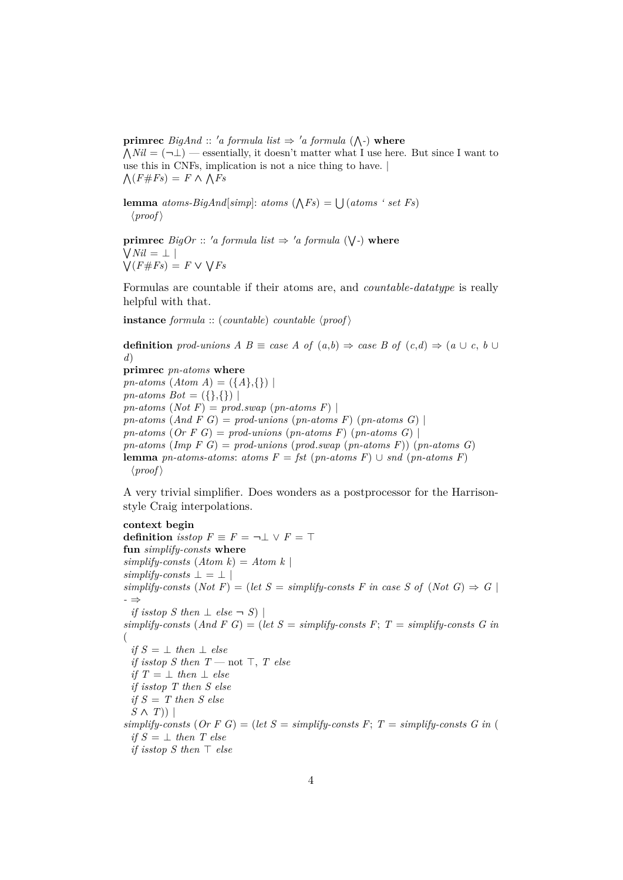**primrec** *BigAnd* :: *'a formula list* ⇒ *'a formula* (⋀-) **where**
⋀*Nil* = (¬⊥) — essentially, it doesn't matter what I use here. But since I want to use this in CNFs, implication is not a nice thing to have. |
⋀(*F*#*Fs*) = *F* ∧ ⋀*Fs*

**lemma** *atoms-BigAnd*[*simp*]: *atoms* (⋀*Fs*) = ⋃(*atoms* ' *set Fs*)
⟨*proof*⟩

**primrec** *BigOr* :: *'a formula list* ⇒ *'a formula* (⋁-) **where**
⋁*Nil* = ⊥ |
⋁(*F*#*Fs*) = *F* ∨ ⋁*Fs*

Formulas are countable if their atoms are, and *countable-datatype* is really helpful with that.

**instance** *formula* :: (*countable*) *countable* ⟨*proof*⟩

```
definition prod-unions A B ≡ case A of (a,b) ⇒ case B of (c,d) ⇒ (a ∪ c, b ∪ d)
primrec pn-atoms where
pn-atoms (Atom A) = ({A},{}) |
pn-atoms Bot = ({},{}) |
pn-atoms (Not F) = prod.swap (pn-atoms F) |
pn-atoms (And F G) = prod-unions (pn-atoms F) (pn-atoms G) |
pn-atoms (Or F G) = prod-unions (pn-atoms F) (pn-atoms G) |
pn-atoms (Imp F G) = prod-unions (prod.swap (pn-atoms F)) (pn-atoms G)
lemma pn-atoms-atoms: atoms F = fst (pn-atoms F) ∪ snd (pn-atoms F)
  ⟨proof⟩
```

A very trivial simplifier. Does wonders as a postprocessor for the Harrison-style Craig interpolations.

```
context begin
definition isstop F ≡ F = ¬⊥ ∨ F = ⊤
fun simplify-consts where
simplify-consts (Atom k) = Atom k |
simplify-consts ⊥ = ⊥ |
simplify-consts (Not F) = (let S = simplify-consts F in case S of (Not G) ⇒ G |
- ⇒
  if isstop S then ⊥ else ¬ S) |
simplify-consts (And F G) = (let S = simplify-consts F; T = simplify-consts G in
(
  if S = ⊥ then ⊥ else
  if isstop S then T — not ⊤, T else
  if T = ⊥ then ⊥ else
  if isstop T then S else
  if S = T then S else
  S ∧ T)) |
simplify-consts (Or F G) = (let S = simplify-consts F; T = simplify-consts G in (
  if S = ⊥ then T else
  if isstop S then ⊤ else
```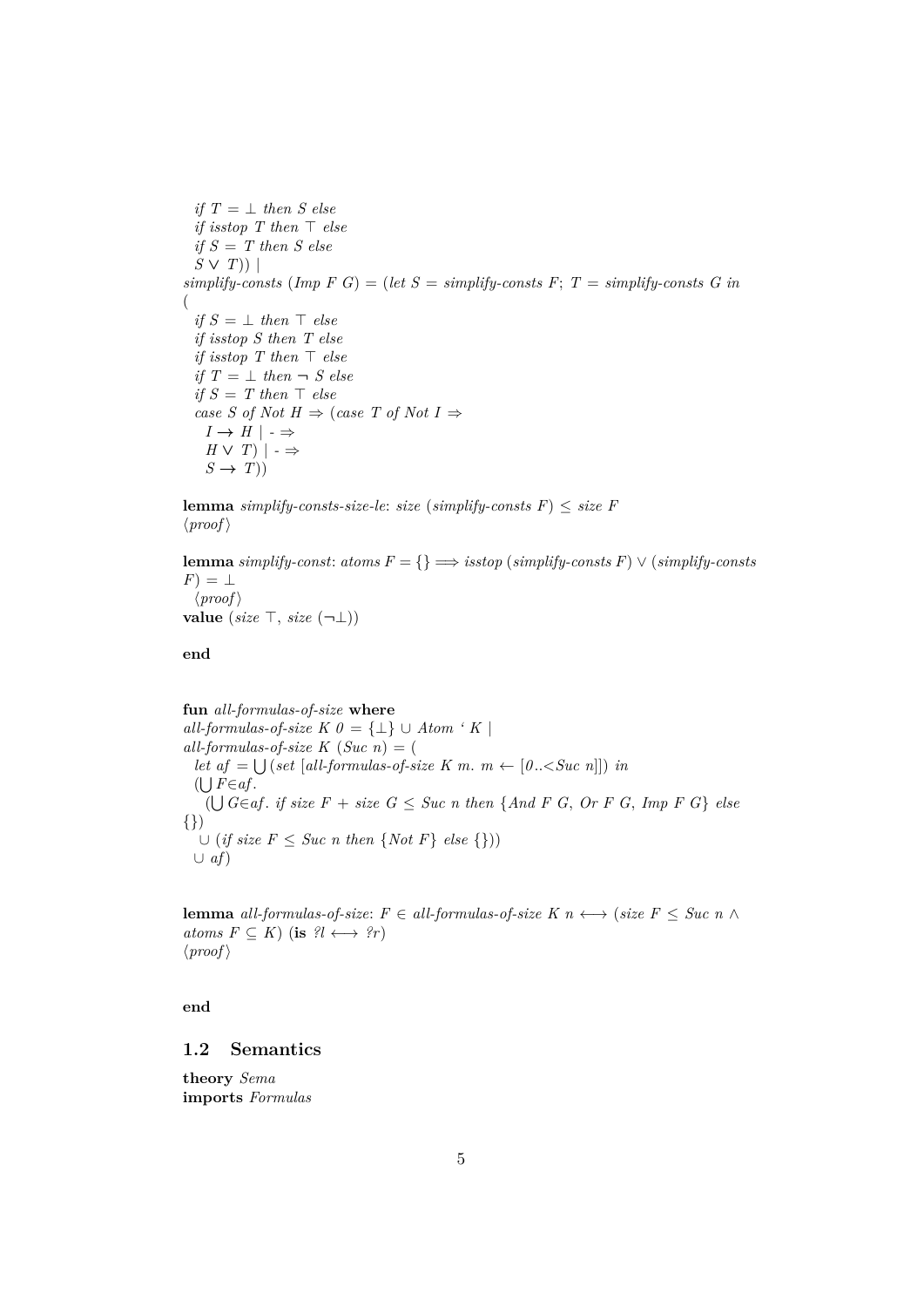```
  if T = ⊥ then S else
  if isstop T then ⊤ else
  if S = T then S else
  S ∨ T)) |
simplify-consts (Imp F G) = (let S = simplify-consts F; T = simplify-consts G in
(
  if S = ⊥ then ⊤ else
  if isstop S then T else
  if isstop T then ⊤ else
  if T = ⊥ then ¬ S else
  if S = T then ⊤ else
  case S of Not H ⇒ (case T of Not I ⇒
    I → H | - ⇒
    H ∨ T) | - ⇒
    S → T))
```

**lemma** *simplify-consts-size-le*: *size* (*simplify-consts F*) ≤ *size F*
⟨*proof*⟩

**lemma** *simplify-const*: *atoms F* = {} ⟹ *isstop* (*simplify-consts F*) ∨ (*simplify-consts F*) = ⊥
⟨*proof*⟩
**value** (*size* ⊤, *size* (¬⊥))

**end**

```
fun all-formulas-of-size where
all-formulas-of-size K 0 = {⊥} ∪ Atom ` K |
all-formulas-of-size K (Suc n) = (
  let af = ⋃(set [all-formulas-of-size K m. m ← [0..<Suc n]]) in
  (⋃F∈af.
    (⋃G∈af. if size F + size G ≤ Suc n then {And F G, Or F G, Imp F G} else
{})
   ∪ (if size F ≤ Suc n then {Not F} else {}))
  ∪ af)
```

**lemma** *all-formulas-of-size*: *F* ∈ *all-formulas-of-size K n* ⟷ (*size F* ≤ *Suc n* ∧ *atoms F* ⊆ *K*) (**is** *?l* ⟷ *?r*)
⟨*proof*⟩

**end**

## 1.2 Semantics

**theory** *Sema*
**imports** *Formulas*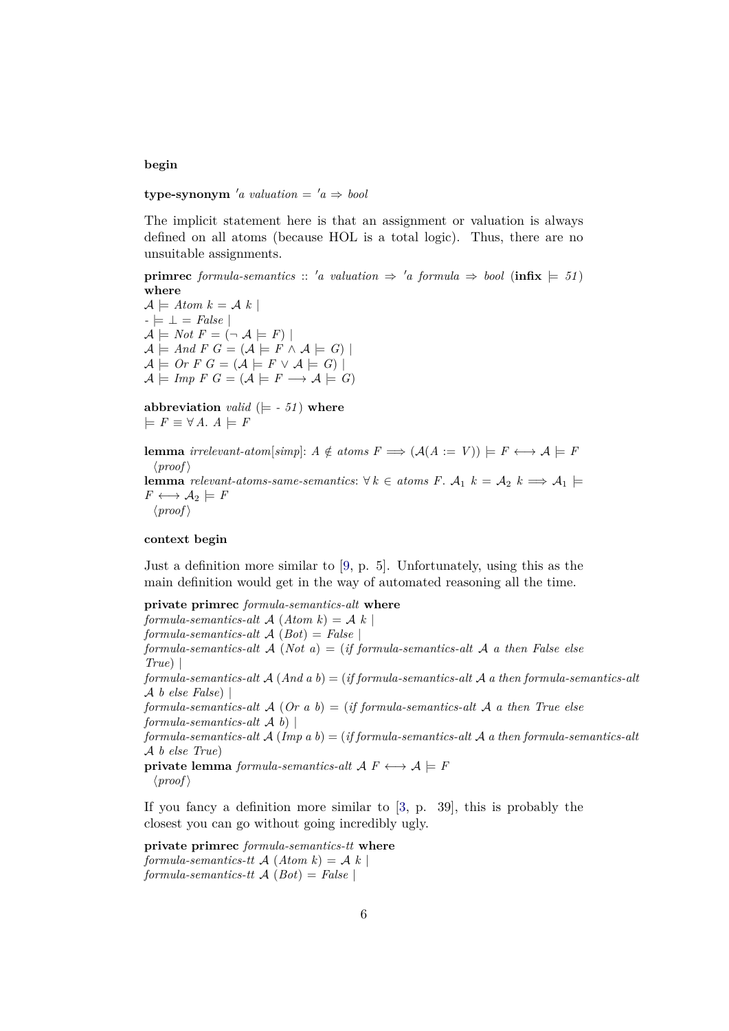**begin**

**type-synonym** *'a valuation* = *'a* ⇒ *bool*

The implicit statement here is that an assignment or valuation is always defined on all atoms (because HOL is a total logic). Thus, there are no unsuitable assignments.

**primrec** *formula-semantics* :: *'a valuation* ⇒ *'a formula* ⇒ *bool* (**infix** ⊨ *51*) **where**
$\mathcal{A} \models Atom\ k = \mathcal{A}\ k$ |
$- \models \bot = False$ |
$\mathcal{A} \models Not\ F = (\neg\ \mathcal{A} \models F)$ |
$\mathcal{A} \models And\ F\ G = (\mathcal{A} \models F \wedge \mathcal{A} \models G)$ |
$\mathcal{A} \models Or\ F\ G = (\mathcal{A} \models F \vee \mathcal{A} \models G)$ |
$\mathcal{A} \models Imp\ F\ G = (\mathcal{A} \models F \longrightarrow \mathcal{A} \models G)$

**abbreviation** *valid* (⊨ - *51*) **where**
$\models F \equiv \forall A.\ A \models F$

**lemma** *irrelevant-atom*[*simp*]: $A \notin atoms\ F \Longrightarrow (\mathcal{A}(A := V)) \models F \longleftrightarrow \mathcal{A} \models F$
⟨*proof*⟩
**lemma** *relevant-atoms-same-semantics*: $\forall k \in atoms\ F.\ \mathcal{A}_1\ k = \mathcal{A}_2\ k \Longrightarrow \mathcal{A}_1 \models F \longleftrightarrow \mathcal{A}_2 \models F$
⟨*proof*⟩

**context begin**

Just a definition more similar to [9, p. 5]. Unfortunately, using this as the main definition would get in the way of automated reasoning all the time.

**private primrec** *formula-semantics-alt* **where**
*formula-semantics-alt* $\mathcal{A}$ (*Atom k*) = $\mathcal{A}$ *k* |
*formula-semantics-alt* $\mathcal{A}$ (*Bot*) = *False* |
*formula-semantics-alt* $\mathcal{A}$ (*Not a*) = (*if formula-semantics-alt* $\mathcal{A}$ *a then False else True*) |
*formula-semantics-alt* $\mathcal{A}$ (*And a b*) = (*if formula-semantics-alt* $\mathcal{A}$ *a then formula-semantics-alt* $\mathcal{A}$ *b else False*) |
*formula-semantics-alt* $\mathcal{A}$ (*Or a b*) = (*if formula-semantics-alt* $\mathcal{A}$ *a then True else formula-semantics-alt* $\mathcal{A}$ *b*) |
*formula-semantics-alt* $\mathcal{A}$ (*Imp a b*) = (*if formula-semantics-alt* $\mathcal{A}$ *a then formula-semantics-alt* $\mathcal{A}$ *b else True*)
**private lemma** *formula-semantics-alt* $\mathcal{A}$ *F* $\longleftrightarrow \mathcal{A} \models F$
⟨*proof*⟩

If you fancy a definition more similar to [3, p. 39], this is probably the closest you can go without going incredibly ugly.

**private primrec** *formula-semantics-tt* **where**
*formula-semantics-tt* $\mathcal{A}$ (*Atom k*) = $\mathcal{A}$ *k* |
*formula-semantics-tt* $\mathcal{A}$ (*Bot*) = *False* |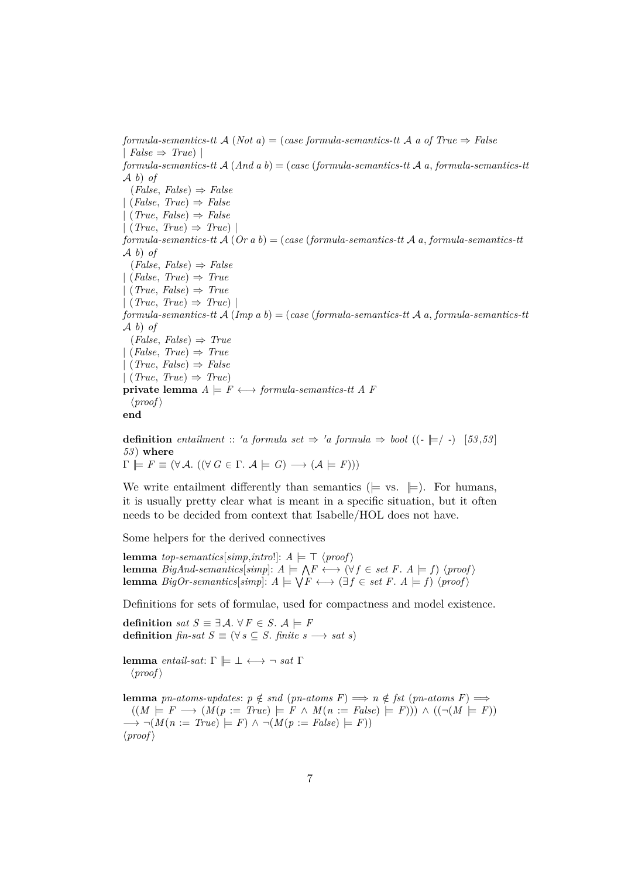*formula-semantics-tt* $\mathcal{A}$ (*Not a*) = (*case formula-semantics-tt* $\mathcal{A}$ *a of True* ⇒ *False*
| *False* ⇒ *True*) |
*formula-semantics-tt* $\mathcal{A}$ (*And a b*) = (*case* (*formula-semantics-tt* $\mathcal{A}$ *a*, *formula-semantics-tt* $\mathcal{A}$ *b*) *of*
  (*False*, *False*) ⇒ *False*
| (*False*, *True*) ⇒ *False*
| (*True*, *False*) ⇒ *False*
| (*True*, *True*) ⇒ *True*) |
*formula-semantics-tt* $\mathcal{A}$ (*Or a b*) = (*case* (*formula-semantics-tt* $\mathcal{A}$ *a*, *formula-semantics-tt* $\mathcal{A}$ *b*) *of*
  (*False*, *False*) ⇒ *False*
| (*False*, *True*) ⇒ *True*
| (*True*, *False*) ⇒ *True*
| (*True*, *True*) ⇒ *True*) |
*formula-semantics-tt* $\mathcal{A}$ (*Imp a b*) = (*case* (*formula-semantics-tt* $\mathcal{A}$ *a*, *formula-semantics-tt* $\mathcal{A}$ *b*) *of*
  (*False*, *False*) ⇒ *True*
| (*False*, *True*) ⇒ *True*
| (*True*, *False*) ⇒ *False*
| (*True*, *True*) ⇒ *True*)
**private lemma** $A \models F \longleftrightarrow$ *formula-semantics-tt A F*
  ⟨*proof*⟩
**end**

**definition** *entailment* :: *'a formula set* ⇒ *'a formula* ⇒ *bool* ((- ⊫/ -) [*53*,*53*] *53*) **where**
$\Gamma \Vdash F \equiv (\forall \mathcal{A}. ((\forall G \in \Gamma. \mathcal{A} \models G) \longrightarrow (\mathcal{A} \models F)))$

We write entailment differently than semantics (⊨ vs. ⊫). For humans, it is usually pretty clear what is meant in a specific situation, but it often needs to be decided from context that Isabelle/HOL does not have.

Some helpers for the derived connectives

**lemma** *top-semantics*[*simp*,*intro*!]: $A \models \top$ ⟨*proof*⟩
**lemma** *BigAnd-semantics*[*simp*]: $A \models \bigwedge F \longleftrightarrow (\forall f \in set\ F.\ A \models f)$ ⟨*proof*⟩
**lemma** *BigOr-semantics*[*simp*]: $A \models \bigvee F \longleftrightarrow (\exists f \in set\ F.\ A \models f)$ ⟨*proof*⟩

Definitions for sets of formulae, used for compactness and model existence.

**definition** *sat* $S \equiv \exists \mathcal{A}.\ \forall F \in S.\ \mathcal{A} \models F$
**definition** *fin-sat* $S \equiv (\forall s \subseteq S.\ finite\ s \longrightarrow sat\ s)$

**lemma** *entail-sat*: $\Gamma \Vdash \bot \longleftrightarrow \neg\ sat\ \Gamma$
  ⟨*proof*⟩

**lemma** *pn-atoms-updates*: $p \notin snd\ (pn\text{-}atoms\ F) \Longrightarrow n \notin fst\ (pn\text{-}atoms\ F) \Longrightarrow$
  $((M \models F \longrightarrow (M(p := True) \models F \wedge M(n := False) \models F)) \wedge ((\neg(M \models F)) \longrightarrow \neg(M(n := True) \models F) \wedge \neg(M(p := False) \models F))$
⟨*proof*⟩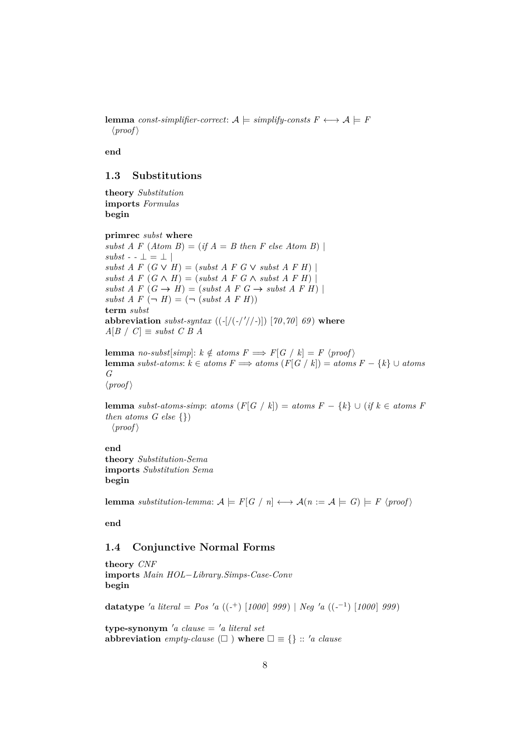**lemma** *const-simplifier-correct*: $\mathcal{A} \models$ *simplify-consts* $F \longleftrightarrow \mathcal{A} \models F$
⟨*proof*⟩

**end**

## 1.3 Substitutions

**theory** *Substitution*
**imports** *Formulas*
**begin**

**primrec** *subst* **where**
*subst A F (Atom B)* = (*if A = B then F else Atom B*) |
*subst* - - ⊥ = ⊥ |
*subst A F* (*G* ∨ *H*) = (*subst A F G* ∨ *subst A F H*) |
*subst A F* (*G* ∧ *H*) = (*subst A F G* ∧ *subst A F H*) |
*subst A F* (*G* → *H*) = (*subst A F G* → *subst A F H*) |
*subst A F* (¬ *H*) = (¬ (*subst A F H*))
**term** *subst*
**abbreviation** *subst-syntax* ((-[/(-/′//-)]) [*70*,*70*] *69*) **where**
*A*[*B* / *C*] ≡ *subst C B A*

**lemma** *no-subst*[*simp*]: $k \notin$ *atoms* $F \Longrightarrow F[G\ /\ k] = F$ ⟨*proof*⟩
**lemma** *subst-atoms*: $k \in$ *atoms* $F \Longrightarrow$ *atoms* $(F[G\ /\ k])$ = *atoms* $F - \{k\} \cup$ *atoms* $G$
⟨*proof*⟩

**lemma** *subst-atoms-simp*: *atoms* $(F[G\ /\ k])$ = *atoms* $F - \{k\} \cup$ (*if* $k \in$ *atoms* $F$ *then atoms* $G$ *else* $\{\}$)
⟨*proof*⟩

**end**
**theory** *Substitution-Sema*
**imports** *Substitution Sema*
**begin**

**lemma** *substitution-lemma*: $\mathcal{A} \models F[G\ /\ n] \longleftrightarrow \mathcal{A}(n := \mathcal{A} \models G) \models F$ ⟨*proof*⟩

**end**

## 1.4 Conjunctive Normal Forms

**theory** *CNF*
**imports** *Main HOL−Library.Simps-Case-Conv*
**begin**

**datatype** ′*a literal* = *Pos* ′*a* ((-$^{+}$) [*1000*] *999*) | *Neg* ′*a* ((-$^{-1}$) [*1000*] *999*)

**type-synonym** ′*a clause* = ′*a literal set*
**abbreviation** *empty-clause* (□ ) **where** □ ≡ {} :: ′*a clause*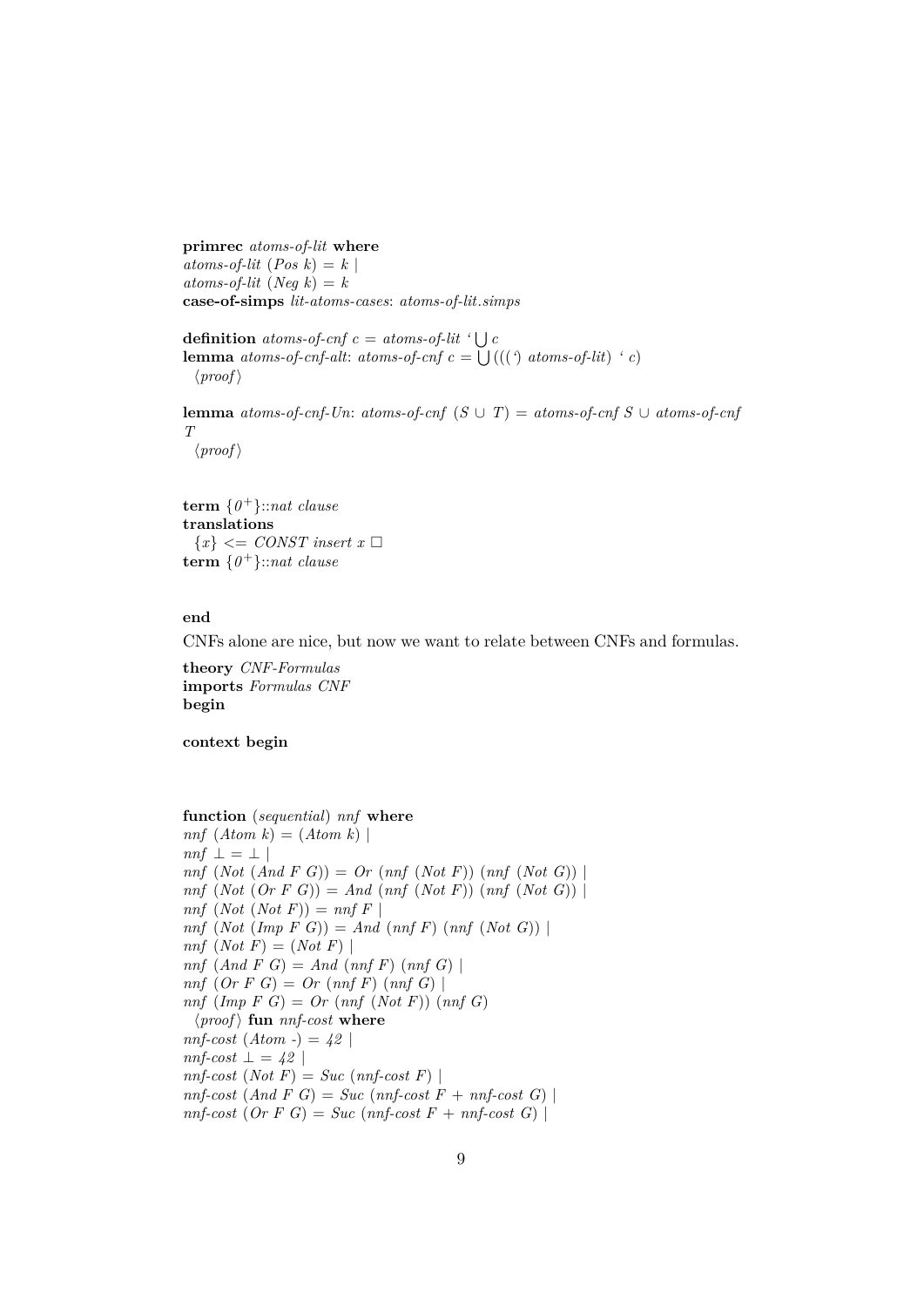**primrec** *atoms-of-lit* **where**
*atoms-of-lit* (*Pos k*) = *k* |
*atoms-of-lit* (*Neg k*) = *k*
**case-of-simps** *lit-atoms-cases*: *atoms-of-lit.simps*

**definition** *atoms-of-cnf c* = *atoms-of-lit* ‘ ⋃ *c*
**lemma** *atoms-of-cnf-alt*: *atoms-of-cnf c* = ⋃ (((‘) *atoms-of-lit*) ‘ *c*)
  ⟨*proof*⟩

**lemma** *atoms-of-cnf-Un*: *atoms-of-cnf* (*S* ∪ *T*) = *atoms-of-cnf S* ∪ *atoms-of-cnf T*
  ⟨*proof*⟩

**term** {$0^+$}::*nat clause*
**translations**
  {*x*} <= *CONST insert x* □
**term** {$0^+$}::*nat clause*

**end**

CNFs alone are nice, but now we want to relate between CNFs and formulas.

**theory** *CNF-Formulas*
**imports** *Formulas CNF*
**begin**

**context begin**

**function** (*sequential*) *nnf* **where**
*nnf* (*Atom k*) = (*Atom k*) |
*nnf* ⊥ = ⊥ |
*nnf* (*Not* (*And F G*)) = *Or* (*nnf* (*Not F*)) (*nnf* (*Not G*)) |
*nnf* (*Not* (*Or F G*)) = *And* (*nnf* (*Not F*)) (*nnf* (*Not G*)) |
*nnf* (*Not* (*Not F*)) = *nnf F* |
*nnf* (*Not* (*Imp F G*)) = *And* (*nnf F*) (*nnf* (*Not G*)) |
*nnf* (*Not F*) = (*Not F*) |
*nnf* (*And F G*) = *And* (*nnf F*) (*nnf G*) |
*nnf* (*Or F G*) = *Or* (*nnf F*) (*nnf G*) |
*nnf* (*Imp F G*) = *Or* (*nnf* (*Not F*)) (*nnf G*)
  ⟨*proof*⟩ **fun** *nnf-cost* **where**
*nnf-cost* (*Atom* -) = *42* |
*nnf-cost* ⊥ = *42* |
*nnf-cost* (*Not F*) = *Suc* (*nnf-cost F*) |
*nnf-cost* (*And F G*) = *Suc* (*nnf-cost F* + *nnf-cost G*) |
*nnf-cost* (*Or F G*) = *Suc* (*nnf-cost F* + *nnf-cost G*) |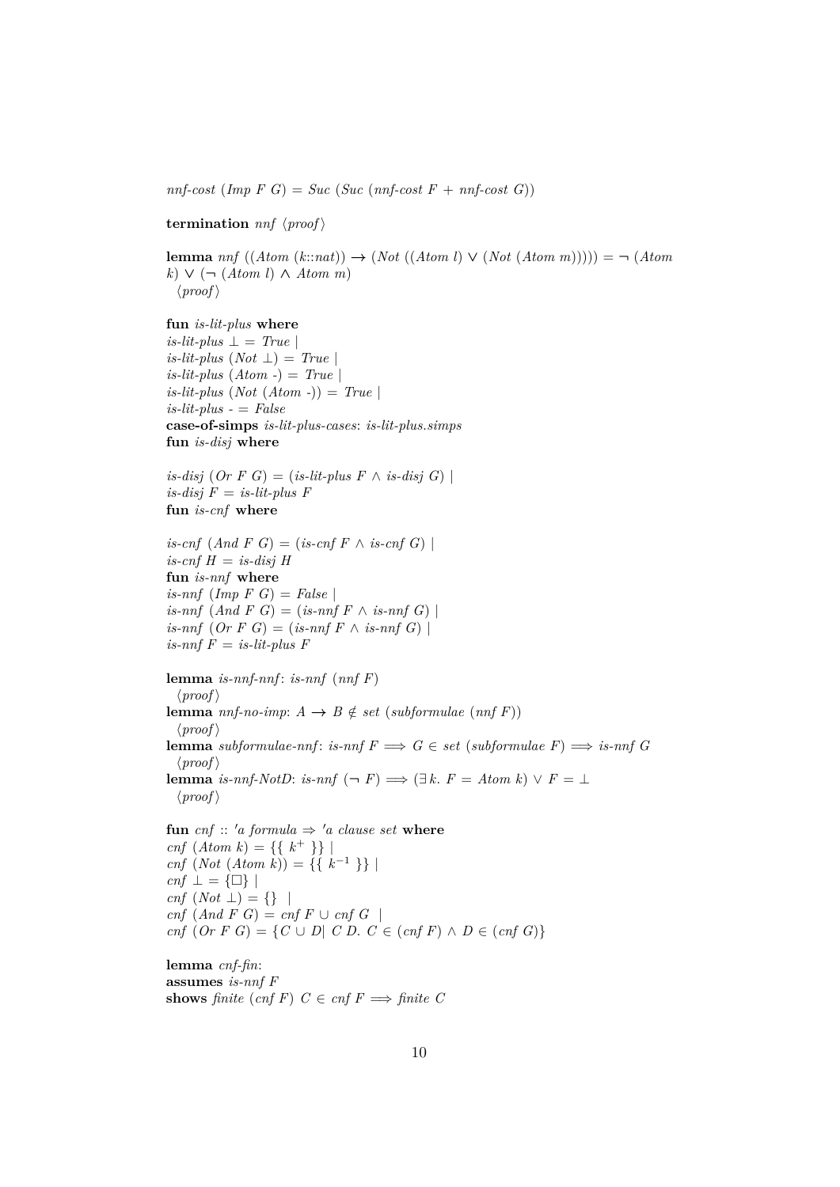*nnf-cost* (*Imp F G*) = *Suc* (*Suc* (*nnf-cost F* + *nnf-cost G*))

**termination** *nnf* ⟨*proof*⟩

**lemma** *nnf* ((*Atom* (*k*::*nat*)) → (*Not* ((*Atom l*) ∨ (*Not* (*Atom m*))))) = ¬ (*Atom k*) ∨ (¬ (*Atom l*) ∧ *Atom m*)
⟨*proof*⟩

**fun** *is-lit-plus* **where**
*is-lit-plus* ⊥ = *True* |
*is-lit-plus* (*Not* ⊥) = *True* |
*is-lit-plus* (*Atom* -) = *True* |
*is-lit-plus* (*Not* (*Atom* -)) = *True* |
*is-lit-plus* - = *False*
**case-of-simps** *is-lit-plus-cases*: *is-lit-plus.simps*
**fun** *is-disj* **where**

*is-disj* (*Or F G*) = (*is-lit-plus F* ∧ *is-disj G*) |
*is-disj F* = *is-lit-plus F*
**fun** *is-cnf* **where**

*is-cnf* (*And F G*) = (*is-cnf F* ∧ *is-cnf G*) |
*is-cnf H* = *is-disj H*
**fun** *is-nnf* **where**
*is-nnf* (*Imp F G*) = *False* |
*is-nnf* (*And F G*) = (*is-nnf F* ∧ *is-nnf G*) |
*is-nnf* (*Or F G*) = (*is-nnf F* ∧ *is-nnf G*) |
*is-nnf F* = *is-lit-plus F*

**lemma** *is-nnf-nnf*: *is-nnf* (*nnf F*)
⟨*proof*⟩
**lemma** *nnf-no-imp*: *A* → *B* ∉ *set* (*subformulae* (*nnf F*))
⟨*proof*⟩
**lemma** *subformulae-nnf*: *is-nnf F* ⟹ *G* ∈ *set* (*subformulae F*) ⟹ *is-nnf G*
⟨*proof*⟩
**lemma** *is-nnf-NotD*: *is-nnf* (¬ *F*) ⟹ (∃ *k*. *F* = *Atom k*) ∨ *F* = ⊥
⟨*proof*⟩

**fun** *cnf* :: *'a formula* ⇒ *'a clause set* **where**
*cnf* (*Atom k*) = {{ $k^+$ }} |
*cnf* (*Not* (*Atom k*)) = {{ $k^{-1}$ }} |
*cnf* ⊥ = {□} |
*cnf* (*Not* ⊥) = {} |
*cnf* (*And F G*) = *cnf F* ∪ *cnf G* |
*cnf* (*Or F G*) = {*C* ∪ *D*| *C D*. *C* ∈ (*cnf F*) ∧ *D* ∈ (*cnf G*)}

**lemma** *cnf-fin*:
**assumes** *is-nnf F*
**shows** *finite* (*cnf F*) *C* ∈ *cnf F* ⟹ *finite C*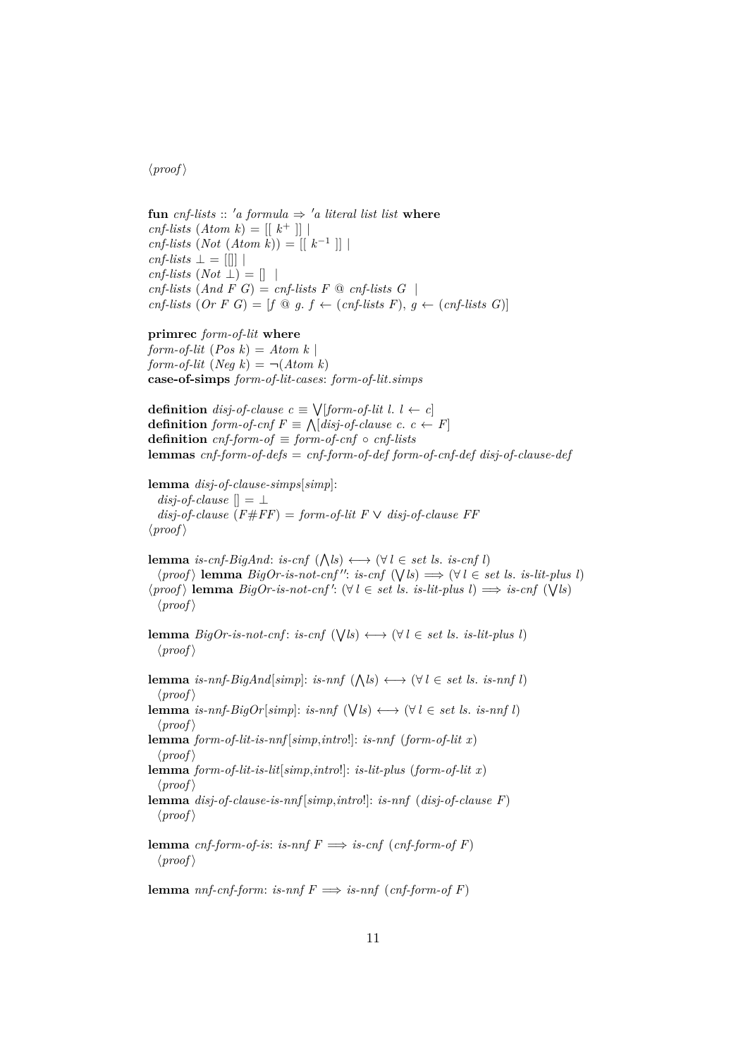⟨proof⟩

**fun** *cnf-lists* :: *'a formula* ⇒ *'a literal list list* **where**
*cnf-lists* (*Atom k*) = [[ $k^+$ ]] |
*cnf-lists* (*Not* (*Atom k*)) = [[ $k^{-1}$ ]] |
*cnf-lists* ⊥ = [[]] |
*cnf-lists* (*Not* ⊥) = [] |
*cnf-lists* (*And F G*) = *cnf-lists F* @ *cnf-lists G* |
*cnf-lists* (*Or F G*) = [*f* @ *g*. *f* ← (*cnf-lists F*), *g* ← (*cnf-lists G*)]

**primrec** *form-of-lit* **where**
*form-of-lit* (*Pos k*) = *Atom k* |
*form-of-lit* (*Neg k*) = ¬(*Atom k*)
**case-of-simps** *form-of-lit-cases*: *form-of-lit.simps*

**definition** *disj-of-clause c* ≡ ⋁[*form-of-lit l*. *l* ← *c*]
**definition** *form-of-cnf F* ≡ ⋀[*disj-of-clause c*. *c* ← *F*]
**definition** *cnf-form-of* ≡ *form-of-cnf* ∘ *cnf-lists*
**lemmas** *cnf-form-of-defs* = *cnf-form-of-def form-of-cnf-def disj-of-clause-def*

**lemma** *disj-of-clause-simps*[*simp*]:
  *disj-of-clause* [] = ⊥
  *disj-of-clause* (*F*#*FF*) = *form-of-lit F* ∨ *disj-of-clause FF*
⟨proof⟩

**lemma** *is-cnf-BigAnd*: *is-cnf* (⋀*ls*) ⟷ (∀ *l* ∈ *set ls*. *is-cnf l*)
  ⟨proof⟩ **lemma** *BigOr-is-not-cnf''*: *is-cnf* (⋁*ls*) ⟹ (∀ *l* ∈ *set ls*. *is-lit-plus l*)
⟨proof⟩ **lemma** *BigOr-is-not-cnf'*: (∀ *l* ∈ *set ls*. *is-lit-plus l*) ⟹ *is-cnf* (⋁*ls*)
  ⟨proof⟩

**lemma** *BigOr-is-not-cnf*: *is-cnf* (⋁*ls*) ⟷ (∀ *l* ∈ *set ls*. *is-lit-plus l*)
  ⟨proof⟩

**lemma** *is-nnf-BigAnd*[*simp*]: *is-nnf* (⋀*ls*) ⟷ (∀ *l* ∈ *set ls*. *is-nnf l*)
  ⟨proof⟩
**lemma** *is-nnf-BigOr*[*simp*]: *is-nnf* (⋁*ls*) ⟷ (∀ *l* ∈ *set ls*. *is-nnf l*)
  ⟨proof⟩
**lemma** *form-of-lit-is-nnf*[*simp,intro*!]: *is-nnf* (*form-of-lit x*)
  ⟨proof⟩
**lemma** *form-of-lit-is-lit*[*simp,intro*!]: *is-lit-plus* (*form-of-lit x*)
  ⟨proof⟩
**lemma** *disj-of-clause-is-nnf*[*simp,intro*!]: *is-nnf* (*disj-of-clause F*)
  ⟨proof⟩

**lemma** *cnf-form-of-is*: *is-nnf F* ⟹ *is-cnf* (*cnf-form-of F*)
  ⟨proof⟩

**lemma** *nnf-cnf-form*: *is-nnf F* ⟹ *is-nnf* (*cnf-form-of F*)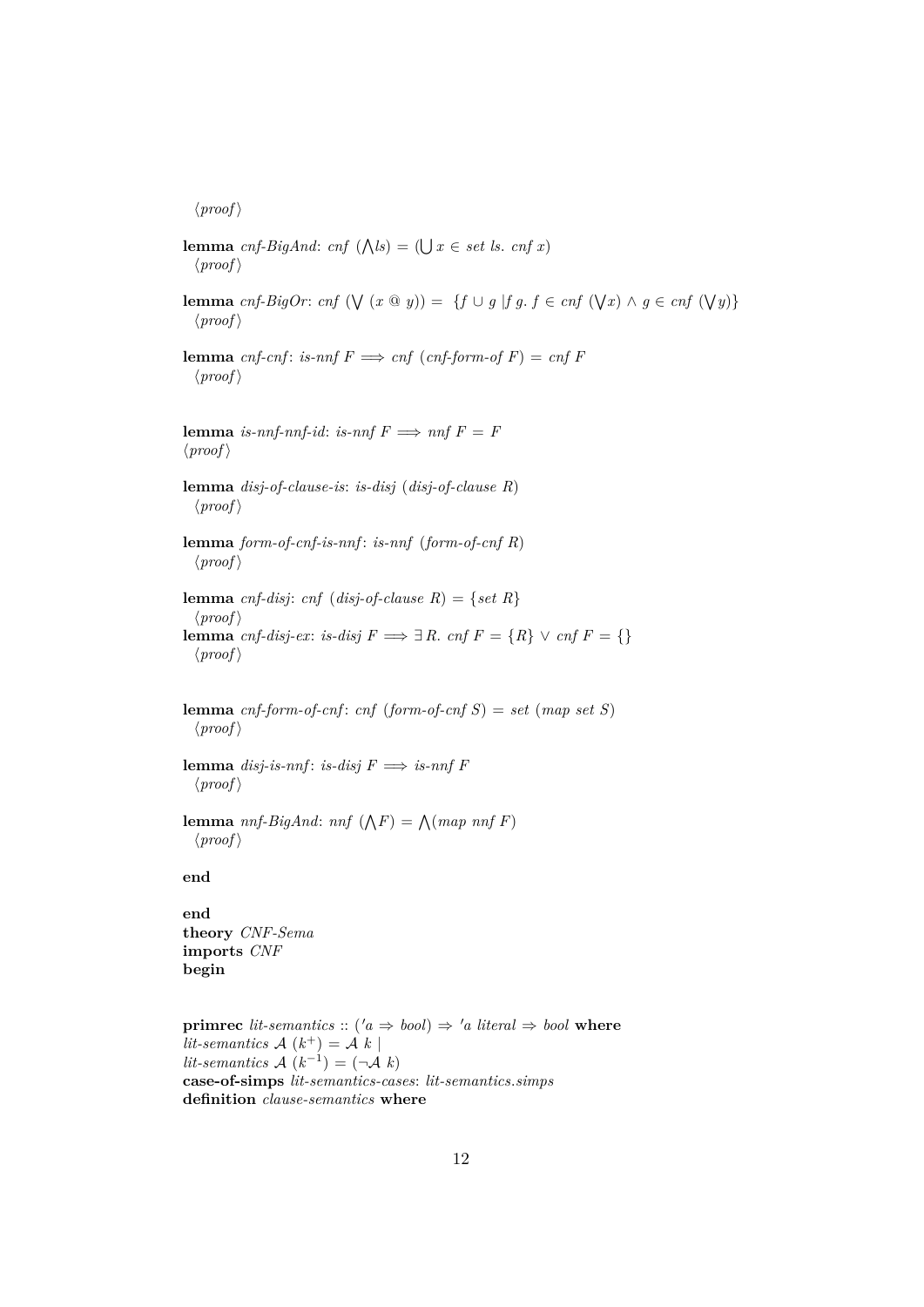⟨proof⟩

**lemma** *cnf-BigAnd*: $cnf\ (\bigwedge ls) = (\bigcup x \in set\ ls.\ cnf\ x)$
⟨proof⟩

**lemma** *cnf-BigOr*: $cnf\ (\bigvee\ (x\ @\ y)) = \ \{f \cup g\ | f\ g.\ f \in cnf\ (\bigvee x) \wedge g \in cnf\ (\bigvee y)\}$
⟨proof⟩

**lemma** *cnf-cnf*: $is\text{-}nnf\ F \Longrightarrow cnf\ (cnf\text{-}form\text{-}of\ F) = cnf\ F$
⟨proof⟩

**lemma** *is-nnf-nnf-id*: $is\text{-}nnf\ F \Longrightarrow nnf\ F = F$
⟨proof⟩

**lemma** *disj-of-clause-is*: $is\text{-}disj\ (disj\text{-}of\text{-}clause\ R)$
⟨proof⟩

**lemma** *form-of-cnf-is-nnf*: $is\text{-}nnf\ (form\text{-}of\text{-}cnf\ R)$
⟨proof⟩

**lemma** *cnf-disj*: $cnf\ (disj\text{-}of\text{-}clause\ R) = \{set\ R\}$
⟨proof⟩
**lemma** *cnf-disj-ex*: $is\text{-}disj\ F \Longrightarrow \exists\ R.\ cnf\ F = \{R\} \vee cnf\ F = \{\}$
⟨proof⟩

**lemma** *cnf-form-of-cnf*: $cnf\ (form\text{-}of\text{-}cnf\ S) = set\ (map\ set\ S)$
⟨proof⟩

**lemma** *disj-is-nnf*: $is\text{-}disj\ F \Longrightarrow is\text{-}nnf\ F$
⟨proof⟩

**lemma** *nnf-BigAnd*: $nnf\ (\bigwedge F) = \bigwedge(map\ nnf\ F)$
⟨proof⟩

**end**

**end**
**theory** *CNF-Sema*
**imports** *CNF*
**begin**

**primrec** *lit-semantics* :: $('a \Rightarrow bool) \Rightarrow 'a\ literal \Rightarrow bool$ **where**
$lit\text{-}semantics\ \mathcal{A}\ (k^+) = \mathcal{A}\ k\ |$
$lit\text{-}semantics\ \mathcal{A}\ (k^{-1}) = (\neg \mathcal{A}\ k)$
**case-of-simps** *lit-semantics-cases*: *lit-semantics.simps*
**definition** *clause-semantics* **where**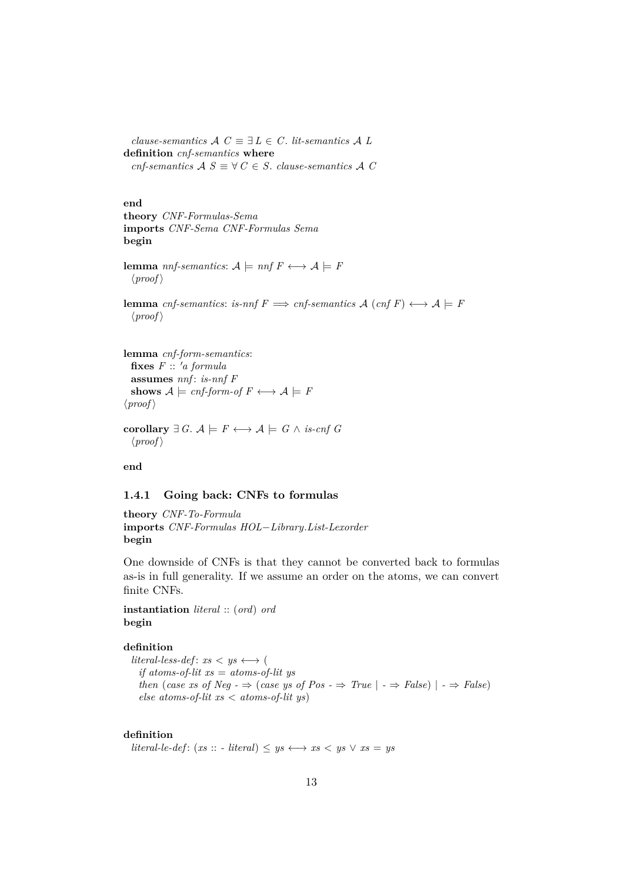```
  clause-semantics 𝒜 C ≡ ∃ L ∈ C. lit-semantics 𝒜 L
definition cnf-semantics where
  cnf-semantics 𝒜 S ≡ ∀ C ∈ S. clause-semantics 𝒜 C


end
theory CNF-Formulas-Sema
imports CNF-Sema CNF-Formulas Sema
begin

lemma nnf-semantics: 𝒜 ⊨ nnf F ⟷ 𝒜 ⊨ F
  ⟨proof⟩

lemma cnf-semantics: is-nnf F ⟹ cnf-semantics 𝒜 (cnf F) ⟷ 𝒜 ⊨ F
  ⟨proof⟩


lemma cnf-form-semantics:
  fixes F :: 'a formula
  assumes nnf: is-nnf F
  shows 𝒜 ⊨ cnf-form-of F ⟷ 𝒜 ⊨ F
⟨proof⟩

corollary ∃ G. 𝒜 ⊨ F ⟷ 𝒜 ⊨ G ∧ is-cnf G
  ⟨proof⟩

end
```

### 1.4.1 Going back: CNFs to formulas

```
theory CNF-To-Formula
imports CNF-Formulas HOL−Library.List-Lexorder
begin
```

One downside of CNFs is that they cannot be converted back to formulas as-is in full generality. If we assume an order on the atoms, we can convert finite CNFs.

```
instantiation literal :: (ord) ord
begin

definition
  literal-less-def: xs < ys ⟷ (
    if atoms-of-lit xs = atoms-of-lit ys
    then (case xs of Neg - ⇒ (case ys of Pos - ⇒ True | - ⇒ False) | - ⇒ False)
    else atoms-of-lit xs < atoms-of-lit ys)


definition
  literal-le-def: (xs :: - literal) ≤ ys ⟷ xs < ys ∨ xs = ys
```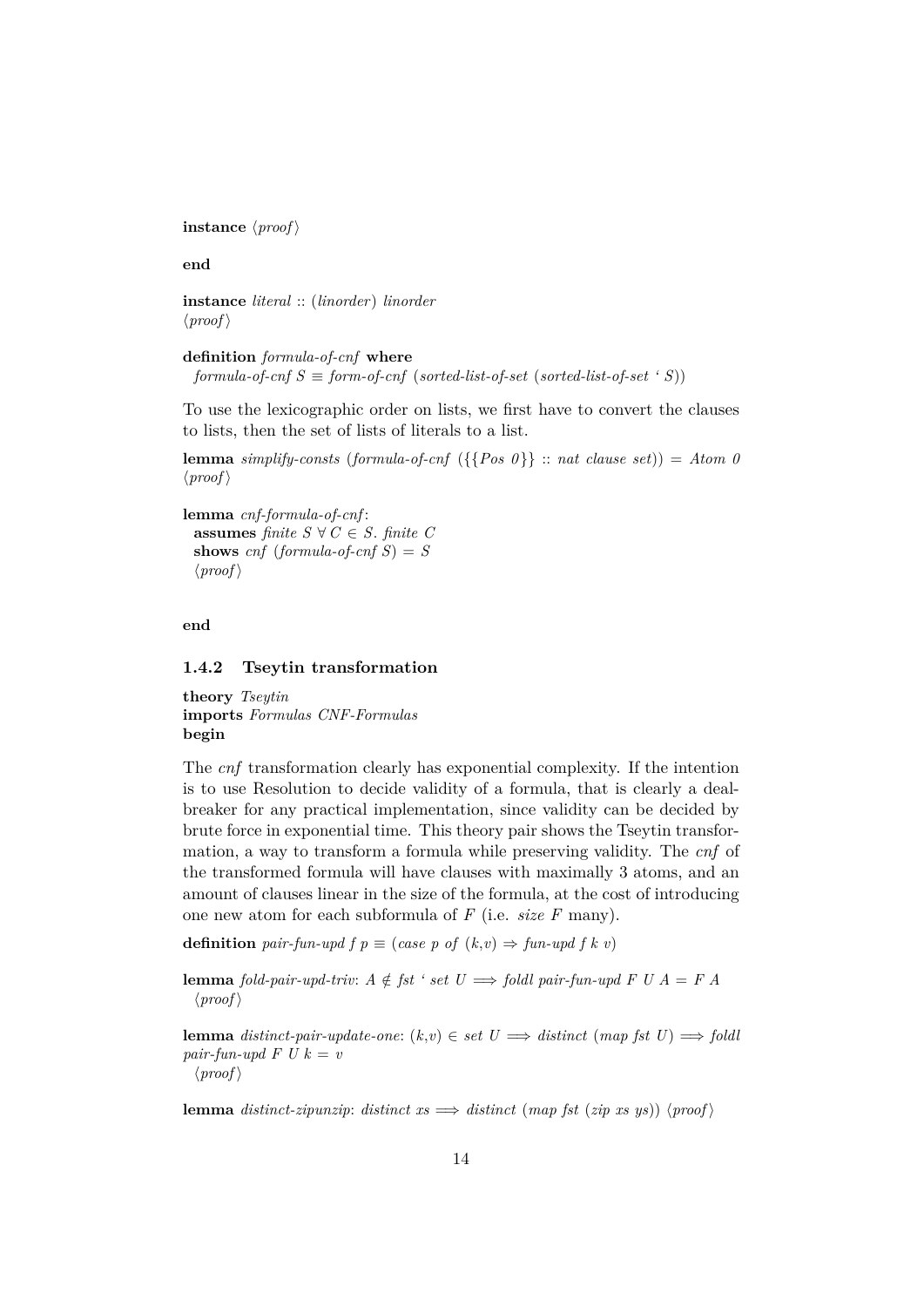**instance** ⟨*proof*⟩

**end**

**instance** *literal* :: (*linorder*) *linorder*
⟨*proof*⟩

**definition** *formula-of-cnf* **where**
*formula-of-cnf S* ≡ *form-of-cnf* (*sorted-list-of-set* (*sorted-list-of-set* ' *S*))

To use the lexicographic order on lists, we first have to convert the clauses to lists, then the set of lists of literals to a list.

**lemma** *simplify-consts* (*formula-of-cnf* ({{*Pos 0*}} :: *nat clause set*)) = *Atom 0*
⟨*proof*⟩

**lemma** *cnf-formula-of-cnf*:
**assumes** *finite S* ∀ *C* ∈ *S*. *finite C*
**shows** *cnf* (*formula-of-cnf S*) = *S*
⟨*proof*⟩

**end**

### 1.4.2 Tseytin transformation

**theory** *Tseytin*
**imports** *Formulas CNF-Formulas*
**begin**

The *cnf* transformation clearly has exponential complexity. If the intention is to use Resolution to decide validity of a formula, that is clearly a deal-breaker for any practical implementation, since validity can be decided by brute force in exponential time. This theory pair shows the Tseytin transformation, a way to transform a formula while preserving validity. The *cnf* of the transformed formula will have clauses with maximally 3 atoms, and an amount of clauses linear in the size of the formula, at the cost of introducing one new atom for each subformula of *F* (i.e. *size F* many).

**definition** *pair-fun-upd f p* ≡ (*case p of* (*k*,*v*) ⇒ *fun-upd f k v*)

**lemma** *fold-pair-upd-triv*: *A* ∉ *fst* ' *set U* ⟹ *foldl pair-fun-upd F U A* = *F A*
⟨*proof*⟩

**lemma** *distinct-pair-update-one*: (*k*,*v*) ∈ *set U* ⟹ *distinct* (*map fst U*) ⟹ *foldl pair-fun-upd F U k* = *v*
⟨*proof*⟩

**lemma** *distinct-zipunzip*: *distinct xs* ⟹ *distinct* (*map fst* (*zip xs ys*)) ⟨*proof*⟩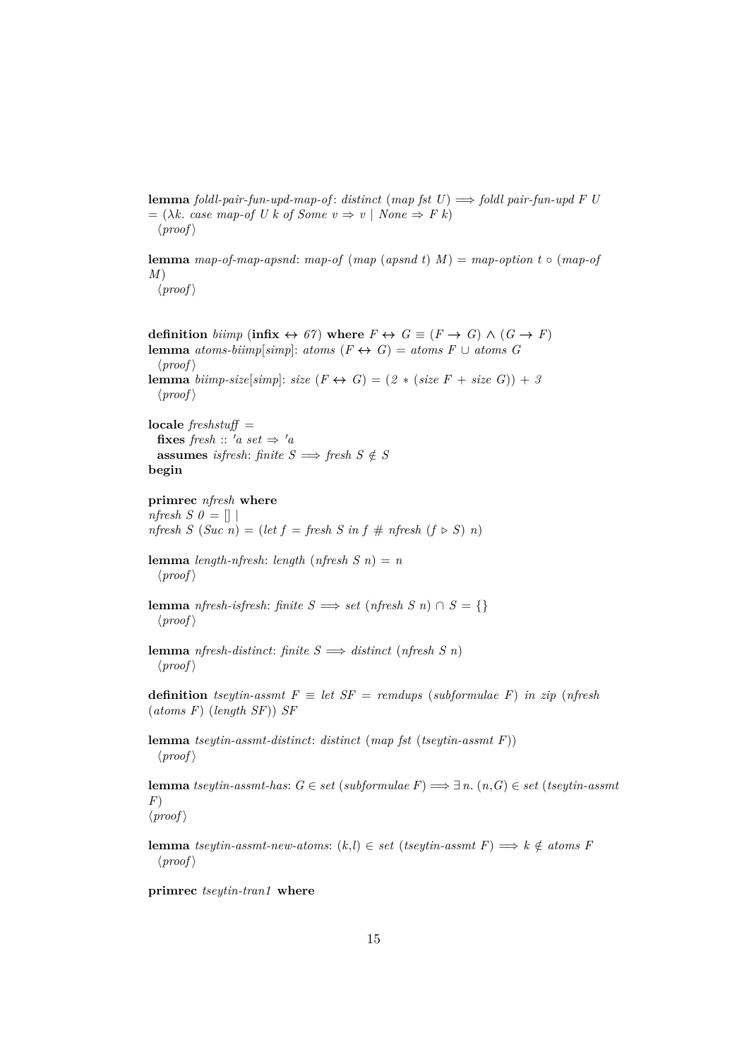**lemma** *foldl-pair-fun-upd-map-of*: *distinct* (*map fst U*) ⟹ *foldl pair-fun-upd F U* = (*λk. case map-of U k of Some v* ⇒ *v* | *None* ⇒ *F k*)
⟨*proof*⟩

**lemma** *map-of-map-apsnd*: *map-of* (*map* (*apsnd t*) *M*) = *map-option t* ∘ (*map-of M*)
⟨*proof*⟩

**definition** *biimp* (**infix** ↔ *67*) **where** *F* ↔ *G* ≡ (*F* → *G*) ∧ (*G* → *F*)
**lemma** *atoms-biimp*[*simp*]: *atoms* (*F* ↔ *G*) = *atoms F* ∪ *atoms G*
⟨*proof*⟩
**lemma** *biimp-size*[*simp*]: *size* (*F* ↔ *G*) = (*2* ∗ (*size F* + *size G*)) + *3*
⟨*proof*⟩

**locale** *freshstuff* =
**fixes** *fresh* :: *'a set* ⇒ *'a*
**assumes** *isfresh*: *finite S* ⟹ *fresh S* ∉ *S*
**begin**

**primrec** *nfresh* **where**
*nfresh S 0* = [] |
*nfresh S* (*Suc n*) = (*let f* = *fresh S in f* # *nfresh* (*f* ▷ *S*) *n*)

**lemma** *length-nfresh*: *length* (*nfresh S n*) = *n*
⟨*proof*⟩

**lemma** *nfresh-isfresh*: *finite S* ⟹ *set* (*nfresh S n*) ∩ *S* = {}
⟨*proof*⟩

**lemma** *nfresh-distinct*: *finite S* ⟹ *distinct* (*nfresh S n*)
⟨*proof*⟩

**definition** *tseytin-assmt F* ≡ *let SF* = *remdups* (*subformulae F*) *in zip* (*nfresh* (*atoms F*) (*length SF*)) *SF*

**lemma** *tseytin-assmt-distinct*: *distinct* (*map fst* (*tseytin-assmt F*))
⟨*proof*⟩

**lemma** *tseytin-assmt-has*: *G* ∈ *set* (*subformulae F*) ⟹ ∃ *n*. (*n*,*G*) ∈ *set* (*tseytin-assmt F*)
⟨*proof*⟩

**lemma** *tseytin-assmt-new-atoms*: (*k*,*l*) ∈ *set* (*tseytin-assmt F*) ⟹ *k* ∉ *atoms F*
⟨*proof*⟩

**primrec** *tseytin-tran1* **where**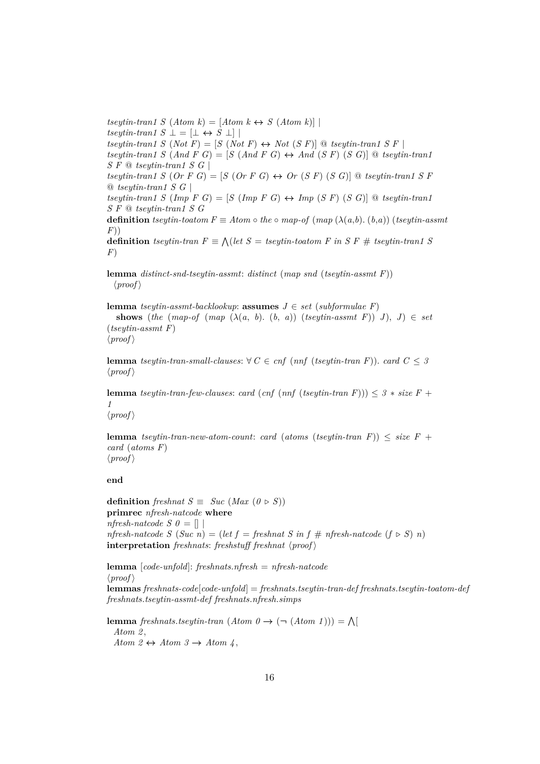*tseytin-tran1 S* (*Atom k*) = [*Atom k* ↔ *S* (*Atom k*)] |
*tseytin-tran1 S* ⊥ = [⊥ ↔ *S* ⊥] |
*tseytin-tran1 S* (*Not F*) = [*S* (*Not F*) ↔ *Not* (*S F*)] @ *tseytin-tran1 S F* |
*tseytin-tran1 S* (*And F G*) = [*S* (*And F G*) ↔ *And* (*S F*) (*S G*)] @ *tseytin-tran1 S F* @ *tseytin-tran1 S G* |
*tseytin-tran1 S* (*Or F G*) = [*S* (*Or F G*) ↔ *Or* (*S F*) (*S G*)] @ *tseytin-tran1 S F* @ *tseytin-tran1 S G* |
*tseytin-tran1 S* (*Imp F G*) = [*S* (*Imp F G*) ↔ *Imp* (*S F*) (*S G*)] @ *tseytin-tran1 S F* @ *tseytin-tran1 S G*
**definition** *tseytin-toatom F* ≡ *Atom* ∘ *the* ∘ *map-of* (*map* (λ(*a*,*b*). (*b*,*a*)) (*tseytin-assmt F*))
**definition** *tseytin-tran F* ≡ ⋀(*let S* = *tseytin-toatom F in S F* # *tseytin-tran1 S F*)

**lemma** *distinct-snd-tseytin-assmt*: *distinct* (*map snd* (*tseytin-assmt F*))
⟨*proof*⟩

**lemma** *tseytin-assmt-backlookup*: **assumes** *J* ∈ *set* (*subformulae F*)
**shows** (*the* (*map-of* (*map* (λ(*a*, *b*). (*b*, *a*)) (*tseytin-assmt F*)) *J*), *J*) ∈ *set* (*tseytin-assmt F*)
⟨*proof*⟩

**lemma** *tseytin-tran-small-clauses*: ∀ *C* ∈ *cnf* (*nnf* (*tseytin-tran F*)). *card C* ≤ *3*
⟨*proof*⟩

**lemma** *tseytin-tran-few-clauses*: *card* (*cnf* (*nnf* (*tseytin-tran F*))) ≤ *3* ∗ *size F* + *1*
⟨*proof*⟩

**lemma** *tseytin-tran-new-atom-count*: *card* (*atoms* (*tseytin-tran F*)) ≤ *size F* + *card* (*atoms F*)
⟨*proof*⟩

**end**

**definition** *freshnat S* ≡ *Suc* (*Max* (*0* ▹ *S*))
**primrec** *nfresh-natcode* **where**
*nfresh-natcode S 0* = [] |
*nfresh-natcode S* (*Suc n*) = (*let f* = *freshnat S in f* # *nfresh-natcode* (*f* ▹ *S*) *n*)
**interpretation** *freshnats*: *freshstuff freshnat* ⟨*proof*⟩

**lemma** [*code-unfold*]: *freshnats.nfresh* = *nfresh-natcode*
⟨*proof*⟩
**lemmas** *freshnats-code*[*code-unfold*] = *freshnats.tseytin-tran-def freshnats.tseytin-toatom-def freshnats.tseytin-assmt-def freshnats.nfresh.simps*

**lemma** *freshnats.tseytin-tran* (*Atom 0* → (¬ (*Atom 1*))) = ⋀[
*Atom 2*,
*Atom 2* ↔ *Atom 3* → *Atom 4*,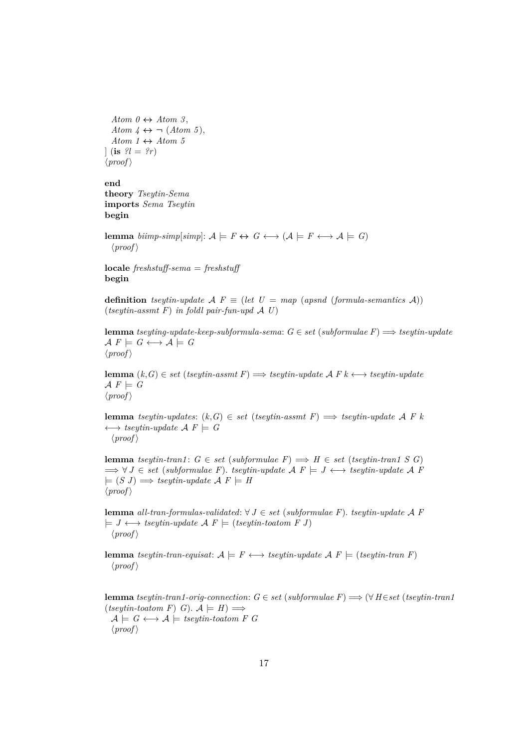*Atom 0* ↔ *Atom 3*,
  *Atom 4* ↔ ¬ (*Atom 5*),
  *Atom 1* ↔ *Atom 5*
] (**is** *?l* = *?r*)
⟨*proof*⟩

**end**
**theory** *Tseytin-Sema*
**imports** *Sema Tseytin*
**begin**

**lemma** *biimp-simp*[*simp*]: $\mathcal{A} \models F \leftrightarrow G \longleftrightarrow (\mathcal{A} \models F \longleftrightarrow \mathcal{A} \models G)$
  ⟨*proof*⟩

**locale** *freshstuff-sema* = *freshstuff*
**begin**

**definition** *tseytin-update* $\mathcal{A}$ *F* ≡ (*let U* = *map* (*apsnd* (*formula-semantics* $\mathcal{A}$)) (*tseytin-assmt F*) *in foldl pair-fun-upd* $\mathcal{A}$ *U*)

**lemma** *tseyting-update-keep-subformula-sema*: $G \in set\ (subformulae\ F) \Longrightarrow tseytin\text{-}update\ \mathcal{A}\ F \models G \longleftrightarrow \mathcal{A} \models G$
⟨*proof*⟩

**lemma** $(k,G) \in set\ (tseytin\text{-}assmt\ F) \Longrightarrow tseytin\text{-}update\ \mathcal{A}\ F\ k \longleftrightarrow tseytin\text{-}update\ \mathcal{A}\ F \models G$
⟨*proof*⟩

**lemma** *tseytin-updates*: $(k,G) \in set\ (tseytin\text{-}assmt\ F) \Longrightarrow tseytin\text{-}update\ \mathcal{A}\ F\ k \longleftrightarrow tseytin\text{-}update\ \mathcal{A}\ F \models G$
  ⟨*proof*⟩

**lemma** *tseytin-tran1*: $G \in set\ (subformulae\ F) \Longrightarrow H \in set\ (tseytin\text{-}tran1\ S\ G) \Longrightarrow \forall\ J \in set\ (subformulae\ F).\ tseytin\text{-}update\ \mathcal{A}\ F \models J \longleftrightarrow tseytin\text{-}update\ \mathcal{A}\ F \models (S\ J) \Longrightarrow tseytin\text{-}update\ \mathcal{A}\ F \models H$
⟨*proof*⟩

**lemma** *all-tran-formulas-validated*: $\forall\ J \in set\ (subformulae\ F).\ tseytin\text{-}update\ \mathcal{A}\ F \models J \longleftrightarrow tseytin\text{-}update\ \mathcal{A}\ F \models (tseytin\text{-}toatom\ F\ J)$
  ⟨*proof*⟩

**lemma** *tseytin-tran-equisat*: $\mathcal{A} \models F \longleftrightarrow tseytin\text{-}update\ \mathcal{A}\ F \models (tseytin\text{-}tran\ F)$
  ⟨*proof*⟩

**lemma** *tseytin-tran1-orig-connection*: $G \in set\ (subformulae\ F) \Longrightarrow (\forall\ H \in set\ (tseytin\text{-}tran1\ (tseytin\text{-}toatom\ F)\ G).\ \mathcal{A} \models H) \Longrightarrow$
  $\mathcal{A} \models G \longleftrightarrow \mathcal{A} \models tseytin\text{-}toatom\ F\ G$
  ⟨*proof*⟩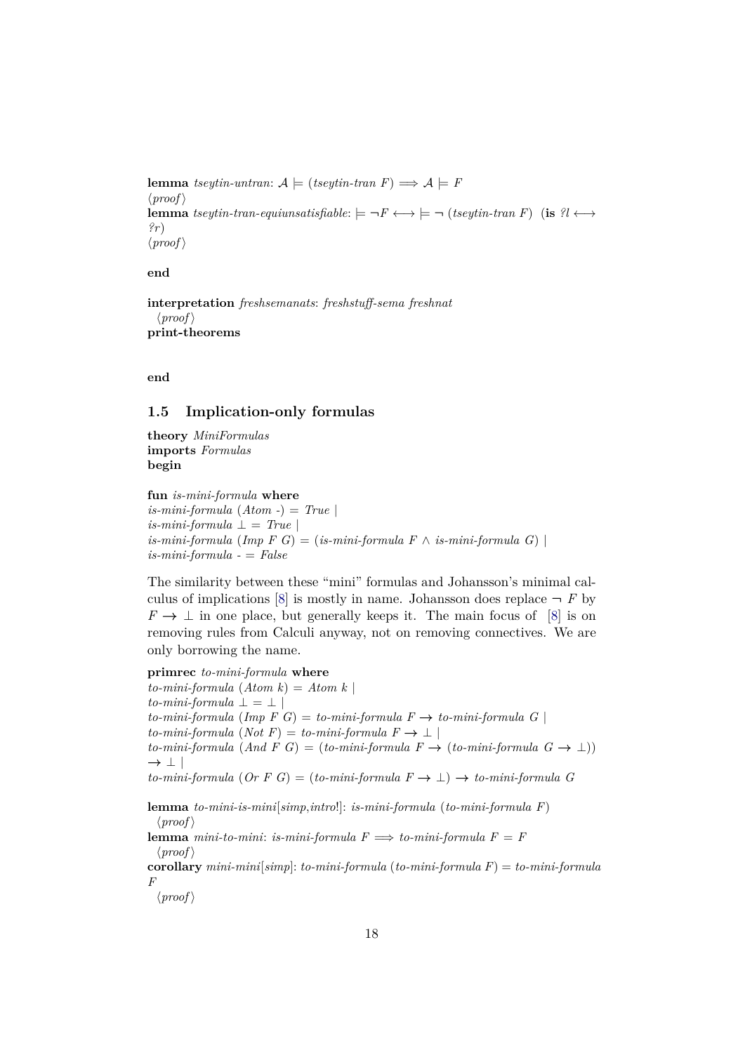**lemma** *tseytin-untran*: $\mathcal{A} \models (tseytin\text{-}tran\ F) \Longrightarrow \mathcal{A} \models F$
⟨*proof*⟩
**lemma** *tseytin-tran-equiunsatisfiable*: $\models \neg F \longleftrightarrow \models \neg\ (tseytin\text{-}tran\ F)$ (**is** *?l* ⟷ *?r*)
⟨*proof*⟩

**end**

**interpretation** *freshsemanats*: *freshstuff-sema freshnat*
⟨*proof*⟩
**print-theorems**

**end**

## 1.5 Implication-only formulas

**theory** *MiniFormulas*
**imports** *Formulas*
**begin**

**fun** *is-mini-formula* **where**
*is-mini-formula* (*Atom* -) = *True* |
*is-mini-formula* ⊥ = *True* |
*is-mini-formula* (*Imp F G*) = (*is-mini-formula F* ∧ *is-mini-formula G*) |
*is-mini-formula* - = *False*

The similarity between these "mini" formulas and Johansson's minimal calculus of implications [8] is mostly in name. Johansson does replace $\neg F$ by $F \to \bot$ in one place, but generally keeps it. The main focus of [8] is on removing rules from Calculi anyway, not on removing connectives. We are only borrowing the name.

**primrec** *to-mini-formula* **where**
*to-mini-formula* (*Atom k*) = *Atom k* |
*to-mini-formula* ⊥ = ⊥ |
*to-mini-formula* (*Imp F G*) = *to-mini-formula F* → *to-mini-formula G* |
*to-mini-formula* (*Not F*) = *to-mini-formula F* → ⊥ |
*to-mini-formula* (*And F G*) = (*to-mini-formula F* → (*to-mini-formula G* → ⊥)) → ⊥ |
*to-mini-formula* (*Or F G*) = (*to-mini-formula F* → ⊥) → *to-mini-formula G*

**lemma** *to-mini-is-mini*[*simp*,*intro*!]: *is-mini-formula* (*to-mini-formula F*)
⟨*proof*⟩
**lemma** *mini-to-mini*: *is-mini-formula F* ⟹ *to-mini-formula F* = *F*
⟨*proof*⟩
**corollary** *mini-mini*[*simp*]: *to-mini-formula* (*to-mini-formula F*) = *to-mini-formula F*
⟨*proof*⟩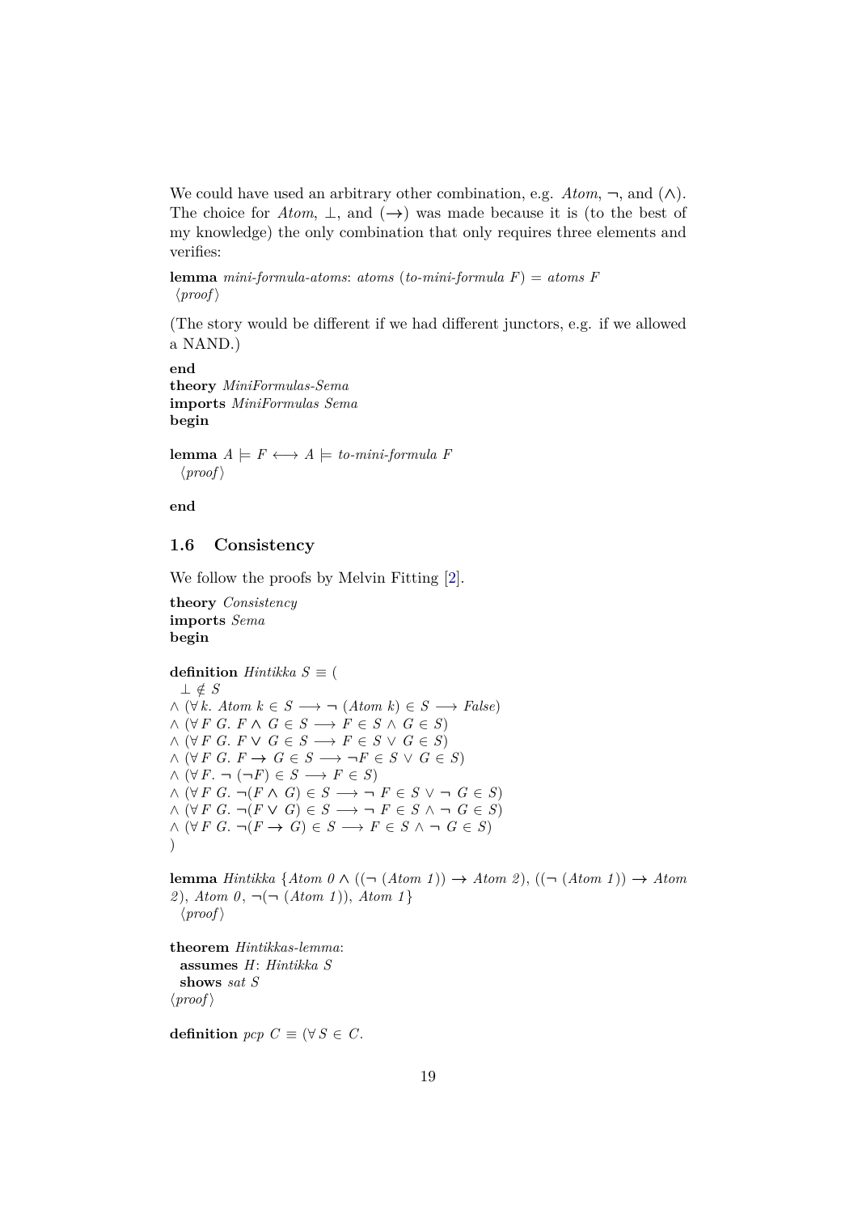We could have used an arbitrary other combination, e.g. *Atom*, ¬, and (∧). The choice for *Atom*, ⊥, and (→) was made because it is (to the best of my knowledge) the only combination that only requires three elements and verifies:

**lemma** *mini-formula-atoms*: *atoms* (*to-mini-formula F*) = *atoms F*
⟨*proof*⟩

(The story would be different if we had different junctors, e.g. if we allowed a NAND.)

**end**
**theory** *MiniFormulas-Sema*
**imports** *MiniFormulas Sema*
**begin**

**lemma** $A \models F \longleftrightarrow A \models$ *to-mini-formula F*
⟨*proof*⟩

**end**

## 1.6 Consistency

We follow the proofs by Melvin Fitting [2].

**theory** *Consistency*
**imports** *Sema*
**begin**

**definition** *Hintikka S* ≡ (
$\bot \notin S$
$\wedge$ ($\forall k$. *Atom k* $\in S \longrightarrow \neg$ (*Atom k*) $\in S \longrightarrow$ *False*)
$\wedge$ ($\forall F\ G$. $F \wedge G \in S \longrightarrow F \in S \wedge G \in S$)
$\wedge$ ($\forall F\ G$. $F \vee G \in S \longrightarrow F \in S \vee G \in S$)
$\wedge$ ($\forall F\ G$. $F \to G \in S \longrightarrow \neg F \in S \vee G \in S$)
$\wedge$ ($\forall F$. $\neg (\neg F) \in S \longrightarrow F \in S$)
$\wedge$ ($\forall F\ G$. $\neg(F \wedge G) \in S \longrightarrow \neg F \in S \vee \neg G \in S$)
$\wedge$ ($\forall F\ G$. $\neg(F \vee G) \in S \longrightarrow \neg F \in S \wedge \neg G \in S$)
$\wedge$ ($\forall F\ G$. $\neg(F \to G) \in S \longrightarrow F \in S \wedge \neg G \in S$)
)

**lemma** *Hintikka* {*Atom 0* ∧ ((¬ (*Atom 1*)) → *Atom 2*), ((¬ (*Atom 1*)) → *Atom 2*), *Atom 0*, ¬(¬ (*Atom 1*)), *Atom 1*}
⟨*proof*⟩

**theorem** *Hintikkas-lemma*:
**assumes** *H*: *Hintikka S*
**shows** *sat S*
⟨*proof*⟩

**definition** *pcp C* ≡ ($\forall S \in C$.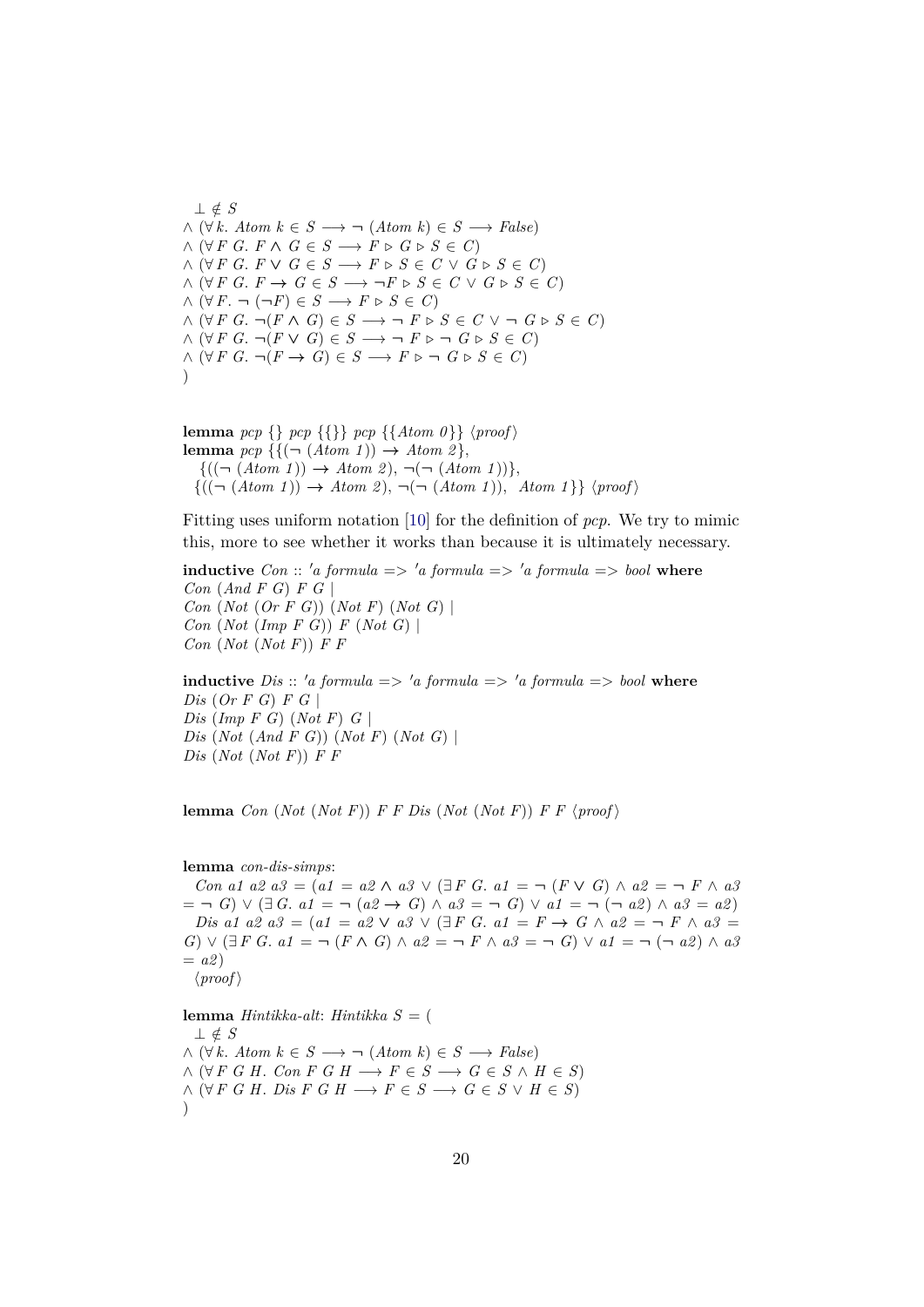```
  ⊥ ∉ S
∧ (∀ k. Atom k ∈ S ⟶ ¬ (Atom k) ∈ S ⟶ False)
∧ (∀ F G. F ∧ G ∈ S ⟶ F ▷ G ▷ S ∈ C)
∧ (∀ F G. F ∨ G ∈ S ⟶ F ▷ S ∈ C ∨ G ▷ S ∈ C)
∧ (∀ F G. F → G ∈ S ⟶ ¬F ▷ S ∈ C ∨ G ▷ S ∈ C)
∧ (∀ F. ¬ (¬F) ∈ S ⟶ F ▷ S ∈ C)
∧ (∀ F G. ¬(F ∧ G) ∈ S ⟶ ¬ F ▷ S ∈ C ∨ ¬ G ▷ S ∈ C)
∧ (∀ F G. ¬(F ∨ G) ∈ S ⟶ ¬ F ▷ ¬ G ▷ S ∈ C)
∧ (∀ F G. ¬(F → G) ∈ S ⟶ F ▷ ¬ G ▷ S ∈ C)
)
```

```
lemma pcp {} pcp {{}} pcp {{Atom 0}} ⟨proof⟩
lemma pcp {{(¬ (Atom 1)) → Atom 2},
   {((¬ (Atom 1)) → Atom 2), ¬(¬ (Atom 1))},
  {((¬ (Atom 1)) → Atom 2), ¬(¬ (Atom 1)),  Atom 1}} ⟨proof⟩
```

Fitting uses uniform notation [10] for the definition of *pcp*. We try to mimic this, more to see whether it works than because it is ultimately necessary.

```
inductive Con :: 'a formula => 'a formula => 'a formula => bool where
Con (And F G) F G |
Con (Not (Or F G)) (Not F) (Not G) |
Con (Not (Imp F G)) F (Not G) |
Con (Not (Not F)) F F

inductive Dis :: 'a formula => 'a formula => 'a formula => bool where
Dis (Or F G) F G |
Dis (Imp F G) (Not F) G |
Dis (Not (And F G)) (Not F) (Not G) |
Dis (Not (Not F)) F F
```

```
lemma Con (Not (Not F)) F F Dis (Not (Not F)) F F ⟨proof⟩
```

```
lemma con-dis-simps:
  Con a1 a2 a3 = (a1 = a2 ∧ a3 ∨ (∃ F G. a1 = ¬ (F ∨ G) ∧ a2 = ¬ F ∧ a3
= ¬ G) ∨ (∃ G. a1 = ¬ (a2 → G) ∧ a3 = ¬ G) ∨ a1 = ¬ (¬ a2) ∧ a3 = a2)
  Dis a1 a2 a3 = (a1 = a2 ∨ a3 ∨ (∃ F G. a1 = F → G ∧ a2 = ¬ F ∧ a3 =
G) ∨ (∃ F G. a1 = ¬ (F ∧ G) ∧ a2 = ¬ F ∧ a3 = ¬ G) ∨ a1 = ¬ (¬ a2) ∧ a3
= a2)
  ⟨proof⟩
```

```
lemma Hintikka-alt: Hintikka S = (
  ⊥ ∉ S
∧ (∀ k. Atom k ∈ S ⟶ ¬ (Atom k) ∈ S ⟶ False)
∧ (∀ F G H. Con F G H ⟶ F ∈ S ⟶ G ∈ S ∧ H ∈ S)
∧ (∀ F G H. Dis F G H ⟶ F ∈ S ⟶ G ∈ S ∨ H ∈ S)
)
```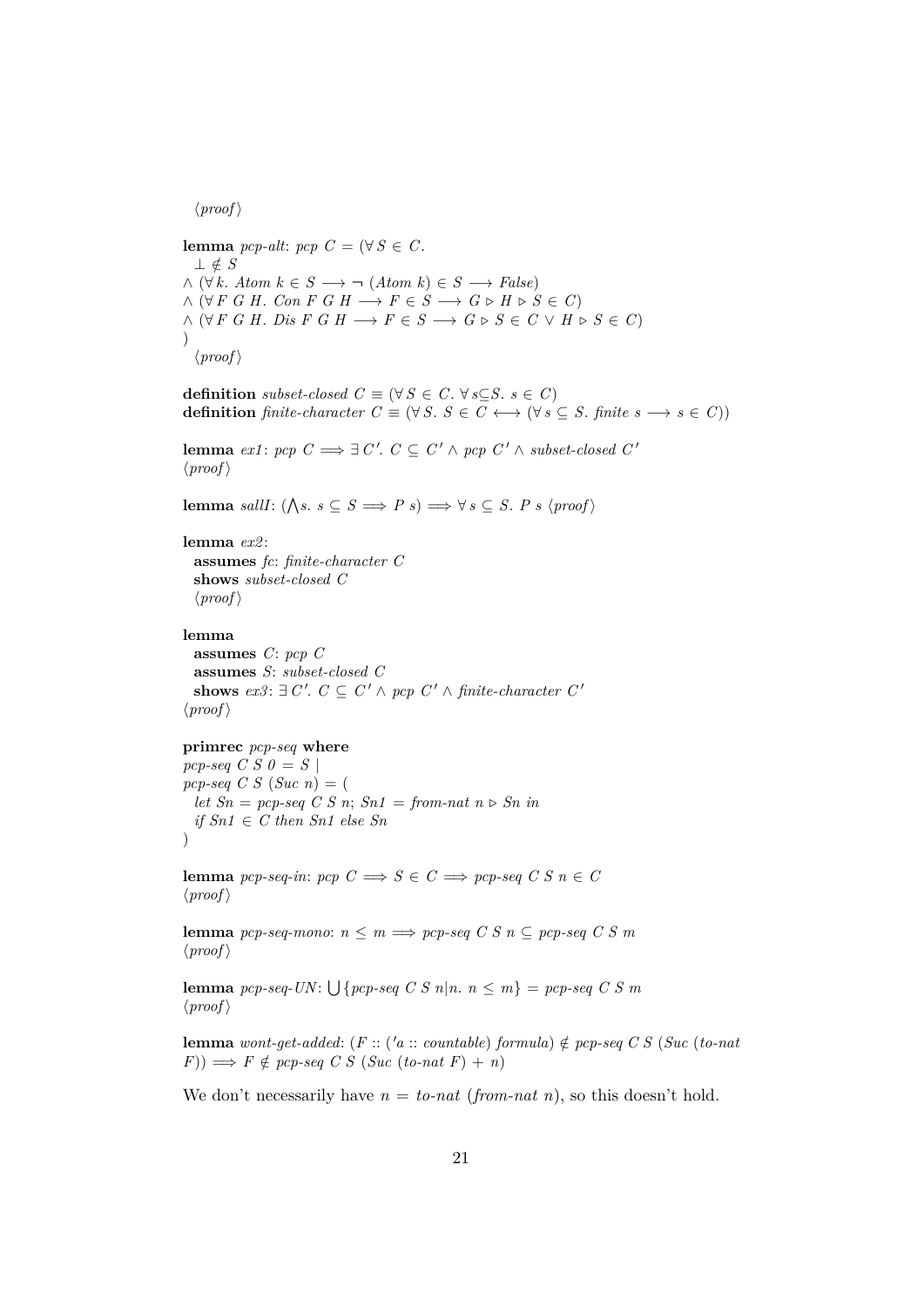⟨proof⟩

**lemma** *pcp-alt*: *pcp C* = (∀ *S* ∈ *C*.
  ⊥ ∉ *S*
∧ (∀ *k*. *Atom k* ∈ *S* ⟶ ¬ (*Atom k*) ∈ *S* ⟶ *False*)
∧ (∀ *F G H*. *Con F G H* ⟶ *F* ∈ *S* ⟶ *G* ▷ *H* ▷ *S* ∈ *C*)
∧ (∀ *F G H*. *Dis F G H* ⟶ *F* ∈ *S* ⟶ *G* ▷ *S* ∈ *C* ∨ *H* ▷ *S* ∈ *C*)
)
  ⟨proof⟩

**definition** *subset-closed C* ≡ (∀ *S* ∈ *C*. ∀ *s*⊆*S*. *s* ∈ *C*)
**definition** *finite-character C* ≡ (∀ *S*. *S* ∈ *C* ⟷ (∀ *s* ⊆ *S*. *finite s* ⟶ *s* ∈ *C*))

**lemma** *ex1*: *pcp C* ⟹ ∃ *C'*. *C* ⊆ *C'* ∧ *pcp C'* ∧ *subset-closed C'*
⟨proof⟩

**lemma** *sallI*: (⋀*s*. *s* ⊆ *S* ⟹ *P s*) ⟹ ∀ *s* ⊆ *S*. *P s* ⟨proof⟩

**lemma** *ex2*:
  **assumes** *fc*: *finite-character C*
  **shows** *subset-closed C*
  ⟨proof⟩

**lemma**
  **assumes** *C*: *pcp C*
  **assumes** *S*: *subset-closed C*
  **shows** *ex3*: ∃ *C'*. *C* ⊆ *C'* ∧ *pcp C'* ∧ *finite-character C'*
⟨proof⟩

**primrec** *pcp-seq* **where**
*pcp-seq C S 0* = *S* |
*pcp-seq C S* (*Suc n*) = (
  *let Sn* = *pcp-seq C S n*; *Sn1* = *from-nat n* ▷ *Sn in*
  *if Sn1* ∈ *C then Sn1 else Sn*
)

**lemma** *pcp-seq-in*: *pcp C* ⟹ *S* ∈ *C* ⟹ *pcp-seq C S n* ∈ *C*
⟨proof⟩

**lemma** *pcp-seq-mono*: *n* ≤ *m* ⟹ *pcp-seq C S n* ⊆ *pcp-seq C S m*
⟨proof⟩

**lemma** *pcp-seq-UN*: ⋃{*pcp-seq C S n*|*n*. *n* ≤ *m*} = *pcp-seq C S m*
⟨proof⟩

**lemma** *wont-get-added*: (*F* :: (*'a* :: *countable*) *formula*) ∉ *pcp-seq C S* (*Suc* (*to-nat F*)) ⟹ *F* ∉ *pcp-seq C S* (*Suc* (*to-nat F*) + *n*)

We don't necessarily have *n* = *to-nat* (*from-nat n*), so this doesn't hold.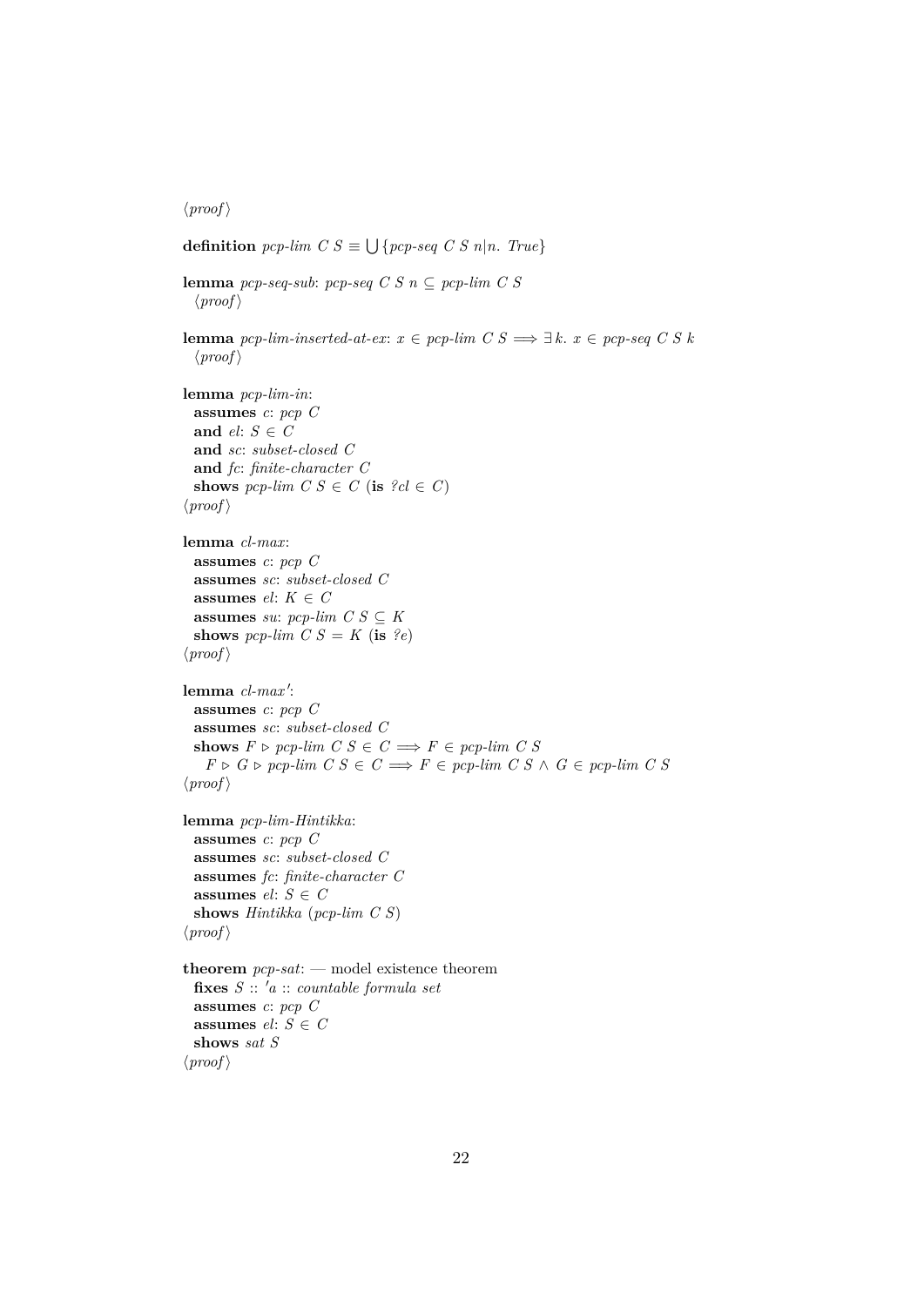⟨proof⟩

**definition** *pcp-lim C S* ≡ ⋃{*pcp-seq C S n*|*n. True*}

**lemma** *pcp-seq-sub*: *pcp-seq C S n* ⊆ *pcp-lim C S*
⟨proof⟩

**lemma** *pcp-lim-inserted-at-ex*: *x* ∈ *pcp-lim C S* ⟹ ∃ *k. x* ∈ *pcp-seq C S k*
⟨proof⟩

**lemma** *pcp-lim-in*:
**assumes** *c*: *pcp C*
**and** *el*: *S* ∈ *C*
**and** *sc*: *subset-closed C*
**and** *fc*: *finite-character C*
**shows** *pcp-lim C S* ∈ *C* (**is** *?cl* ∈ *C*)
⟨proof⟩

**lemma** *cl-max*:
**assumes** *c*: *pcp C*
**assumes** *sc*: *subset-closed C*
**assumes** *el*: *K* ∈ *C*
**assumes** *su*: *pcp-lim C S* ⊆ *K*
**shows** *pcp-lim C S* = *K* (**is** *?e*)
⟨proof⟩

**lemma** *cl-max'*:
**assumes** *c*: *pcp C*
**assumes** *sc*: *subset-closed C*
**shows** *F* ▷ *pcp-lim C S* ∈ *C* ⟹ *F* ∈ *pcp-lim C S*
*F* ▷ *G* ▷ *pcp-lim C S* ∈ *C* ⟹ *F* ∈ *pcp-lim C S* ∧ *G* ∈ *pcp-lim C S*
⟨proof⟩

**lemma** *pcp-lim-Hintikka*:
**assumes** *c*: *pcp C*
**assumes** *sc*: *subset-closed C*
**assumes** *fc*: *finite-character C*
**assumes** *el*: *S* ∈ *C*
**shows** *Hintikka* (*pcp-lim C S*)
⟨proof⟩

**theorem** *pcp-sat*: — model existence theorem
**fixes** *S* :: *'a* :: *countable formula set*
**assumes** *c*: *pcp C*
**assumes** *el*: *S* ∈ *C*
**shows** *sat S*
⟨proof⟩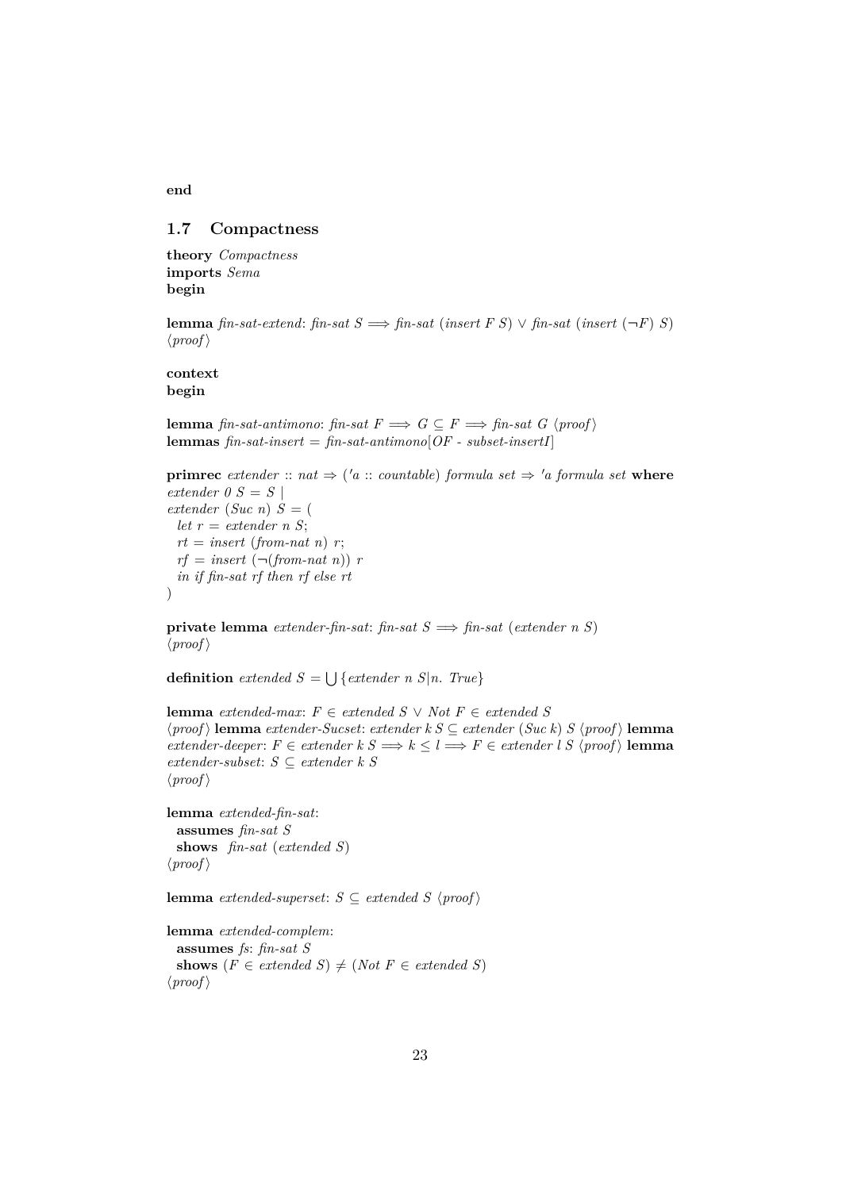**end**

## 1.7 Compactness

**theory** *Compactness*
**imports** *Sema*
**begin**

**lemma** *fin-sat-extend*: *fin-sat S* ⟹ *fin-sat* (*insert F S*) ∨ *fin-sat* (*insert* (¬*F*) *S*)
⟨*proof*⟩

**context**
**begin**

**lemma** *fin-sat-antimono*: *fin-sat F* ⟹ *G* ⊆ *F* ⟹ *fin-sat G* ⟨*proof*⟩
**lemmas** *fin-sat-insert* = *fin-sat-antimono*[*OF* - *subset-insertI*]

```
primrec extender :: nat ⇒ ('a :: countable) formula set ⇒ 'a formula set where
extender 0 S = S |
extender (Suc n) S = (
  let r = extender n S;
  rt = insert (from-nat n) r;
  rf = insert (¬(from-nat n)) r
  in if fin-sat rf then rf else rt
)
```

**private lemma** *extender-fin-sat*: *fin-sat S* ⟹ *fin-sat* (*extender n S*)
⟨*proof*⟩

**definition** *extended S* = ⋃{*extender n S*|*n*. *True*}

**lemma** *extended-max*: *F* ∈ *extended S* ∨ *Not F* ∈ *extended S*
⟨*proof*⟩ **lemma** *extender-Sucset*: *extender k S* ⊆ *extender* (*Suc k*) *S* ⟨*proof*⟩ **lemma** *extender-deeper*: *F* ∈ *extender k S* ⟹ *k* ≤ *l* ⟹ *F* ∈ *extender l S* ⟨*proof*⟩ **lemma** *extender-subset*: *S* ⊆ *extender k S*
⟨*proof*⟩

**lemma** *extended-fin-sat*:
  **assumes** *fin-sat S*
  **shows** *fin-sat* (*extended S*)
⟨*proof*⟩

**lemma** *extended-superset*: *S* ⊆ *extended S* ⟨*proof*⟩

**lemma** *extended-complem*:
  **assumes** *fs*: *fin-sat S*
  **shows** (*F* ∈ *extended S*) ≠ (*Not F* ∈ *extended S*)
⟨*proof*⟩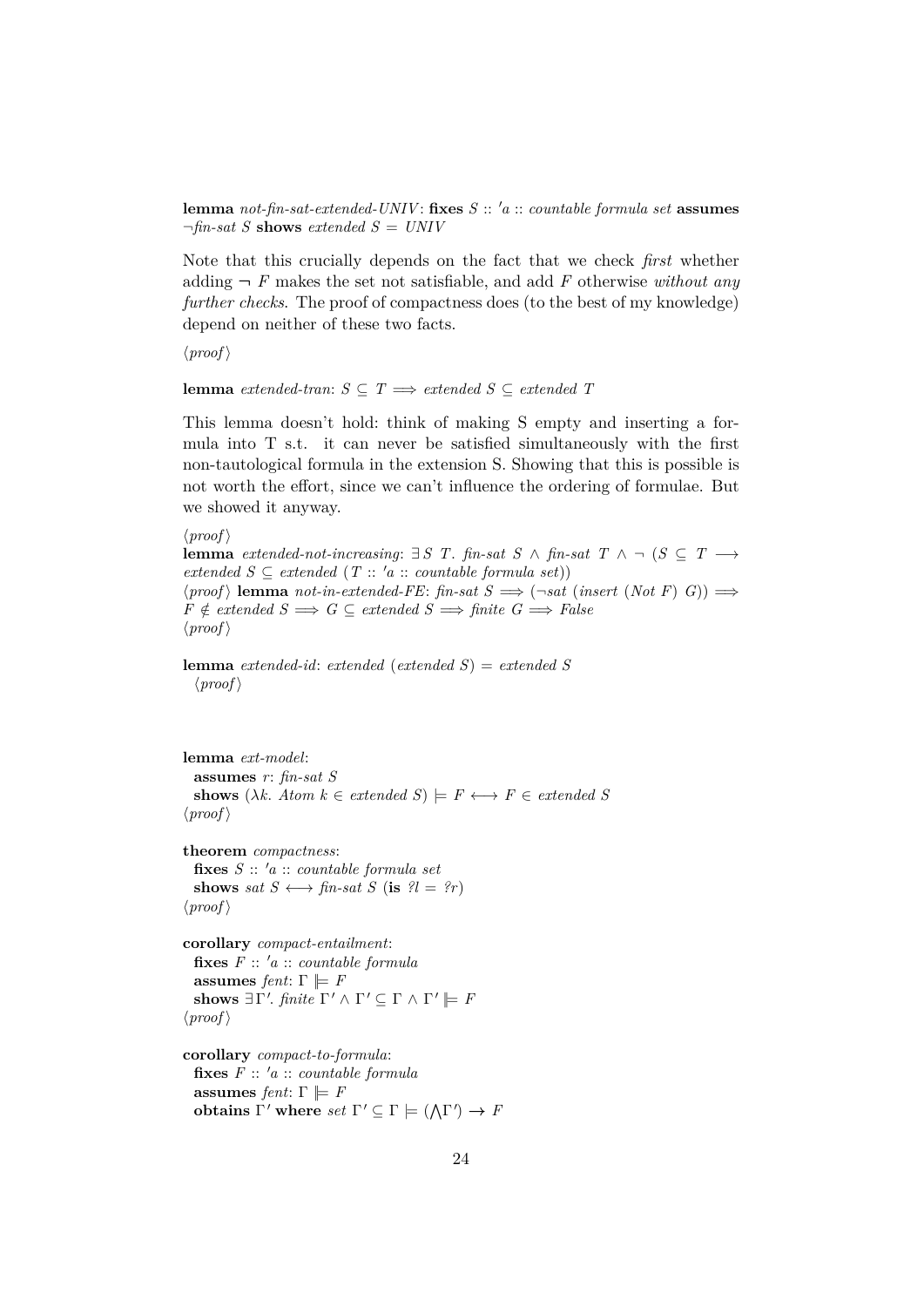**lemma** *not-fin-sat-extended-UNIV*: **fixes** $S$ :: $'a$ :: *countable formula set* **assumes** $\neg$*fin-sat* $S$ **shows** *extended* $S$ = *UNIV*

Note that this crucially depends on the fact that we check *first* whether adding $\neg F$ makes the set not satisfiable, and add $F$ otherwise *without any further checks*. The proof of compactness does (to the best of my knowledge) depend on neither of these two facts.

⟨*proof*⟩

**lemma** *extended-tran*: $S \subseteq T \Longrightarrow$ *extended* $S \subseteq$ *extended* $T$

This lemma doesn't hold: think of making S empty and inserting a formula into T s.t. it can never be satisfied simultaneously with the first non-tautological formula in the extension S. Showing that this is possible is not worth the effort, since we can't influence the ordering of formulae. But we showed it anyway.

⟨*proof*⟩
**lemma** *extended-not-increasing*: $\exists S\ T$. *fin-sat* $S \wedge$ *fin-sat* $T \wedge \neg$ ($S \subseteq T \longrightarrow$ *extended* $S \subseteq$ *extended* ($T$ :: $'a$ :: *countable formula set*))
⟨*proof*⟩ **lemma** *not-in-extended-FE*: *fin-sat* $S \Longrightarrow$ ($\neg$*sat* (*insert* (*Not* $F$) $G$)) $\Longrightarrow$ $F \notin$ *extended* $S \Longrightarrow G \subseteq$ *extended* $S \Longrightarrow$ *finite* $G \Longrightarrow$ *False*
⟨*proof*⟩

**lemma** *extended-id*: *extended* (*extended* $S$) = *extended* $S$
⟨*proof*⟩

**lemma** *ext-model*:
**assumes** $r$: *fin-sat* $S$
**shows** ($\lambda k$. *Atom* $k \in$ *extended* $S$) $\models F \longleftrightarrow F \in$ *extended* $S$
⟨*proof*⟩

**theorem** *compactness*:
**fixes** $S$ :: $'a$ :: *countable formula set*
**shows** *sat* $S \longleftrightarrow$ *fin-sat* $S$ (**is** $?l = ?r$)
⟨*proof*⟩

**corollary** *compact-entailment*:
**fixes** $F$ :: $'a$ :: *countable formula*
**assumes** *fent*: $\Gamma \models F$
**shows** $\exists \Gamma'$. *finite* $\Gamma' \wedge \Gamma' \subseteq \Gamma \wedge \Gamma' \models F$
⟨*proof*⟩

**corollary** *compact-to-formula*:
**fixes** $F$ :: $'a$ :: *countable formula*
**assumes** *fent*: $\Gamma \models F$
**obtains** $\Gamma'$ **where** *set* $\Gamma' \subseteq \Gamma \models (\bigwedge \Gamma') \to F$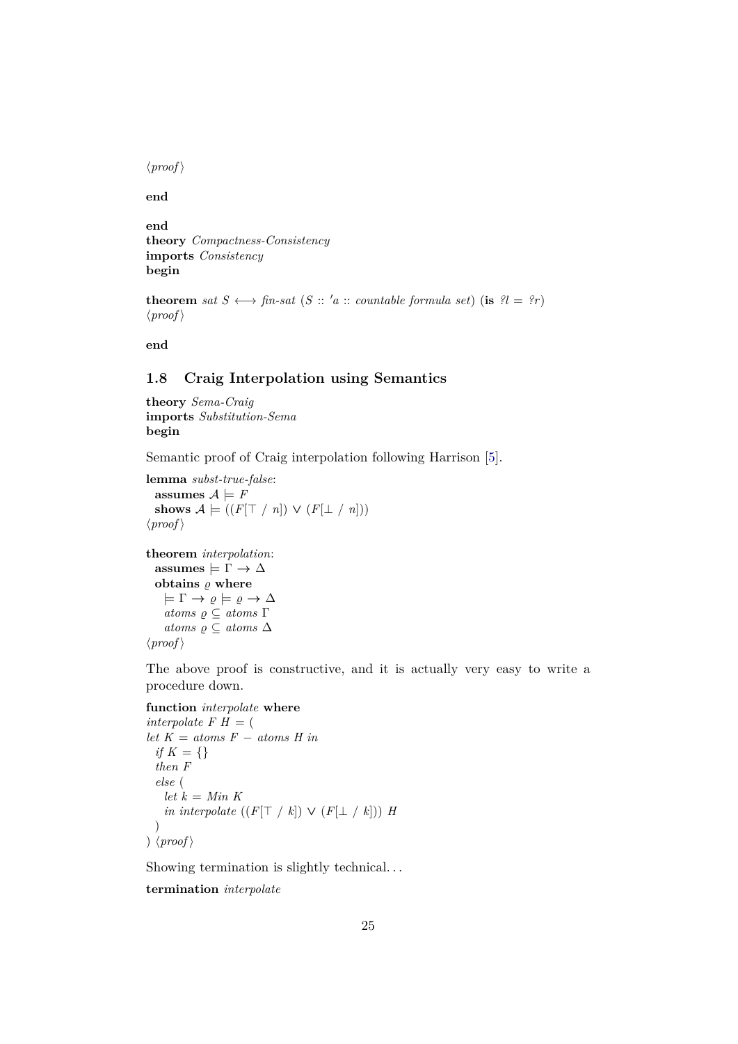⟨proof⟩

**end**

**end**
**theory** *Compactness-Consistency*
**imports** *Consistency*
**begin**

**theorem** *sat* $S \longleftrightarrow$ *fin-sat* ($S$ :: $'a$ :: *countable formula set*) (**is** *?l* = *?r*)
⟨proof⟩

**end**

## 1.8 Craig Interpolation using Semantics

**theory** *Sema-Craig*
**imports** *Substitution-Sema*
**begin**

Semantic proof of Craig interpolation following Harrison [5].

**lemma** *subst-true-false*:
  **assumes** $\mathcal{A} \models F$
  **shows** $\mathcal{A} \models ((F[\top \ / \ n]) \vee (F[\bot \ / \ n]))$
⟨proof⟩

**theorem** *interpolation*:
  **assumes** $\models \Gamma \rightarrow \Delta$
  **obtains** $\varrho$ **where**
    $\models \Gamma \rightarrow \varrho \models \varrho \rightarrow \Delta$
    *atoms* $\varrho \subseteq$ *atoms* $\Gamma$
    *atoms* $\varrho \subseteq$ *atoms* $\Delta$
⟨proof⟩

The above proof is constructive, and it is actually very easy to write a procedure down.

```
function interpolate where
interpolate F H = (
let K = atoms F − atoms H in
  if K = {}
  then F
  else (
    let k = Min K
    in interpolate ((F[⊤ / k]) ∨ (F[⊥ / k])) H
  )
) ⟨proof⟩
```

Showing termination is slightly technical...

**termination** *interpolate*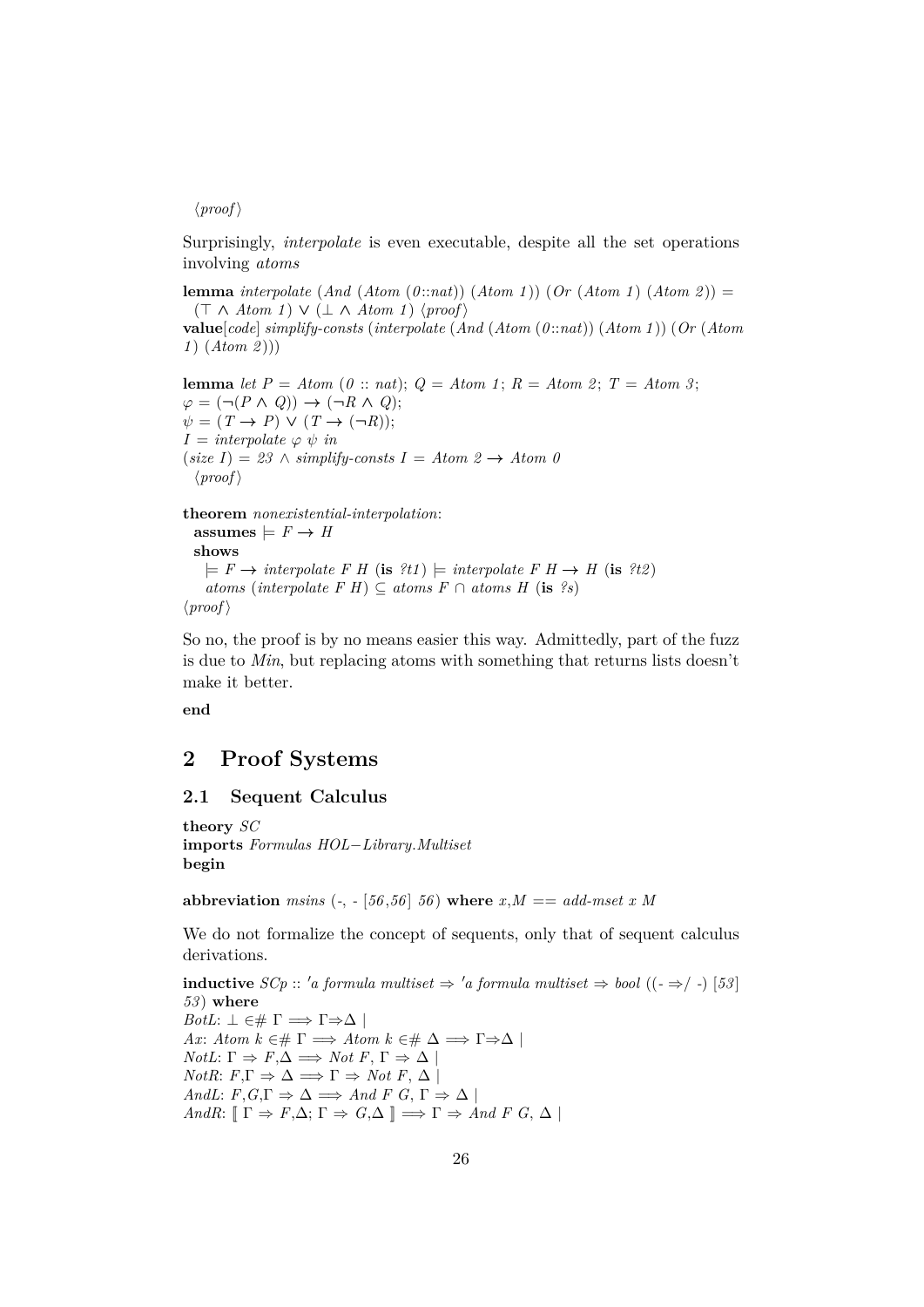⟨proof⟩

Surprisingly, *interpolate* is even executable, despite all the set operations involving *atoms*

**lemma** *interpolate* (*And* (*Atom* (*0*::*nat*)) (*Atom 1*)) (*Or* (*Atom 1*) (*Atom 2*)) = (⊤ ∧ *Atom 1*) ∨ (⊥ ∧ *Atom 1*) ⟨proof⟩
**value**[*code*] *simplify-consts* (*interpolate* (*And* (*Atom* (*0*::*nat*)) (*Atom 1*)) (*Or* (*Atom 1*) (*Atom 2*)))

**lemma** *let P* = *Atom* (*0* :: *nat*); *Q* = *Atom 1*; *R* = *Atom 2*; *T* = *Atom 3*;
φ = (¬(*P* ∧ *Q*)) → (¬*R* ∧ *Q*);
ψ = (*T* → *P*) ∨ (*T* → (¬*R*));
*I* = *interpolate* φ ψ *in*
(*size I*) = *23* ∧ *simplify-consts I* = *Atom 2* → *Atom 0*
⟨proof⟩

**theorem** *nonexistential-interpolation*:
**assumes** ⊨ *F* → *H*
**shows**
⊨ *F* → *interpolate F H* (**is** *?t1*) ⊨ *interpolate F H* → *H* (**is** *?t2*)
*atoms* (*interpolate F H*) ⊆ *atoms F* ∩ *atoms H* (**is** *?s*)
⟨proof⟩

So no, the proof is by no means easier this way. Admittedly, part of the fuzz is due to *Min*, but replacing atoms with something that returns lists doesn't make it better.

**end**

# 2 Proof Systems

## 2.1 Sequent Calculus

**theory** *SC*
**imports** *Formulas HOL−Library.Multiset*
**begin**

**abbreviation** *msins* (-, - [*56*,*56*] *56*) **where** *x*,*M* == *add-mset x M*

We do not formalize the concept of sequents, only that of sequent calculus derivations.

**inductive** *SCp* :: ′*a formula multiset* ⇒ ′*a formula multiset* ⇒ *bool* ((- ⇒/ -) [*53*] *53*) **where**
*BotL*: ⊥ ∈# Γ ⟹ Γ⇒Δ |
*Ax*: *Atom k* ∈# Γ ⟹ *Atom k* ∈# Δ ⟹ Γ⇒Δ |
*NotL*: Γ ⇒ *F*,Δ ⟹ *Not F*, Γ ⇒ Δ |
*NotR*: *F*,Γ ⇒ Δ ⟹ Γ ⇒ *Not F*, Δ |
*AndL*: *F*,*G*,Γ ⇒ Δ ⟹ *And F G*, Γ ⇒ Δ |
*AndR*: ⟦ Γ ⇒ *F*,Δ; Γ ⇒ *G*,Δ ⟧ ⟹ Γ ⇒ *And F G*, Δ |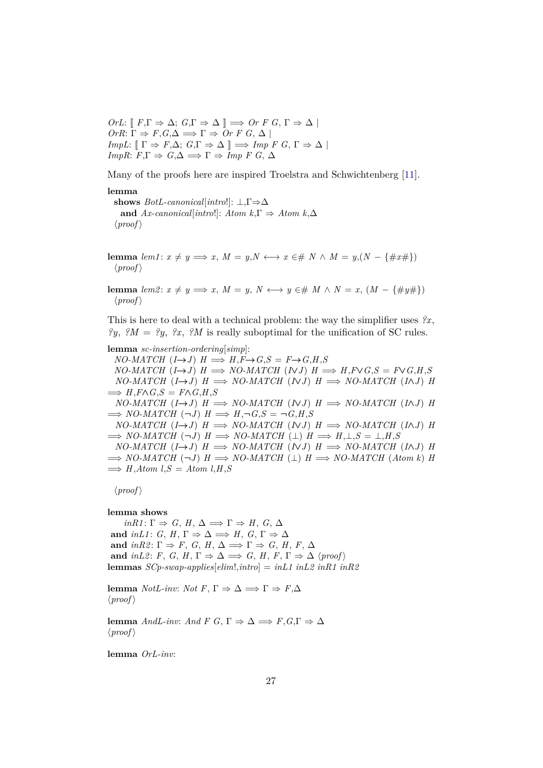*OrL*: ⟦ $F$,Γ ⇒ Δ; $G$,Γ ⇒ Δ ⟧ ⟹ *Or F G*, Γ ⇒ Δ |
*OrR*: Γ ⇒ $F$,$G$,Δ ⟹ Γ ⇒ *Or F G*, Δ |
*ImpL*: ⟦ Γ ⇒ $F$,Δ; $G$,Γ ⇒ Δ ⟧ ⟹ *Imp F G*, Γ ⇒ Δ |
*ImpR*: $F$,Γ ⇒ $G$,Δ ⟹ Γ ⇒ *Imp F G*, Δ

Many of the proofs here are inspired Troelstra and Schwichtenberg [11].

**lemma**
  **shows** *BotL-canonical*[*intro*!]: ⊥,Γ⇒Δ
    **and** *Ax-canonical*[*intro*!]: *Atom k*,Γ ⇒ *Atom k*,Δ
  ⟨*proof*⟩

**lemma** *lem1*: $x \neq y \Longrightarrow x,\ M = y{,}N \longleftrightarrow x \in\# N \wedge M = y{,}(N - \{\#x\#\})$
  ⟨*proof*⟩

**lemma** *lem2*: $x \neq y \Longrightarrow x,\ M = y,\ N \longleftrightarrow y \in\# M \wedge N = x,\ (M - \{\#y\#\})$
  ⟨*proof*⟩

This is here to deal with a technical problem: the way the simplifier uses *?x*, *?y*, *?M* = *?y*, *?x*, *?M* is really suboptimal for the unification of SC rules.

**lemma** *sc-insertion-ordering*[*simp*]:
  *NO-MATCH* (*I*→*J*) *H* ⟹ *H*,*F*→*G*,*S* = *F*→*G*,*H*,*S*
  *NO-MATCH* (*I*→*J*) *H* ⟹ *NO-MATCH* (*I*∨*J*) *H* ⟹ *H*,*F*∨*G*,*S* = *F*∨*G*,*H*,*S*
  *NO-MATCH* (*I*→*J*) *H* ⟹ *NO-MATCH* (*I*∨*J*) *H* ⟹ *NO-MATCH* (*I*∧*J*) *H* ⟹ *H*,*F*∧*G*,*S* = *F*∧*G*,*H*,*S*
  *NO-MATCH* (*I*→*J*) *H* ⟹ *NO-MATCH* (*I*∨*J*) *H* ⟹ *NO-MATCH* (*I*∧*J*) *H* ⟹ *NO-MATCH* (¬*J*) *H* ⟹ *H*,¬*G*,*S* = ¬*G*,*H*,*S*
  *NO-MATCH* (*I*→*J*) *H* ⟹ *NO-MATCH* (*I*∨*J*) *H* ⟹ *NO-MATCH* (*I*∧*J*) *H* ⟹ *NO-MATCH* (¬*J*) *H* ⟹ *NO-MATCH* (⊥) *H* ⟹ *H*,⊥,*S* = ⊥,*H*,*S*
  *NO-MATCH* (*I*→*J*) *H* ⟹ *NO-MATCH* (*I*∨*J*) *H* ⟹ *NO-MATCH* (*I*∧*J*) *H* ⟹ *NO-MATCH* (¬*J*) *H* ⟹ *NO-MATCH* (⊥) *H* ⟹ *NO-MATCH* (*Atom k*) *H* ⟹ *H*,*Atom l*,*S* = *Atom l*,*H*,*S*

  ⟨*proof*⟩

**lemma shows**
    *inR1*: Γ ⇒ *G*, *H*, Δ ⟹ Γ ⇒ *H*, *G*, Δ
 **and** *inL1*: *G*, *H*, Γ ⇒ Δ ⟹ *H*, *G*, Γ ⇒ Δ
 **and** *inR2*: Γ ⇒ *F*, *G*, *H*, Δ ⟹ Γ ⇒ *G*, *H*, *F*, Δ
 **and** *inL2*: *F*, *G*, *H*, Γ ⇒ Δ ⟹ *G*, *H*, *F*, Γ ⇒ Δ ⟨*proof*⟩
**lemmas** *SCp-swap-applies*[*elim*!,*intro*] = *inL1 inL2 inR1 inR2*

**lemma** *NotL-inv*: *Not F*, Γ ⇒ Δ ⟹ Γ ⇒ *F*,Δ
⟨*proof*⟩

**lemma** *AndL-inv*: *And F G*, Γ ⇒ Δ ⟹ *F*,*G*,Γ ⇒ Δ
⟨*proof*⟩

**lemma** *OrL-inv*: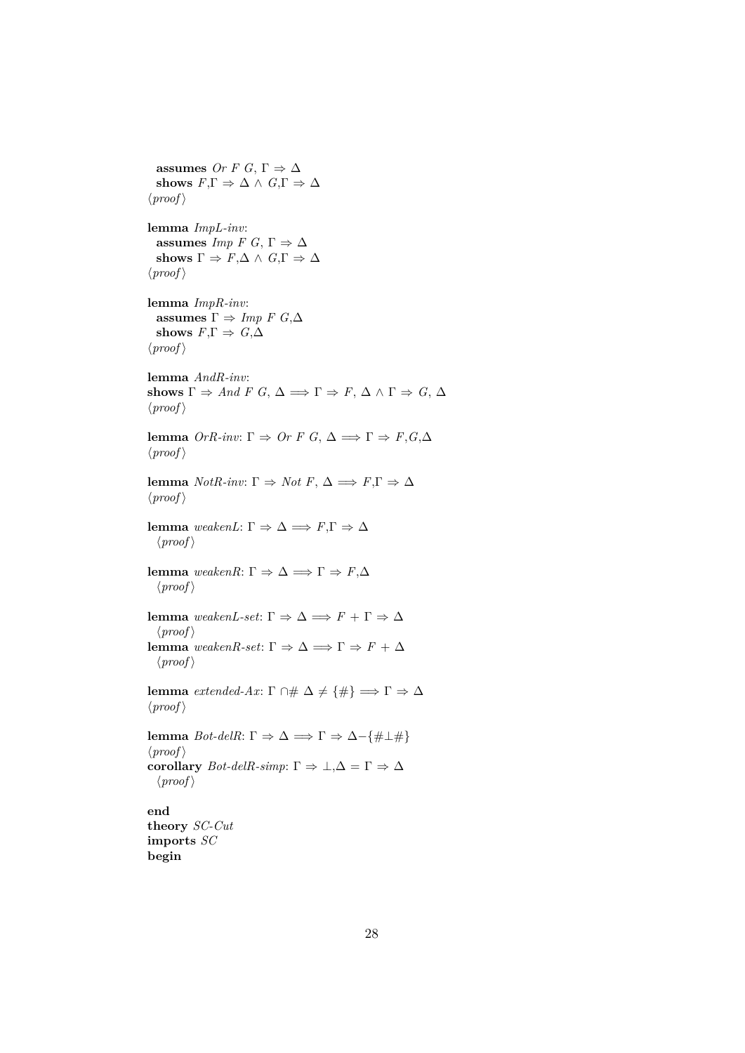**assumes** *Or F G*, Γ ⇒ Δ
**shows** *F*,Γ ⇒ Δ ∧ *G*,Γ ⇒ Δ
⟨*proof*⟩

**lemma** *ImpL-inv*:
**assumes** *Imp F G*, Γ ⇒ Δ
**shows** Γ ⇒ *F*,Δ ∧ *G*,Γ ⇒ Δ
⟨*proof*⟩

**lemma** *ImpR-inv*:
**assumes** Γ ⇒ *Imp F G*,Δ
**shows** *F*,Γ ⇒ *G*,Δ
⟨*proof*⟩

**lemma** *AndR-inv*:
**shows** Γ ⇒ *And F G*, Δ ⟹ Γ ⇒ *F*, Δ ∧ Γ ⇒ *G*, Δ
⟨*proof*⟩

**lemma** *OrR-inv*: Γ ⇒ *Or F G*, Δ ⟹ Γ ⇒ *F*,*G*,Δ
⟨*proof*⟩

**lemma** *NotR-inv*: Γ ⇒ *Not F*, Δ ⟹ *F*,Γ ⇒ Δ
⟨*proof*⟩

**lemma** *weakenL*: Γ ⇒ Δ ⟹ *F*,Γ ⇒ Δ
⟨*proof*⟩

**lemma** *weakenR*: Γ ⇒ Δ ⟹ Γ ⇒ *F*,Δ
⟨*proof*⟩

**lemma** *weakenL-set*: Γ ⇒ Δ ⟹ *F* + Γ ⇒ Δ
⟨*proof*⟩
**lemma** *weakenR-set*: Γ ⇒ Δ ⟹ Γ ⇒ *F* + Δ
⟨*proof*⟩

**lemma** *extended-Ax*: Γ ∩# Δ ≠ {#} ⟹ Γ ⇒ Δ
⟨*proof*⟩

**lemma** *Bot-delR*: Γ ⇒ Δ ⟹ Γ ⇒ Δ−{#⊥#}
⟨*proof*⟩
**corollary** *Bot-delR-simp*: Γ ⇒ ⊥,Δ = Γ ⇒ Δ
⟨*proof*⟩

**end**
**theory** *SC-Cut*
**imports** *SC*
**begin**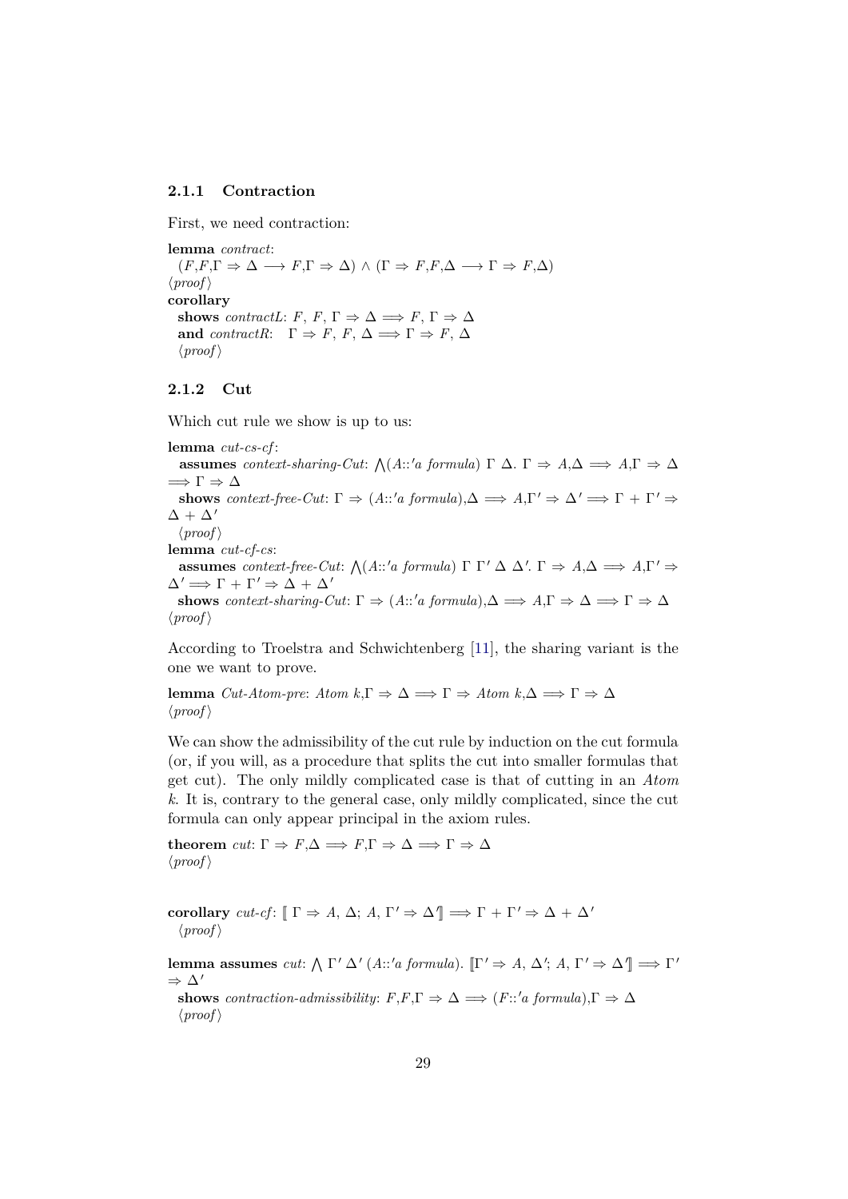### 2.1.1 Contraction

First, we need contraction:

**lemma** *contract*:
$(F,F,\Gamma \Rightarrow \Delta \longrightarrow F,\Gamma \Rightarrow \Delta) \wedge (\Gamma \Rightarrow F,F,\Delta \longrightarrow \Gamma \Rightarrow F,\Delta)$
⟨*proof*⟩
**corollary**
**shows** *contractL*: $F,\ F,\ \Gamma \Rightarrow \Delta \Longrightarrow F,\ \Gamma \Rightarrow \Delta$
**and** *contractR*: $\Gamma \Rightarrow F,\ F,\ \Delta \Longrightarrow \Gamma \Rightarrow F,\ \Delta$
⟨*proof*⟩

### 2.1.2 Cut

Which cut rule we show is up to us:

**lemma** *cut-cs-cf*:
**assumes** *context-sharing-Cut*: $\bigwedge(A{::}'a\ formula)\ \Gamma\ \Delta.\ \Gamma \Rightarrow A,\Delta \Longrightarrow A,\Gamma \Rightarrow \Delta \Longrightarrow \Gamma \Rightarrow \Delta$
**shows** *context-free-Cut*: $\Gamma \Rightarrow (A{::}'a\ formula),\Delta \Longrightarrow A,\Gamma' \Rightarrow \Delta' \Longrightarrow \Gamma + \Gamma' \Rightarrow \Delta + \Delta'$
⟨*proof*⟩
**lemma** *cut-cf-cs*:
**assumes** *context-free-Cut*: $\bigwedge(A{::}'a\ formula)\ \Gamma\ \Gamma'\ \Delta\ \Delta'.\ \Gamma \Rightarrow A,\Delta \Longrightarrow A,\Gamma' \Rightarrow \Delta' \Longrightarrow \Gamma + \Gamma' \Rightarrow \Delta + \Delta'$
**shows** *context-sharing-Cut*: $\Gamma \Rightarrow (A{::}'a\ formula),\Delta \Longrightarrow A,\Gamma \Rightarrow \Delta \Longrightarrow \Gamma \Rightarrow \Delta$
⟨*proof*⟩

According to Troelstra and Schwichtenberg [11], the sharing variant is the one we want to prove.

**lemma** *Cut-Atom-pre*: $Atom\ k,\Gamma \Rightarrow \Delta \Longrightarrow \Gamma \Rightarrow Atom\ k,\Delta \Longrightarrow \Gamma \Rightarrow \Delta$
⟨*proof*⟩

We can show the admissibility of the cut rule by induction on the cut formula (or, if you will, as a procedure that splits the cut into smaller formulas that get cut). The only mildly complicated case is that of cutting in an *Atom k*. It is, contrary to the general case, only mildly complicated, since the cut formula can only appear principal in the axiom rules.

**theorem** *cut*: $\Gamma \Rightarrow F,\Delta \Longrightarrow F,\Gamma \Rightarrow \Delta \Longrightarrow \Gamma \Rightarrow \Delta$
⟨*proof*⟩

**corollary** *cut-cf*: $[\![\ \Gamma \Rightarrow A,\ \Delta;\ A,\ \Gamma' \Rightarrow \Delta' ]\!] \Longrightarrow \Gamma + \Gamma' \Rightarrow \Delta + \Delta'$
⟨*proof*⟩

**lemma assumes** *cut*: $\bigwedge\ \Gamma'\ \Delta'\ (A{::}'a\ formula).\ [\![\Gamma' \Rightarrow A,\ \Delta';\ A,\ \Gamma' \Rightarrow \Delta' ]\!] \Longrightarrow \Gamma' \Rightarrow \Delta'$
**shows** *contraction-admissibility*: $F,F,\Gamma \Rightarrow \Delta \Longrightarrow (F{::}'a\ formula),\Gamma \Rightarrow \Delta$
⟨*proof*⟩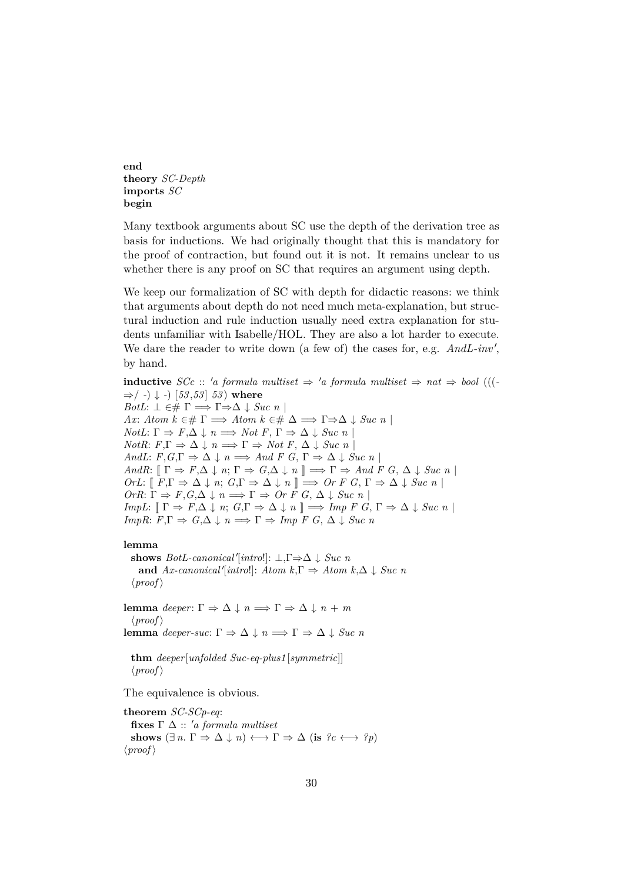**end**
**theory** *SC-Depth*
**imports** *SC*
**begin**

Many textbook arguments about SC use the depth of the derivation tree as basis for inductions. We had originally thought that this is mandatory for the proof of contraction, but found out it is not. It remains unclear to us whether there is any proof on SC that requires an argument using depth.

We keep our formalization of SC with depth for didactic reasons: we think that arguments about depth do not need much meta-explanation, but structural induction and rule induction usually need extra explanation for students unfamiliar with Isabelle/HOL. They are also a lot harder to execute. We dare the reader to write down (a few of) the cases for, e.g. *AndL-inv′*, by hand.

**inductive** *SCc* :: *′a formula multiset* ⇒ *′a formula multiset* ⇒ *nat* ⇒ *bool* (((-⇒/ -) ↓ -) [*53*,*53*] *53*) **where**
*BotL*: ⊥ ∈# Γ ⟹ Γ⇒Δ ↓ *Suc n* |
*Ax*: *Atom k* ∈# Γ ⟹ *Atom k* ∈# Δ ⟹ Γ⇒Δ ↓ *Suc n* |
*NotL*: Γ ⇒ *F*,Δ ↓ *n* ⟹ *Not F*, Γ ⇒ Δ ↓ *Suc n* |
*NotR*: *F*,Γ ⇒ Δ ↓ *n* ⟹ Γ ⇒ *Not F*, Δ ↓ *Suc n* |
*AndL*: *F*,*G*,Γ ⇒ Δ ↓ *n* ⟹ *And F G*, Γ ⇒ Δ ↓ *Suc n* |
*AndR*: ⟦ Γ ⇒ *F*,Δ ↓ *n*; Γ ⇒ *G*,Δ ↓ *n* ⟧ ⟹ Γ ⇒ *And F G*, Δ ↓ *Suc n* |
*OrL*: ⟦ *F*,Γ ⇒ Δ ↓ *n*; *G*,Γ ⇒ Δ ↓ *n* ⟧ ⟹ *Or F G*, Γ ⇒ Δ ↓ *Suc n* |
*OrR*: Γ ⇒ *F*,*G*,Δ ↓ *n* ⟹ Γ ⇒ *Or F G*, Δ ↓ *Suc n* |
*ImpL*: ⟦ Γ ⇒ *F*,Δ ↓ *n*; *G*,Γ ⇒ Δ ↓ *n* ⟧ ⟹ *Imp F G*, Γ ⇒ Δ ↓ *Suc n* |
*ImpR*: *F*,Γ ⇒ *G*,Δ ↓ *n* ⟹ Γ ⇒ *Imp F G*, Δ ↓ *Suc n*

**lemma**
  **shows** *BotL-canonical′*[*intro*!]: ⊥,Γ⇒Δ ↓ *Suc n*
    **and** *Ax-canonical′*[*intro*!]: *Atom k*,Γ ⇒ *Atom k*,Δ ↓ *Suc n*
  ⟨*proof*⟩

**lemma** *deeper*: Γ ⇒ Δ ↓ *n* ⟹ Γ ⇒ Δ ↓ *n* + *m*
  ⟨*proof*⟩
**lemma** *deeper-suc*: Γ ⇒ Δ ↓ *n* ⟹ Γ ⇒ Δ ↓ *Suc n*

  **thm** *deeper*[*unfolded Suc-eq-plus1*[*symmetric*]]
  ⟨*proof*⟩

The equivalence is obvious.

**theorem** *SC-SCp-eq*:
  **fixes** Γ Δ :: *′a formula multiset*
  **shows** (∃ *n*. Γ ⇒ Δ ↓ *n*) ⟷ Γ ⇒ Δ (**is** *?c* ⟷ *?p*)
⟨*proof*⟩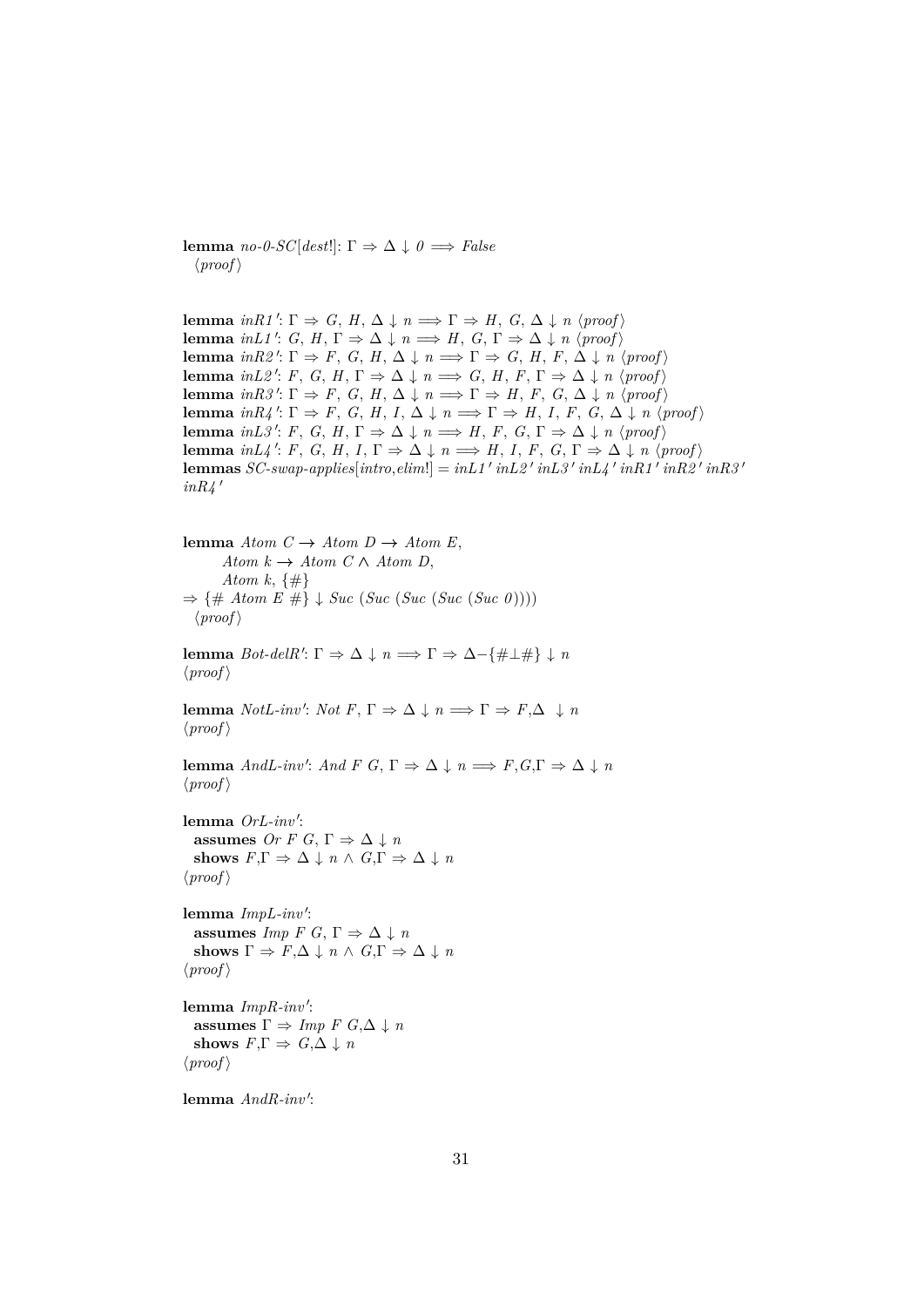**lemma** *no-0-SC*[*dest*!]: $\Gamma \Rightarrow \Delta \downarrow 0 \Longrightarrow False$
⟨*proof*⟩

**lemma** *inR1*′: $\Gamma \Rightarrow G,\ H,\ \Delta \downarrow n \Longrightarrow \Gamma \Rightarrow H,\ G,\ \Delta \downarrow n$ ⟨*proof*⟩
**lemma** *inL1*′: $G,\ H,\ \Gamma \Rightarrow \Delta \downarrow n \Longrightarrow H,\ G,\ \Gamma \Rightarrow \Delta \downarrow n$ ⟨*proof*⟩
**lemma** *inR2*′: $\Gamma \Rightarrow F,\ G,\ H,\ \Delta \downarrow n \Longrightarrow \Gamma \Rightarrow G,\ H,\ F,\ \Delta \downarrow n$ ⟨*proof*⟩
**lemma** *inL2*′: $F,\ G,\ H,\ \Gamma \Rightarrow \Delta \downarrow n \Longrightarrow G,\ H,\ F,\ \Gamma \Rightarrow \Delta \downarrow n$ ⟨*proof*⟩
**lemma** *inR3*′: $\Gamma \Rightarrow F,\ G,\ H,\ \Delta \downarrow n \Longrightarrow \Gamma \Rightarrow H,\ F,\ G,\ \Delta \downarrow n$ ⟨*proof*⟩
**lemma** *inR4*′: $\Gamma \Rightarrow F,\ G,\ H,\ I,\ \Delta \downarrow n \Longrightarrow \Gamma \Rightarrow H,\ I,\ F,\ G,\ \Delta \downarrow n$ ⟨*proof*⟩
**lemma** *inL3*′: $F,\ G,\ H,\ \Gamma \Rightarrow \Delta \downarrow n \Longrightarrow H,\ F,\ G,\ \Gamma \Rightarrow \Delta \downarrow n$ ⟨*proof*⟩
**lemma** *inL4*′: $F,\ G,\ H,\ I,\ \Gamma \Rightarrow \Delta \downarrow n \Longrightarrow H,\ I,\ F,\ G,\ \Gamma \Rightarrow \Delta \downarrow n$ ⟨*proof*⟩
**lemmas** *SC-swap-applies*[*intro,elim*!] = *inL1*′ *inL2*′ *inL3*′ *inL4*′ *inR1*′ *inR2*′ *inR3*′ *inR4*′

**lemma** *Atom C* → *Atom D* → *Atom E*,
*Atom k* → *Atom C* ∧ *Atom D*,
*Atom k*, {#}
⇒ {# *Atom E* #} ↓ *Suc* (*Suc* (*Suc* (*Suc* (*Suc 0*))))
⟨*proof*⟩

**lemma** *Bot-delR*′: $\Gamma \Rightarrow \Delta \downarrow n \Longrightarrow \Gamma \Rightarrow \Delta - \{\#\bot\#\} \downarrow n$
⟨*proof*⟩

**lemma** *NotL-inv*′: *Not F*, $\Gamma \Rightarrow \Delta \downarrow n \Longrightarrow \Gamma \Rightarrow F,\Delta\ \downarrow n$
⟨*proof*⟩

**lemma** *AndL-inv*′: *And F G*, $\Gamma \Rightarrow \Delta \downarrow n \Longrightarrow F,G,\Gamma \Rightarrow \Delta \downarrow n$
⟨*proof*⟩

**lemma** *OrL-inv*′:
**assumes** *Or F G*, $\Gamma \Rightarrow \Delta \downarrow n$
**shows** $F,\Gamma \Rightarrow \Delta \downarrow n \wedge G,\Gamma \Rightarrow \Delta \downarrow n$
⟨*proof*⟩

**lemma** *ImpL-inv*′:
**assumes** *Imp F G*, $\Gamma \Rightarrow \Delta \downarrow n$
**shows** $\Gamma \Rightarrow F,\Delta \downarrow n \wedge G,\Gamma \Rightarrow \Delta \downarrow n$
⟨*proof*⟩

**lemma** *ImpR-inv*′:
**assumes** $\Gamma \Rightarrow$ *Imp F G*,$\Delta \downarrow n$
**shows** $F,\Gamma \Rightarrow G,\Delta \downarrow n$
⟨*proof*⟩

**lemma** *AndR-inv*′: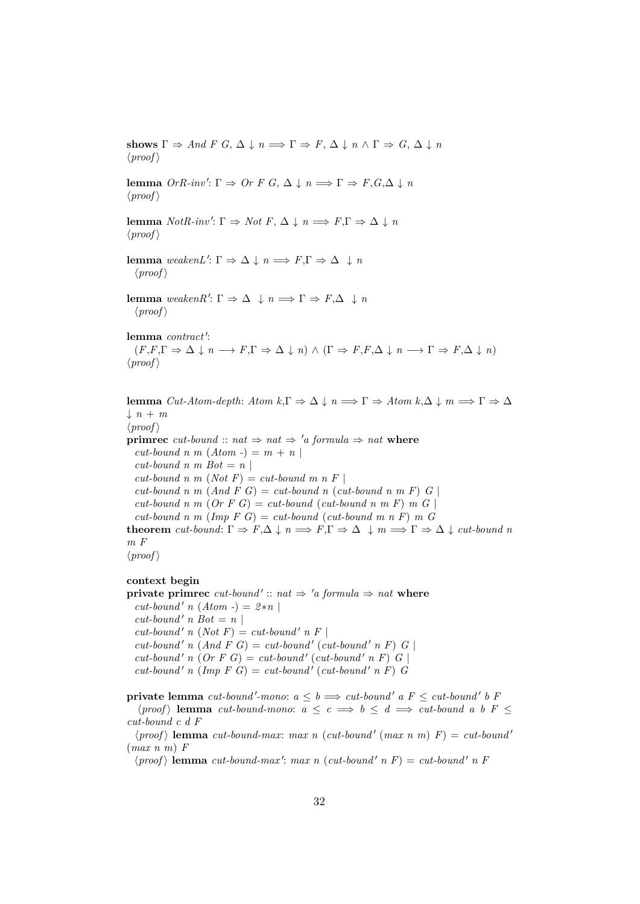**shows** $\Gamma \Rightarrow$ *And F G*, $\Delta \downarrow n \Longrightarrow \Gamma \Rightarrow F$, $\Delta \downarrow n \wedge \Gamma \Rightarrow G$, $\Delta \downarrow n$
⟨*proof*⟩

**lemma** *OrR-inv'*: $\Gamma \Rightarrow$ *Or F G*, $\Delta \downarrow n \Longrightarrow \Gamma \Rightarrow F,G,\Delta \downarrow n$
⟨*proof*⟩

**lemma** *NotR-inv'*: $\Gamma \Rightarrow$ *Not F*, $\Delta \downarrow n \Longrightarrow F,\Gamma \Rightarrow \Delta \downarrow n$
⟨*proof*⟩

**lemma** *weakenL'*: $\Gamma \Rightarrow \Delta \downarrow n \Longrightarrow F,\Gamma \Rightarrow \Delta \downarrow n$
⟨*proof*⟩

**lemma** *weakenR'*: $\Gamma \Rightarrow \Delta \downarrow n \Longrightarrow \Gamma \Rightarrow F,\Delta \downarrow n$
⟨*proof*⟩

**lemma** *contract'*:
$(F,F,\Gamma \Rightarrow \Delta \downarrow n \longrightarrow F,\Gamma \Rightarrow \Delta \downarrow n) \wedge (\Gamma \Rightarrow F,F,\Delta \downarrow n \longrightarrow \Gamma \Rightarrow F,\Delta \downarrow n)$
⟨*proof*⟩

**lemma** *Cut-Atom-depth*: *Atom k*,$\Gamma \Rightarrow \Delta \downarrow n \Longrightarrow \Gamma \Rightarrow$ *Atom k*,$\Delta \downarrow m \Longrightarrow \Gamma \Rightarrow \Delta \downarrow n + m$
⟨*proof*⟩
**primrec** *cut-bound* :: *nat* ⇒ *nat* ⇒ *'a formula* ⇒ *nat* **where**
*cut-bound n m (Atom -) = m + n* |
*cut-bound n m Bot = n* |
*cut-bound n m (Not F) = cut-bound m n F* |
*cut-bound n m (And F G) = cut-bound n (cut-bound n m F) G* |
*cut-bound n m (Or F G) = cut-bound (cut-bound n m F) m G* |
*cut-bound n m (Imp F G) = cut-bound (cut-bound m n F) m G*
**theorem** *cut-bound*: $\Gamma \Rightarrow F,\Delta \downarrow n \Longrightarrow F,\Gamma \Rightarrow \Delta \downarrow m \Longrightarrow \Gamma \Rightarrow \Delta \downarrow$ *cut-bound n m F*
⟨*proof*⟩

**context begin**
**private primrec** *cut-bound'* :: *nat* ⇒ *'a formula* ⇒ *nat* **where**
*cut-bound' n (Atom -) = 2∗n* |
*cut-bound' n Bot = n* |
*cut-bound' n (Not F) = cut-bound' n F* |
*cut-bound' n (And F G) = cut-bound' (cut-bound' n F) G* |
*cut-bound' n (Or F G) = cut-bound' (cut-bound' n F) G* |
*cut-bound' n (Imp F G) = cut-bound' (cut-bound' n F) G*

**private lemma** *cut-bound'-mono*: $a \leq b \Longrightarrow$ *cut-bound' a F* $\leq$ *cut-bound' b F*
⟨*proof*⟩ **lemma** *cut-bound-mono*: $a \leq c \Longrightarrow b \leq d \Longrightarrow$ *cut-bound a b F* $\leq$ *cut-bound c d F*
⟨*proof*⟩ **lemma** *cut-bound-max*: *max n (cut-bound' (max n m) F) = cut-bound' (max n m) F*
⟨*proof*⟩ **lemma** *cut-bound-max'*: *max n (cut-bound' n F) = cut-bound' n F*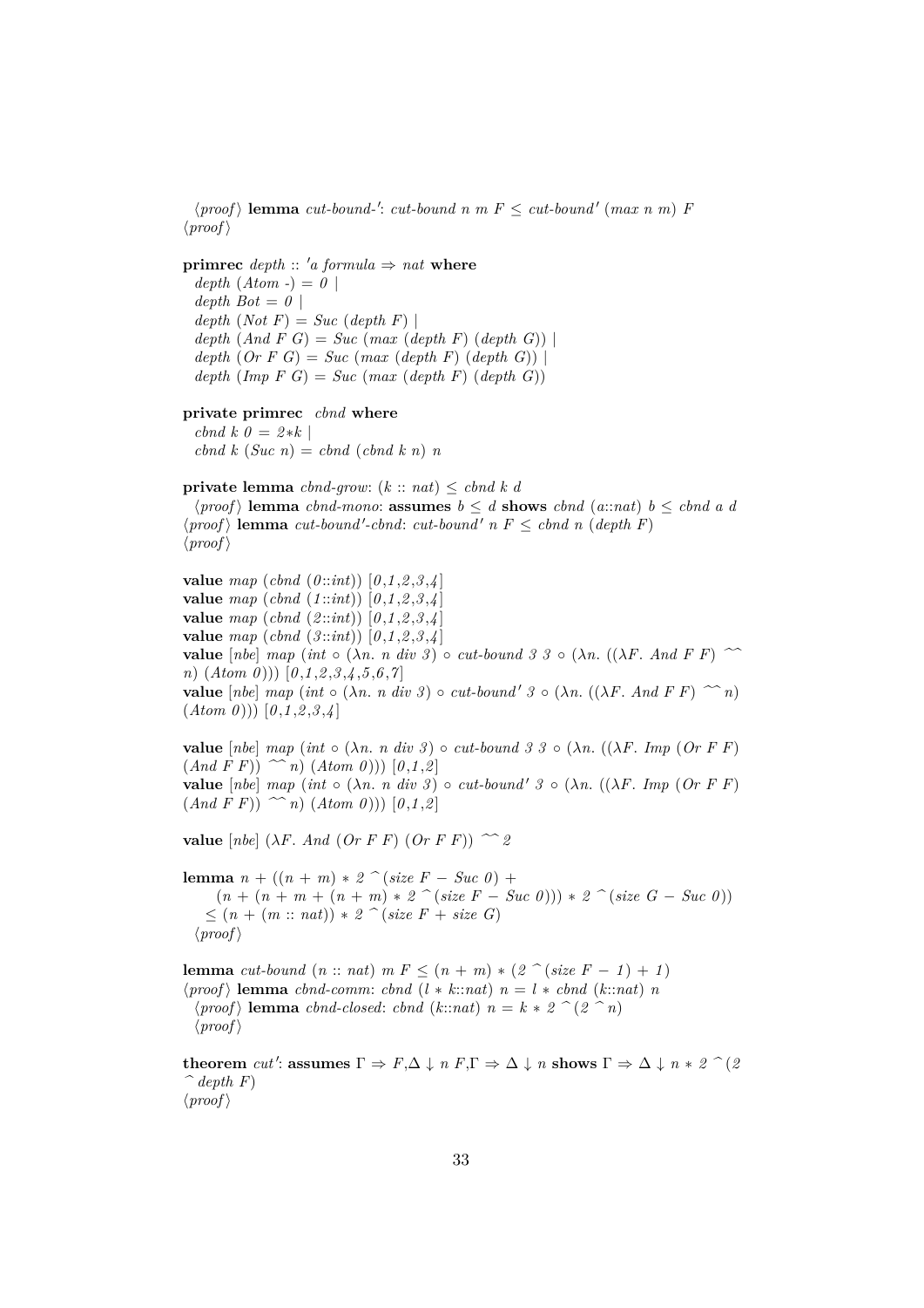⟨proof⟩ **lemma** *cut-bound-'*: *cut-bound n m F* ≤ *cut-bound' (max n m) F*
⟨proof⟩

**primrec** *depth* :: *'a formula* ⇒ *nat* **where**
  *depth (Atom -) = 0* |
  *depth Bot = 0* |
  *depth (Not F) = Suc (depth F)* |
  *depth (And F G) = Suc (max (depth F) (depth G))* |
  *depth (Or F G) = Suc (max (depth F) (depth G))* |
  *depth (Imp F G) = Suc (max (depth F) (depth G))*

**private primrec** *cbnd* **where**
  *cbnd k 0 = 2∗k* |
  *cbnd k (Suc n) = cbnd (cbnd k n) n*

**private lemma** *cbnd-grow*: *(k :: nat)* ≤ *cbnd k d*
  ⟨proof⟩ **lemma** *cbnd-mono*: **assumes** *b* ≤ *d* **shows** *cbnd (a::nat) b* ≤ *cbnd a d*
⟨proof⟩ **lemma** *cut-bound'-cbnd*: *cut-bound' n F* ≤ *cbnd n (depth F)*
⟨proof⟩

**value** *map (cbnd (0::int)) [0,1,2,3,4]*
**value** *map (cbnd (1::int)) [0,1,2,3,4]*
**value** *map (cbnd (2::int)) [0,1,2,3,4]*
**value** *map (cbnd (3::int)) [0,1,2,3,4]*
**value** [*nbe*] *map (int ∘ (λn. n div 3) ∘ cut-bound 3 3 ∘ (λn. ((λF. And F F) ^^ n) (Atom 0))) [0,1,2,3,4,5,6,7]*
**value** [*nbe*] *map (int ∘ (λn. n div 3) ∘ cut-bound' 3 ∘ (λn. ((λF. And F F) ^^ n) (Atom 0))) [0,1,2,3,4]*

**value** [*nbe*] *map (int ∘ (λn. n div 3) ∘ cut-bound 3 3 ∘ (λn. ((λF. Imp (Or F F) (And F F)) ^^ n) (Atom 0))) [0,1,2]*
**value** [*nbe*] *map (int ∘ (λn. n div 3) ∘ cut-bound' 3 ∘ (λn. ((λF. Imp (Or F F) (And F F)) ^^ n) (Atom 0))) [0,1,2]*

**value** [*nbe*] *(λF. And (Or F F) (Or F F)) ^^ 2*

**lemma** *n + ((n + m) ∗ 2 ^ (size F − Suc 0) +*
    *(n + (n + m + (n + m) ∗ 2 ^ (size F − Suc 0))) ∗ 2 ^ (size G − Suc 0))*
  ≤ *(n + (m :: nat)) ∗ 2 ^ (size F + size G)*
  ⟨proof⟩

**lemma** *cut-bound (n :: nat) m F* ≤ *(n + m) ∗ (2 ^ (size F − 1) + 1)*
⟨proof⟩ **lemma** *cbnd-comm*: *cbnd (l ∗ k::nat) n = l ∗ cbnd (k::nat) n*
  ⟨proof⟩ **lemma** *cbnd-closed*: *cbnd (k::nat) n = k ∗ 2 ^ (2 ^ n)*
  ⟨proof⟩

**theorem** *cut'*: **assumes** Γ ⇒ *F*,Δ ↓ *n F*,Γ ⇒ Δ ↓ *n* **shows** Γ ⇒ Δ ↓ *n ∗ 2 ^ (2 ^ depth F)*
⟨proof⟩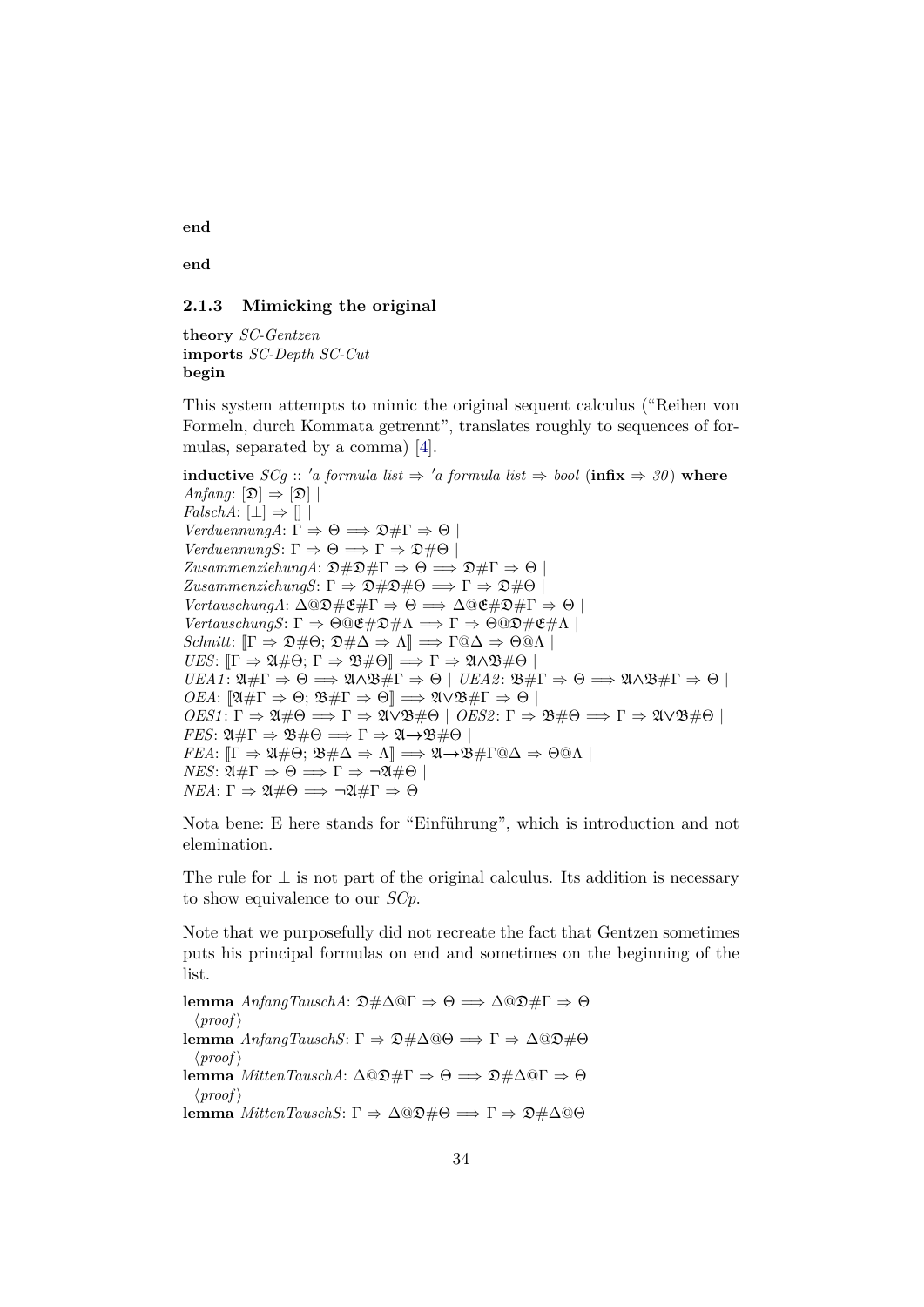**end**

**end**

### 2.1.3 Mimicking the original

**theory** *SC-Gentzen*
**imports** *SC-Depth SC-Cut*
**begin**

This system attempts to mimic the original sequent calculus ("Reihen von Formeln, durch Kommata getrennt", translates roughly to sequences of formulas, separated by a comma) [4].

**inductive** *SCg* :: *'a formula list* ⇒ *'a formula list* ⇒ *bool* (**infix** ⇒ *30*) **where**
*Anfang*: $[\mathfrak{D}] \Rightarrow [\mathfrak{D}]$ |
*FalschA*: $[\bot] \Rightarrow []$ |
*VerduennungA*: $\Gamma \Rightarrow \Theta \Longrightarrow \mathfrak{D}\#\Gamma \Rightarrow \Theta$ |
*VerduennungS*: $\Gamma \Rightarrow \Theta \Longrightarrow \Gamma \Rightarrow \mathfrak{D}\#\Theta$ |
*ZusammenziehungA*: $\mathfrak{D}\#\mathfrak{D}\#\Gamma \Rightarrow \Theta \Longrightarrow \mathfrak{D}\#\Gamma \Rightarrow \Theta$ |
*ZusammenziehungS*: $\Gamma \Rightarrow \mathfrak{D}\#\mathfrak{D}\#\Theta \Longrightarrow \Gamma \Rightarrow \mathfrak{D}\#\Theta$ |
*VertauschungA*: $\Delta @ \mathfrak{D}\#\mathfrak{E}\#\Gamma \Rightarrow \Theta \Longrightarrow \Delta @ \mathfrak{E}\#\mathfrak{D}\#\Gamma \Rightarrow \Theta$ |
*VertauschungS*: $\Gamma \Rightarrow \Theta @ \mathfrak{E}\#\mathfrak{D}\#\Lambda \Longrightarrow \Gamma \Rightarrow \Theta @ \mathfrak{D}\#\mathfrak{E}\#\Lambda$ |
*Schnitt*: $[\![\Gamma \Rightarrow \mathfrak{D}\#\Theta;\ \mathfrak{D}\#\Delta \Rightarrow \Lambda]\!] \Longrightarrow \Gamma @ \Delta \Rightarrow \Theta @ \Lambda$ |
*UES*: $[\![\Gamma \Rightarrow \mathfrak{A}\#\Theta;\ \Gamma \Rightarrow \mathfrak{B}\#\Theta]\!] \Longrightarrow \Gamma \Rightarrow \mathfrak{A}\wedge\mathfrak{B}\#\Theta$ |
*UEA1*: $\mathfrak{A}\#\Gamma \Rightarrow \Theta \Longrightarrow \mathfrak{A}\wedge\mathfrak{B}\#\Gamma \Rightarrow \Theta$ | *UEA2*: $\mathfrak{B}\#\Gamma \Rightarrow \Theta \Longrightarrow \mathfrak{A}\wedge\mathfrak{B}\#\Gamma \Rightarrow \Theta$ |
*OEA*: $[\![\mathfrak{A}\#\Gamma \Rightarrow \Theta;\ \mathfrak{B}\#\Gamma \Rightarrow \Theta]\!] \Longrightarrow \mathfrak{A}\vee\mathfrak{B}\#\Gamma \Rightarrow \Theta$ |
*OES1*: $\Gamma \Rightarrow \mathfrak{A}\#\Theta \Longrightarrow \Gamma \Rightarrow \mathfrak{A}\vee\mathfrak{B}\#\Theta$ | *OES2*: $\Gamma \Rightarrow \mathfrak{B}\#\Theta \Longrightarrow \Gamma \Rightarrow \mathfrak{A}\vee\mathfrak{B}\#\Theta$ |
*FES*: $\mathfrak{A}\#\Gamma \Rightarrow \mathfrak{B}\#\Theta \Longrightarrow \Gamma \Rightarrow \mathfrak{A}\rightarrow\mathfrak{B}\#\Theta$ |
*FEA*: $[\![\Gamma \Rightarrow \mathfrak{A}\#\Theta;\ \mathfrak{B}\#\Delta \Rightarrow \Lambda]\!] \Longrightarrow \mathfrak{A}\rightarrow\mathfrak{B}\#\Gamma @ \Delta \Rightarrow \Theta @ \Lambda$ |
*NES*: $\mathfrak{A}\#\Gamma \Rightarrow \Theta \Longrightarrow \Gamma \Rightarrow \neg\mathfrak{A}\#\Theta$ |
*NEA*: $\Gamma \Rightarrow \mathfrak{A}\#\Theta \Longrightarrow \neg\mathfrak{A}\#\Gamma \Rightarrow \Theta$

Nota bene: E here stands for "Einführung", which is introduction and not elemination.

The rule for ⊥ is not part of the original calculus. Its addition is necessary to show equivalence to our *SCp*.

Note that we purposefully did not recreate the fact that Gentzen sometimes puts his principal formulas on end and sometimes on the beginning of the list.

**lemma** *AnfangTauschA*: $\mathfrak{D}\#\Delta @ \Gamma \Rightarrow \Theta \Longrightarrow \Delta @ \mathfrak{D}\#\Gamma \Rightarrow \Theta$
  ⟨*proof*⟩
**lemma** *AnfangTauschS*: $\Gamma \Rightarrow \mathfrak{D}\#\Delta @ \Theta \Longrightarrow \Gamma \Rightarrow \Delta @ \mathfrak{D}\#\Theta$
  ⟨*proof*⟩
**lemma** *MittenTauschA*: $\Delta @ \mathfrak{D}\#\Gamma \Rightarrow \Theta \Longrightarrow \mathfrak{D}\#\Delta @ \Gamma \Rightarrow \Theta$
  ⟨*proof*⟩
**lemma** *MittenTauschS*: $\Gamma \Rightarrow \Delta @ \mathfrak{D}\#\Theta \Longrightarrow \Gamma \Rightarrow \mathfrak{D}\#\Delta @ \Theta$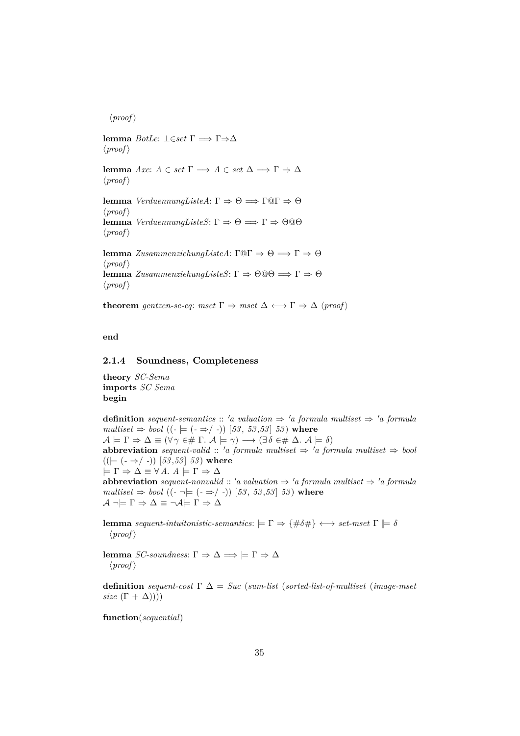⟨proof⟩

**lemma** *BotLe*: $\bot \in set\ \Gamma \Longrightarrow \Gamma \Rightarrow \Delta$
⟨proof⟩

**lemma** *Axe*: $A \in set\ \Gamma \Longrightarrow A \in set\ \Delta \Longrightarrow \Gamma \Rightarrow \Delta$
⟨proof⟩

**lemma** *VerduennungListeA*: $\Gamma \Rightarrow \Theta \Longrightarrow \Gamma@\Gamma \Rightarrow \Theta$
⟨proof⟩
**lemma** *VerduennungListeS*: $\Gamma \Rightarrow \Theta \Longrightarrow \Gamma \Rightarrow \Theta@\Theta$
⟨proof⟩

**lemma** *ZusammenziehungListeA*: $\Gamma@\Gamma \Rightarrow \Theta \Longrightarrow \Gamma \Rightarrow \Theta$
⟨proof⟩
**lemma** *ZusammenziehungListeS*: $\Gamma \Rightarrow \Theta@\Theta \Longrightarrow \Gamma \Rightarrow \Theta$
⟨proof⟩

**theorem** *gentzen-sc-eq*: $mset\ \Gamma \Rightarrow mset\ \Delta \longleftrightarrow \Gamma \Rightarrow \Delta$ ⟨proof⟩

**end**

### 2.1.4 Soundness, Completeness

**theory** *SC-Sema*
**imports** *SC Sema*
**begin**

**definition** *sequent-semantics* :: *'a valuation* $\Rightarrow$ *'a formula multiset* $\Rightarrow$ *'a formula multiset* $\Rightarrow$ *bool* ((- $\models$ (- $\Rightarrow$/ -)) [*53*, *53*,*53*] *53*) **where**
$\mathcal{A} \models \Gamma \Rightarrow \Delta \equiv (\forall \gamma \in\# \Gamma.\ \mathcal{A} \models \gamma) \longrightarrow (\exists \delta \in\# \Delta.\ \mathcal{A} \models \delta)$
**abbreviation** *sequent-valid* :: *'a formula multiset* $\Rightarrow$ *'a formula multiset* $\Rightarrow$ *bool* (($\models$ (- $\Rightarrow$/ -)) [*53*,*53*] *53*) **where**
$\models \Gamma \Rightarrow \Delta \equiv \forall A.\ A \models \Gamma \Rightarrow \Delta$
**abbreviation** *sequent-nonvalid* :: *'a valuation* $\Rightarrow$ *'a formula multiset* $\Rightarrow$ *'a formula multiset* $\Rightarrow$ *bool* ((- $\neg\models$ (- $\Rightarrow$/ -)) [*53*, *53*,*53*] *53*) **where**
$\mathcal{A} \neg\models \Gamma \Rightarrow \Delta \equiv \neg\mathcal{A} \models \Gamma \Rightarrow \Delta$

**lemma** *sequent-intuitonistic-semantics*: $\models \Gamma \Rightarrow \{\#\delta\#\} \longleftrightarrow$ *set-mset* $\Gamma \Vdash \delta$
⟨proof⟩

**lemma** *SC-soundness*: $\Gamma \Rightarrow \Delta \Longrightarrow \models \Gamma \Rightarrow \Delta$
⟨proof⟩

**definition** *sequent-cost* $\Gamma$ $\Delta$ = *Suc* (*sum-list* (*sorted-list-of-multiset* (*image-mset size* ($\Gamma + \Delta$))))

**function**(*sequential*)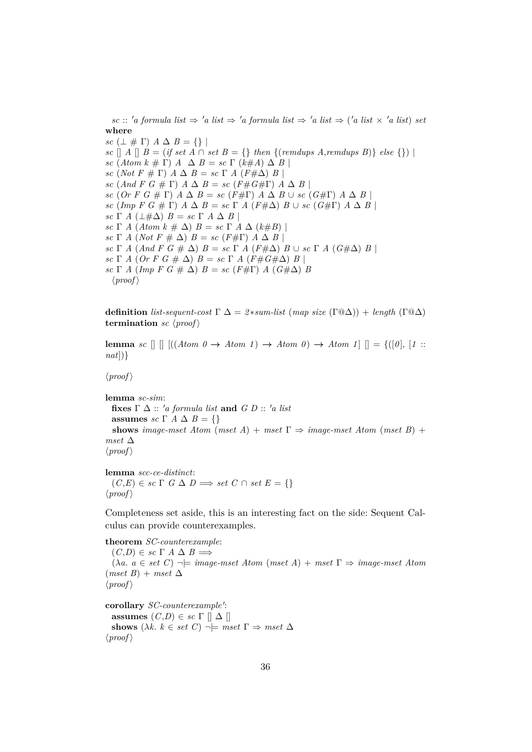*sc* :: *'a formula list* ⇒ *'a list* ⇒ *'a formula list* ⇒ *'a list* ⇒ (*'a list* × *'a list*) *set*
**where**
*sc* (⊥ # Γ) *A* Δ *B* = {} |
*sc* [] *A* [] *B* = (*if set A* ∩ *set B* = {} *then* {(*remdups A*,*remdups B*)} *else* {}) |
*sc* (*Atom k* # Γ) *A* Δ *B* = *sc* Γ (*k*#*A*) Δ *B* |
*sc* (*Not F* # Γ) *A* Δ *B* = *sc* Γ *A* (*F*#Δ) *B* |
*sc* (*And F G* # Γ) *A* Δ *B* = *sc* (*F*#*G*#Γ) *A* Δ *B* |
*sc* (*Or F G* # Γ) *A* Δ *B* = *sc* (*F*#Γ) *A* Δ *B* ∪ *sc* (*G*#Γ) *A* Δ *B* |
*sc* (*Imp F G* # Γ) *A* Δ *B* = *sc* Γ *A* (*F*#Δ) *B* ∪ *sc* (*G*#Γ) *A* Δ *B* |
*sc* Γ *A* (⊥#Δ) *B* = *sc* Γ *A* Δ *B* |
*sc* Γ *A* (*Atom k* # Δ) *B* = *sc* Γ *A* Δ (*k*#*B*) |
*sc* Γ *A* (*Not F* # Δ) *B* = *sc* (*F*#Γ) *A* Δ *B* |
*sc* Γ *A* (*And F G* # Δ) *B* = *sc* Γ *A* (*F*#Δ) *B* ∪ *sc* Γ *A* (*G*#Δ) *B* |
*sc* Γ *A* (*Or F G* # Δ) *B* = *sc* Γ *A* (*F*#*G*#Δ) *B* |
*sc* Γ *A* (*Imp F G* # Δ) *B* = *sc* (*F*#Γ) *A* (*G*#Δ) *B*
⟨*proof*⟩

**definition** *list-sequent-cost* Γ Δ = *2*∗*sum-list* (*map size* (Γ@Δ)) + *length* (Γ@Δ)
**termination** *sc* ⟨*proof*⟩

**lemma** *sc* [] [] [((*Atom 0* → *Atom 1*) → *Atom 0*) → *Atom 1*] [] = {([*0*], [*1* :: *nat*])}

⟨*proof*⟩

**lemma** *sc-sim*:
**fixes** Γ Δ :: *'a formula list* **and** *G D* :: *'a list*
**assumes** *sc* Γ *A* Δ *B* = {}
**shows** *image-mset Atom* (*mset A*) + *mset* Γ ⇒ *image-mset Atom* (*mset B*) + *mset* Δ
⟨*proof*⟩

**lemma** *scc-ce-distinct*:
(*C*,*E*) ∈ *sc* Γ *G* Δ *D* ⟹ *set C* ∩ *set E* = {}
⟨*proof*⟩

Completeness set aside, this is an interesting fact on the side: Sequent Calculus can provide counterexamples.

**theorem** *SC-counterexample*:
(*C*,*D*) ∈ *sc* Γ *A* Δ *B* ⟹
(λ*a*. *a* ∈ *set C*) ¬⊨ *image-mset Atom* (*mset A*) + *mset* Γ ⇒ *image-mset Atom* (*mset B*) + *mset* Δ
⟨*proof*⟩

**corollary** *SC-counterexample'*:
**assumes** (*C*,*D*) ∈ *sc* Γ [] Δ []
**shows** (λ*k*. *k* ∈ *set C*) ¬⊨ *mset* Γ ⇒ *mset* Δ
⟨*proof*⟩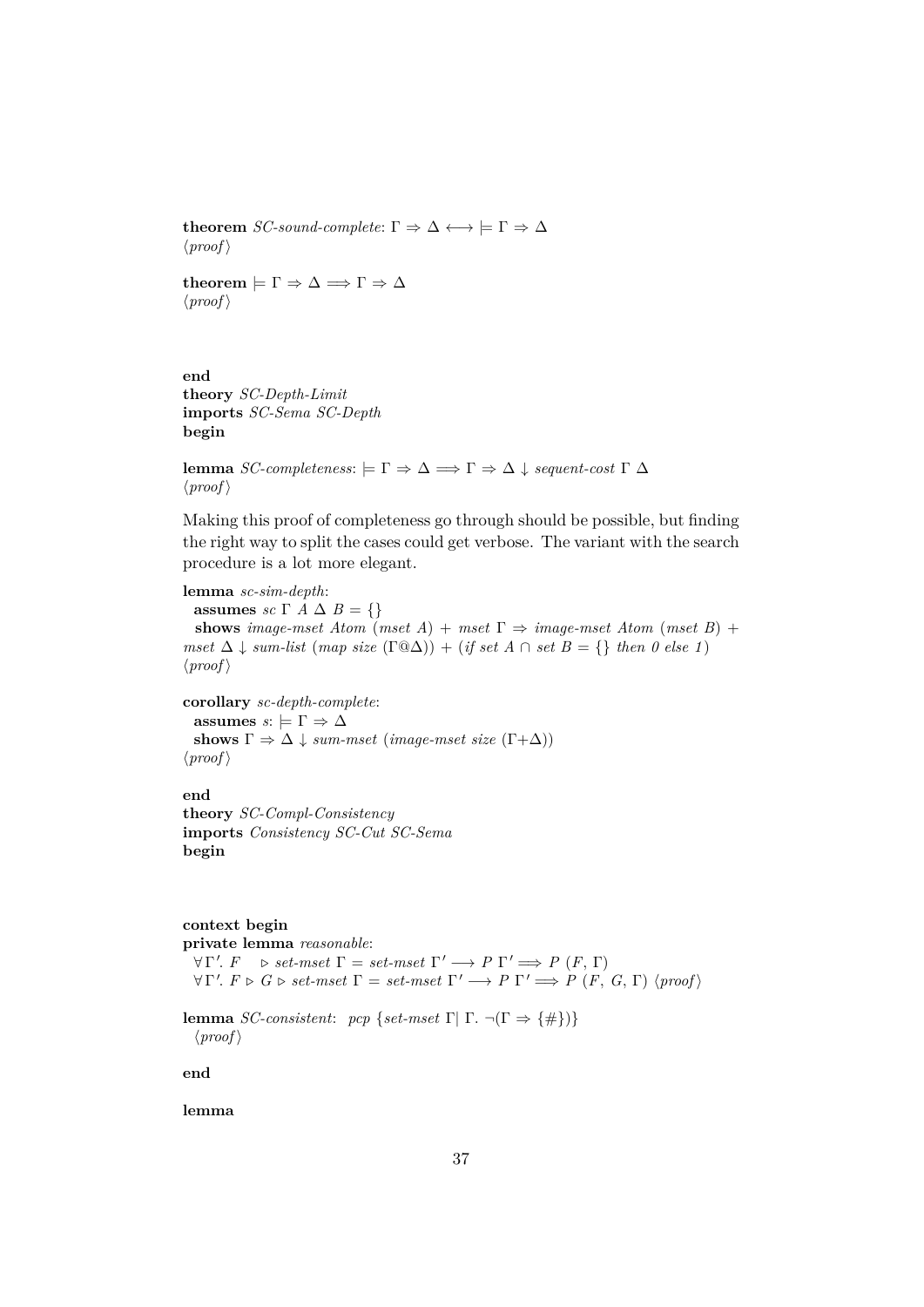**theorem** *SC-sound-complete*: $\Gamma \Rightarrow \Delta \longleftrightarrow \models \Gamma \Rightarrow \Delta$
⟨*proof*⟩

**theorem** $\models \Gamma \Rightarrow \Delta \Longrightarrow \Gamma \Rightarrow \Delta$
⟨*proof*⟩

**end**
**theory** *SC-Depth-Limit*
**imports** *SC-Sema SC-Depth*
**begin**

**lemma** *SC-completeness*: $\models \Gamma \Rightarrow \Delta \Longrightarrow \Gamma \Rightarrow \Delta \downarrow$ *sequent-cost* $\Gamma$ $\Delta$
⟨*proof*⟩

Making this proof of completeness go through should be possible, but finding the right way to split the cases could get verbose. The variant with the search procedure is a lot more elegant.

**lemma** *sc-sim-depth*:
  **assumes** *sc* $\Gamma$ $A$ $\Delta$ $B = \{\}$
  **shows** *image-mset Atom* (*mset A*) + *mset* $\Gamma \Rightarrow$ *image-mset Atom* (*mset B*) + *mset* $\Delta \downarrow$ *sum-list* (*map size* ($\Gamma$@$\Delta$)) + (*if set A* $\cap$ *set B* = {} *then 0 else 1*)
⟨*proof*⟩

**corollary** *sc-depth-complete*:
  **assumes** *s*: $\models \Gamma \Rightarrow \Delta$
  **shows** $\Gamma \Rightarrow \Delta \downarrow$ *sum-mset* (*image-mset size* ($\Gamma$+$\Delta$))
⟨*proof*⟩

**end**
**theory** *SC-Compl-Consistency*
**imports** *Consistency SC-Cut SC-Sema*
**begin**

**context begin**
**private lemma** *reasonable*:
  $\forall \Gamma'$. $F$ $\quad \rhd$ *set-mset* $\Gamma$ = *set-mset* $\Gamma' \longrightarrow P\ \Gamma' \Longrightarrow P\ (F,\ \Gamma)$
  $\forall \Gamma'$. $F \rhd G \rhd$ *set-mset* $\Gamma$ = *set-mset* $\Gamma' \longrightarrow P\ \Gamma' \Longrightarrow P\ (F,\ G,\ \Gamma)$ ⟨*proof*⟩

**lemma** *SC-consistent*: *pcp* {*set-mset* $\Gamma$| $\Gamma$. $\neg(\Gamma \Rightarrow \{\#\})$}
  ⟨*proof*⟩

**end**

**lemma**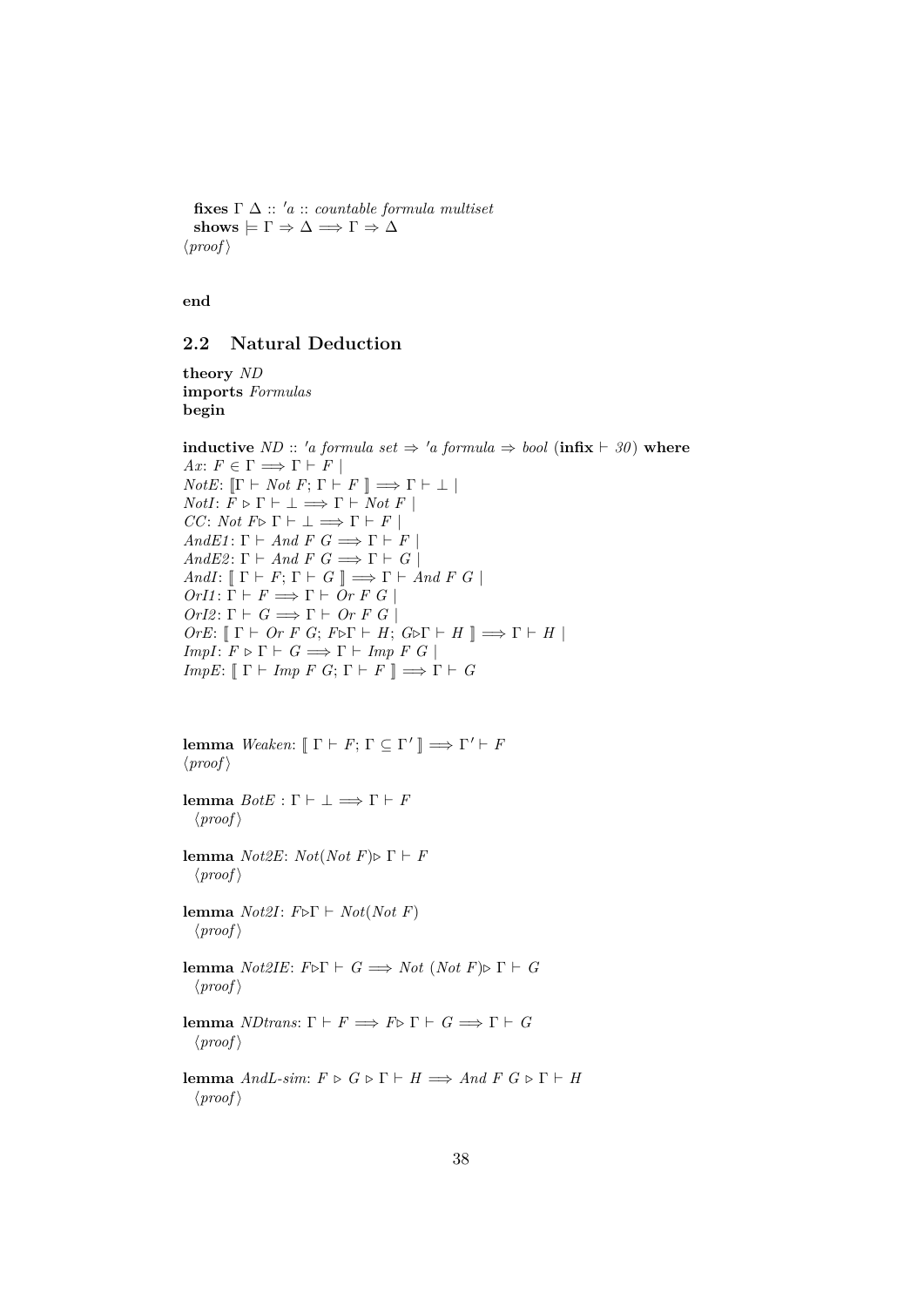**fixes** $\Gamma$ $\Delta$ :: *'a* :: *countable formula multiset*
**shows** $\models \Gamma \Rightarrow \Delta \Longrightarrow \Gamma \Rightarrow \Delta$
$\langle proof \rangle$

**end**

## 2.2 Natural Deduction

**theory** *ND*
**imports** *Formulas*
**begin**

**inductive** *ND* :: *'a formula set* $\Rightarrow$ *'a formula* $\Rightarrow$ *bool* (**infix** $\vdash$ *30*) **where**
*Ax*: $F \in \Gamma \Longrightarrow \Gamma \vdash F$ |
*NotE*: $[\![\Gamma \vdash Not\ F; \Gamma \vdash F\ ]\!] \Longrightarrow \Gamma \vdash \bot$ |
*NotI*: $F \triangleright \Gamma \vdash \bot \Longrightarrow \Gamma \vdash Not\ F$ |
*CC*: $Not\ F \triangleright \Gamma \vdash \bot \Longrightarrow \Gamma \vdash F$ |
*AndE1*: $\Gamma \vdash And\ F\ G \Longrightarrow \Gamma \vdash F$ |
*AndE2*: $\Gamma \vdash And\ F\ G \Longrightarrow \Gamma \vdash G$ |
*AndI*: $[\![\ \Gamma \vdash F; \Gamma \vdash G\ ]\!] \Longrightarrow \Gamma \vdash And\ F\ G$ |
*OrI1*: $\Gamma \vdash F \Longrightarrow \Gamma \vdash Or\ F\ G$ |
*OrI2*: $\Gamma \vdash G \Longrightarrow \Gamma \vdash Or\ F\ G$ |
*OrE*: $[\![\ \Gamma \vdash Or\ F\ G; F \triangleright \Gamma \vdash H; G \triangleright \Gamma \vdash H\ ]\!] \Longrightarrow \Gamma \vdash H$ |
*ImpI*: $F \triangleright \Gamma \vdash G \Longrightarrow \Gamma \vdash Imp\ F\ G$ |
*ImpE*: $[\![\ \Gamma \vdash Imp\ F\ G; \Gamma \vdash F\ ]\!] \Longrightarrow \Gamma \vdash G$

**lemma** *Weaken*: $[\![\ \Gamma \vdash F; \Gamma \subseteq \Gamma'\ ]\!] \Longrightarrow \Gamma' \vdash F$
$\langle proof \rangle$

**lemma** *BotE* : $\Gamma \vdash \bot \Longrightarrow \Gamma \vdash F$
$\langle proof \rangle$

**lemma** *Not2E*: $Not(Not\ F) \triangleright \Gamma \vdash F$
$\langle proof \rangle$

**lemma** *Not2I*: $F \triangleright \Gamma \vdash Not(Not\ F)$
$\langle proof \rangle$

**lemma** *Not2IE*: $F \triangleright \Gamma \vdash G \Longrightarrow Not\ (Not\ F) \triangleright \Gamma \vdash G$
$\langle proof \rangle$

**lemma** *NDtrans*: $\Gamma \vdash F \Longrightarrow F \triangleright \Gamma \vdash G \Longrightarrow \Gamma \vdash G$
$\langle proof \rangle$

**lemma** *AndL-sim*: $F \triangleright G \triangleright \Gamma \vdash H \Longrightarrow And\ F\ G \triangleright \Gamma \vdash H$
$\langle proof \rangle$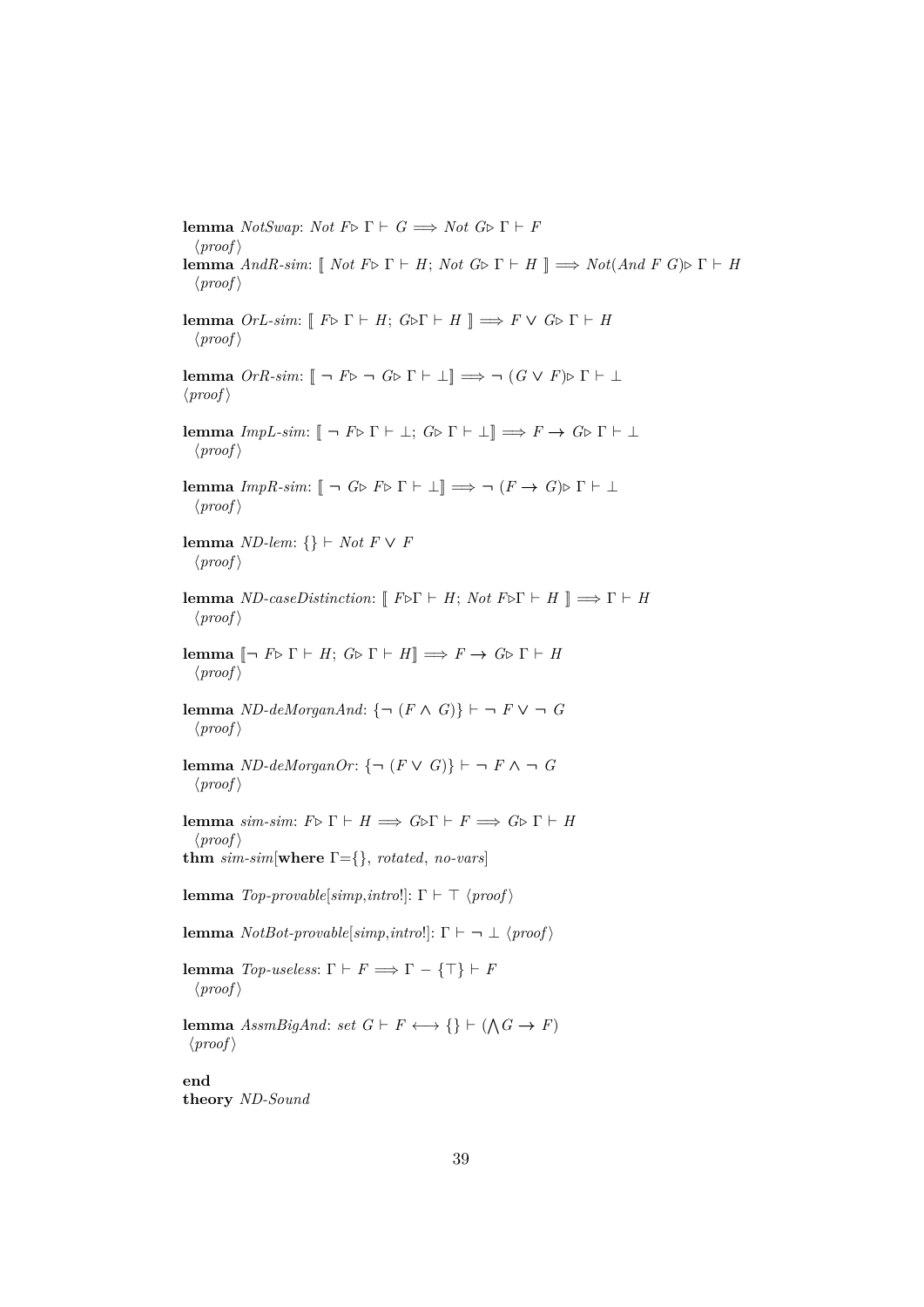**lemma** *NotSwap*: *Not* $F \triangleright \Gamma \vdash G \Longrightarrow$ *Not* $G \triangleright \Gamma \vdash F$
  ⟨*proof*⟩
**lemma** *AndR-sim*: ⟦ *Not* $F \triangleright \Gamma \vdash H$; *Not* $G \triangleright \Gamma \vdash H$ ⟧ $\Longrightarrow$ *Not*(*And* $F$ $G$)$\triangleright \Gamma \vdash H$
  ⟨*proof*⟩

**lemma** *OrL-sim*: ⟦ $F \triangleright \Gamma \vdash H$; $G \triangleright \Gamma \vdash H$ ⟧ $\Longrightarrow F \vee G \triangleright \Gamma \vdash H$
  ⟨*proof*⟩

**lemma** *OrR-sim*: ⟦ $\neg F \triangleright \neg G \triangleright \Gamma \vdash \bot$⟧ $\Longrightarrow \neg (G \vee F) \triangleright \Gamma \vdash \bot$
⟨*proof*⟩

**lemma** *ImpL-sim*: ⟦ $\neg F \triangleright \Gamma \vdash \bot$; $G \triangleright \Gamma \vdash \bot$⟧ $\Longrightarrow F \rightarrow G \triangleright \Gamma \vdash \bot$
  ⟨*proof*⟩

**lemma** *ImpR-sim*: ⟦ $\neg G \triangleright F \triangleright \Gamma \vdash \bot$⟧ $\Longrightarrow \neg (F \rightarrow G) \triangleright \Gamma \vdash \bot$
  ⟨*proof*⟩

**lemma** *ND-lem*: $\{\} \vdash$ *Not* $F \vee F$
  ⟨*proof*⟩

**lemma** *ND-caseDistinction*: ⟦ $F \triangleright \Gamma \vdash H$; *Not* $F \triangleright \Gamma \vdash H$ ⟧ $\Longrightarrow \Gamma \vdash H$
  ⟨*proof*⟩

**lemma** ⟦$\neg F \triangleright \Gamma \vdash H$; $G \triangleright \Gamma \vdash H$⟧ $\Longrightarrow F \rightarrow G \triangleright \Gamma \vdash H$
  ⟨*proof*⟩

**lemma** *ND-deMorganAnd*: $\{\neg (F \wedge G)\} \vdash \neg F \vee \neg G$
  ⟨*proof*⟩

**lemma** *ND-deMorganOr*: $\{\neg (F \vee G)\} \vdash \neg F \wedge \neg G$
  ⟨*proof*⟩

**lemma** *sim-sim*: $F \triangleright \Gamma \vdash H \Longrightarrow G \triangleright \Gamma \vdash F \Longrightarrow G \triangleright \Gamma \vdash H$
  ⟨*proof*⟩
**thm** *sim-sim*[**where** $\Gamma$={}, *rotated*, *no-vars*]

**lemma** *Top-provable*[*simp*,*intro*!]: $\Gamma \vdash \top$ ⟨*proof*⟩

**lemma** *NotBot-provable*[*simp*,*intro*!]: $\Gamma \vdash \neg \bot$ ⟨*proof*⟩

**lemma** *Top-useless*: $\Gamma \vdash F \Longrightarrow \Gamma - \{\top\} \vdash F$
  ⟨*proof*⟩

**lemma** *AssmBigAnd*: *set* $G \vdash F \longleftrightarrow \{\} \vdash (\bigwedge G \rightarrow F)$
 ⟨*proof*⟩

**end**
**theory** *ND-Sound*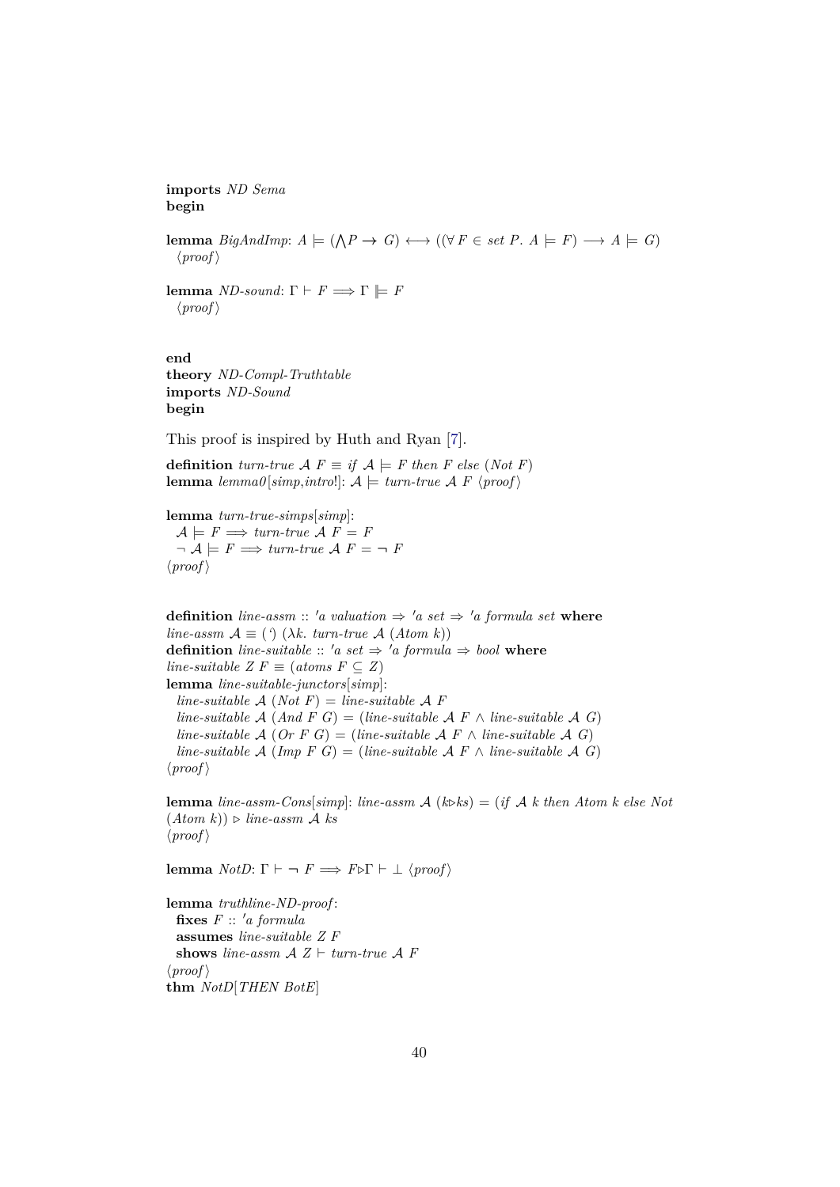**imports** *ND Sema*
**begin**

**lemma** *BigAndImp*: $A \models (\bigwedge P \to G) \longleftrightarrow ((\forall F \in set\ P.\ A \models F) \longrightarrow A \models G)$
⟨*proof*⟩

**lemma** *ND-sound*: $\Gamma \vdash F \Longrightarrow \Gamma \Vdash F$
⟨*proof*⟩

**end**
**theory** *ND-Compl-Truthtable*
**imports** *ND-Sound*
**begin**

This proof is inspired by Huth and Ryan [7].

**definition** *turn-true* $\mathcal{A}\ F \equiv if\ \mathcal{A} \models F\ then\ F\ else\ (Not\ F)$
**lemma** *lemma0*[*simp,intro*!]: $\mathcal{A} \models turn\text{-}true\ \mathcal{A}\ F$ ⟨*proof*⟩

**lemma** *turn-true-simps*[*simp*]:
$\mathcal{A} \models F \Longrightarrow turn\text{-}true\ \mathcal{A}\ F = F$
$\neg\ \mathcal{A} \models F \Longrightarrow turn\text{-}true\ \mathcal{A}\ F = \neg\ F$
⟨*proof*⟩

**definition** *line-assm* :: *'a valuation* ⇒ *'a set* ⇒ *'a formula set* **where**
*line-assm* $\mathcal{A} \equiv$ (‘) ($\lambda k.$ *turn-true* $\mathcal{A}$ (*Atom k*))
**definition** *line-suitable* :: *'a set* ⇒ *'a formula* ⇒ *bool* **where**
*line-suitable Z F* ≡ (*atoms F* ⊆ *Z*)
**lemma** *line-suitable-junctors*[*simp*]:
*line-suitable* $\mathcal{A}$ (*Not F*) = *line-suitable* $\mathcal{A}$ *F*
*line-suitable* $\mathcal{A}$ (*And F G*) = (*line-suitable* $\mathcal{A}$ *F* ∧ *line-suitable* $\mathcal{A}$ *G*)
*line-suitable* $\mathcal{A}$ (*Or F G*) = (*line-suitable* $\mathcal{A}$ *F* ∧ *line-suitable* $\mathcal{A}$ *G*)
*line-suitable* $\mathcal{A}$ (*Imp F G*) = (*line-suitable* $\mathcal{A}$ *F* ∧ *line-suitable* $\mathcal{A}$ *G*)
⟨*proof*⟩

**lemma** *line-assm-Cons*[*simp*]: *line-assm* $\mathcal{A}$ (*k*▷*ks*) = (*if* $\mathcal{A}$ *k then Atom k else Not* (*Atom k*)) ▷ *line-assm* $\mathcal{A}$ *ks*
⟨*proof*⟩

**lemma** *NotD*: $\Gamma \vdash \neg\ F \Longrightarrow F \triangleright \Gamma \vdash \bot$ ⟨*proof*⟩

**lemma** *truthline-ND-proof*:
**fixes** *F* :: *'a formula*
**assumes** *line-suitable Z F*
**shows** *line-assm* $\mathcal{A}$ *Z* ⊢ *turn-true* $\mathcal{A}$ *F*
⟨*proof*⟩
**thm** *NotD*[*THEN BotE*]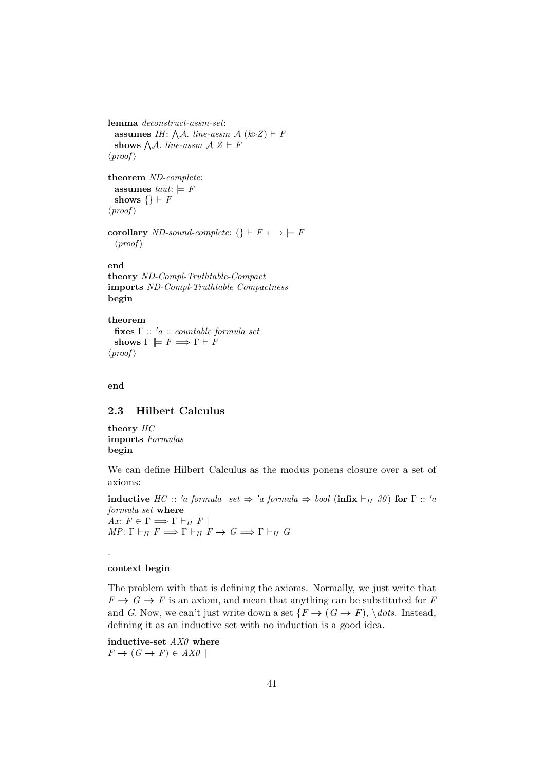**lemma** *deconstruct-assm-set*:
  **assumes** *IH*: $\bigwedge\mathcal{A}$. *line-assm* $\mathcal{A}$ ($k\triangleright Z$) $\vdash F$
  **shows** $\bigwedge\mathcal{A}$. *line-assm* $\mathcal{A}$ $Z \vdash F$
⟨*proof*⟩

**theorem** *ND-complete*:
  **assumes** *taut*: $\models F$
  **shows** $\{\} \vdash F$
⟨*proof*⟩

**corollary** *ND-sound-complete*: $\{\} \vdash F \longleftrightarrow \models F$
  ⟨*proof*⟩

**end**
**theory** *ND-Compl-Truthtable-Compact*
**imports** *ND-Compl-Truthtable Compactness*
**begin**

**theorem**
  **fixes** $\Gamma$ :: *'a* :: *countable formula set*
  **shows** $\Gamma \models F \Longrightarrow \Gamma \vdash F$
⟨*proof*⟩

**end**

## 2.3 Hilbert Calculus

**theory** *HC*
**imports** *Formulas*
**begin**

We can define Hilbert Calculus as the modus ponens closure over a set of axioms:

**inductive** *HC* :: *'a formula set* ⇒ *'a formula* ⇒ *bool* (**infix** $\vdash_H$ *30*) **for** $\Gamma$ :: *'a formula set* **where**
*Ax*: $F \in \Gamma \Longrightarrow \Gamma \vdash_H F$ |
*MP*: $\Gamma \vdash_H F \Longrightarrow \Gamma \vdash_H F \to G \Longrightarrow \Gamma \vdash_H G$

.

**context begin**

The problem with that is defining the axioms. Normally, we just write that $F \to G \to F$ is an axiom, and mean that anything can be substituted for $F$ and $G$. Now, we can't just write down a set $\{F \to (G \to F)$, \dots. Instead, defining it as an inductive set with no induction is a good idea.

**inductive-set** *AX0* **where**
$F \to (G \to F) \in$ *AX0* |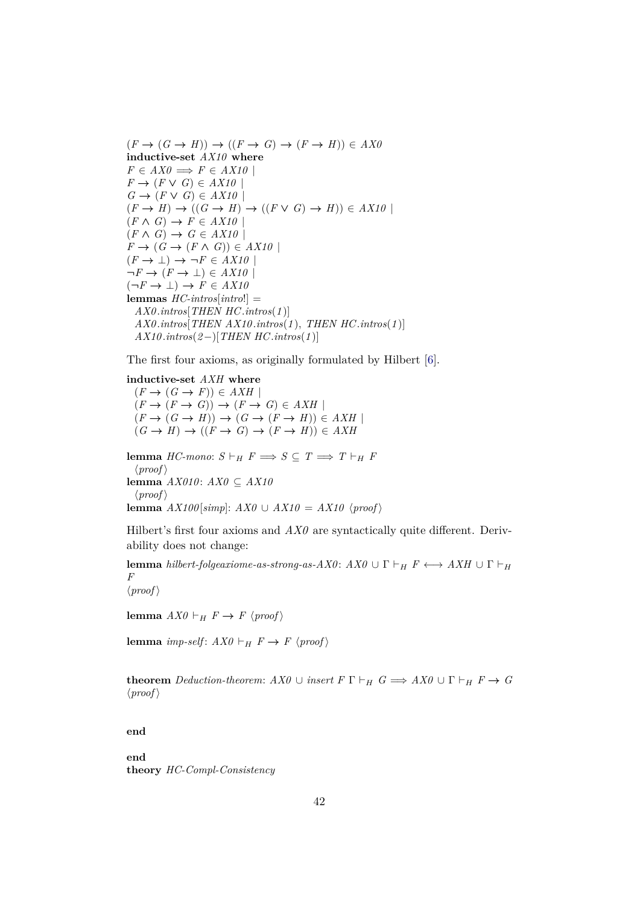$(F \to (G \to H)) \to ((F \to G) \to (F \to H)) \in AX0$
**inductive-set** $AX10$ **where**
$F \in AX0 \Longrightarrow F \in AX10$ |
$F \to (F \vee G) \in AX10$ |
$G \to (F \vee G) \in AX10$ |
$(F \to H) \to ((G \to H) \to ((F \vee G) \to H)) \in AX10$ |
$(F \wedge G) \to F \in AX10$ |
$(F \wedge G) \to G \in AX10$ |
$F \to (G \to (F \wedge G)) \in AX10$ |
$(F \to \bot) \to \neg F \in AX10$ |
$\neg F \to (F \to \bot) \in AX10$ |
$(\neg F \to \bot) \to F \in AX10$
**lemmas** *HC-intros*[*intro*!] =
  *AX0.intros*[*THEN HC.intros*(*1*)]
  *AX0.intros*[*THEN AX10.intros*(*1*), *THEN HC.intros*(*1*)]
  *AX10.intros*(*2*−)[*THEN HC.intros*(*1*)]

The first four axioms, as originally formulated by Hilbert [6].

**inductive-set** $AXH$ **where**
  $(F \to (G \to F)) \in AXH$ |
  $(F \to (F \to G)) \to (F \to G) \in AXH$ |
  $(F \to (G \to H)) \to (G \to (F \to H)) \in AXH$ |
  $(G \to H) \to ((F \to G) \to (F \to H)) \in AXH$

**lemma** *HC-mono*: $S \vdash_H F \Longrightarrow S \subseteq T \Longrightarrow T \vdash_H F$
  ⟨*proof*⟩
**lemma** *AX010*: $AX0 \subseteq AX10$
  ⟨*proof*⟩
**lemma** *AX100*[*simp*]: $AX0 \cup AX10 = AX10$ ⟨*proof*⟩

Hilbert's first four axioms and *AX0* are syntactically quite different. Derivability does not change:

**lemma** *hilbert-folgeaxiome-as-strong-as-AX0*: $AX0 \cup \Gamma \vdash_H F \longleftrightarrow AXH \cup \Gamma \vdash_H F$
⟨*proof*⟩

**lemma** $AX0 \vdash_H F \to F$ ⟨*proof*⟩

**lemma** *imp-self*: $AX0 \vdash_H F \to F$ ⟨*proof*⟩

**theorem** *Deduction-theorem*: $AX0 \cup insert\ F\ \Gamma \vdash_H G \Longrightarrow AX0 \cup \Gamma \vdash_H F \to G$
⟨*proof*⟩

**end**

**end**
**theory** *HC-Compl-Consistency*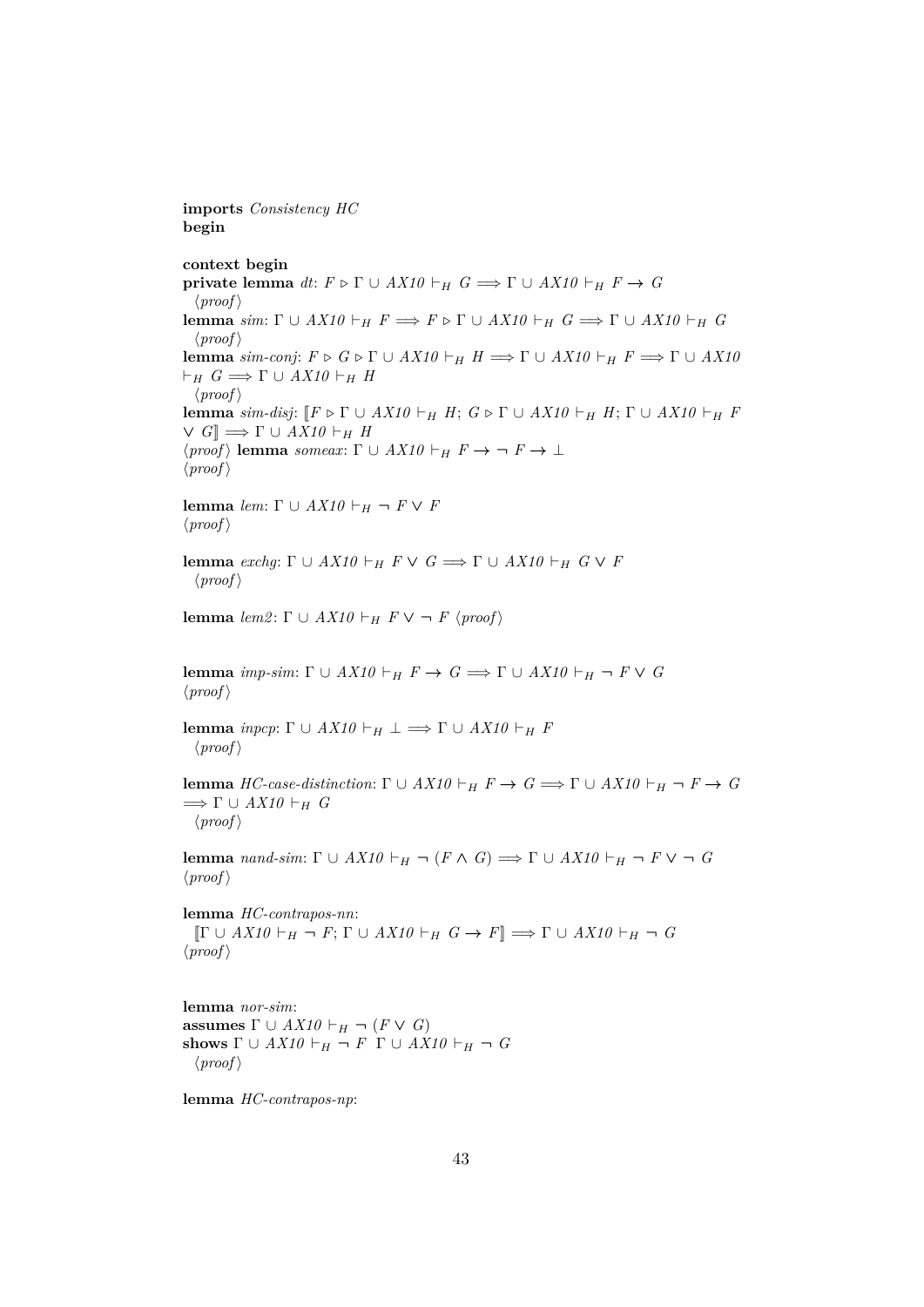**imports** *Consistency HC*
**begin**

**context begin**
**private lemma** *dt*: $F \triangleright \Gamma \cup AX10 \vdash_H G \Longrightarrow \Gamma \cup AX10 \vdash_H F \to G$
  ⟨*proof*⟩
**lemma** *sim*: $\Gamma \cup AX10 \vdash_H F \Longrightarrow F \triangleright \Gamma \cup AX10 \vdash_H G \Longrightarrow \Gamma \cup AX10 \vdash_H G$
  ⟨*proof*⟩
**lemma** *sim-conj*: $F \triangleright G \triangleright \Gamma \cup AX10 \vdash_H H \Longrightarrow \Gamma \cup AX10 \vdash_H F \Longrightarrow \Gamma \cup AX10 \vdash_H G \Longrightarrow \Gamma \cup AX10 \vdash_H H$
  ⟨*proof*⟩
**lemma** *sim-disj*: $[\![F \triangleright \Gamma \cup AX10 \vdash_H H;\ G \triangleright \Gamma \cup AX10 \vdash_H H;\ \Gamma \cup AX10 \vdash_H F \lor G]\!] \Longrightarrow \Gamma \cup AX10 \vdash_H H$
⟨*proof*⟩ **lemma** *someax*: $\Gamma \cup AX10 \vdash_H F \to \neg F \to \bot$
⟨*proof*⟩

**lemma** *lem*: $\Gamma \cup AX10 \vdash_H \neg F \lor F$
⟨*proof*⟩

**lemma** *exchg*: $\Gamma \cup AX10 \vdash_H F \lor G \Longrightarrow \Gamma \cup AX10 \vdash_H G \lor F$
  ⟨*proof*⟩

**lemma** *lem2*: $\Gamma \cup AX10 \vdash_H F \lor \neg F$ ⟨*proof*⟩

**lemma** *imp-sim*: $\Gamma \cup AX10 \vdash_H F \to G \Longrightarrow \Gamma \cup AX10 \vdash_H \neg F \lor G$
⟨*proof*⟩

**lemma** *inpcp*: $\Gamma \cup AX10 \vdash_H \bot \Longrightarrow \Gamma \cup AX10 \vdash_H F$
  ⟨*proof*⟩

**lemma** *HC-case-distinction*: $\Gamma \cup AX10 \vdash_H F \to G \Longrightarrow \Gamma \cup AX10 \vdash_H \neg F \to G \Longrightarrow \Gamma \cup AX10 \vdash_H G$
  ⟨*proof*⟩

**lemma** *nand-sim*: $\Gamma \cup AX10 \vdash_H \neg (F \land G) \Longrightarrow \Gamma \cup AX10 \vdash_H \neg F \lor \neg G$
⟨*proof*⟩

**lemma** *HC-contrapos-nn*:
  $[\![\Gamma \cup AX10 \vdash_H \neg F;\ \Gamma \cup AX10 \vdash_H G \to F]\!] \Longrightarrow \Gamma \cup AX10 \vdash_H \neg G$
⟨*proof*⟩

**lemma** *nor-sim*:
**assumes** $\Gamma \cup AX10 \vdash_H \neg (F \lor G)$
**shows** $\Gamma \cup AX10 \vdash_H \neg F$  $\Gamma \cup AX10 \vdash_H \neg G$
  ⟨*proof*⟩

**lemma** *HC-contrapos-np*: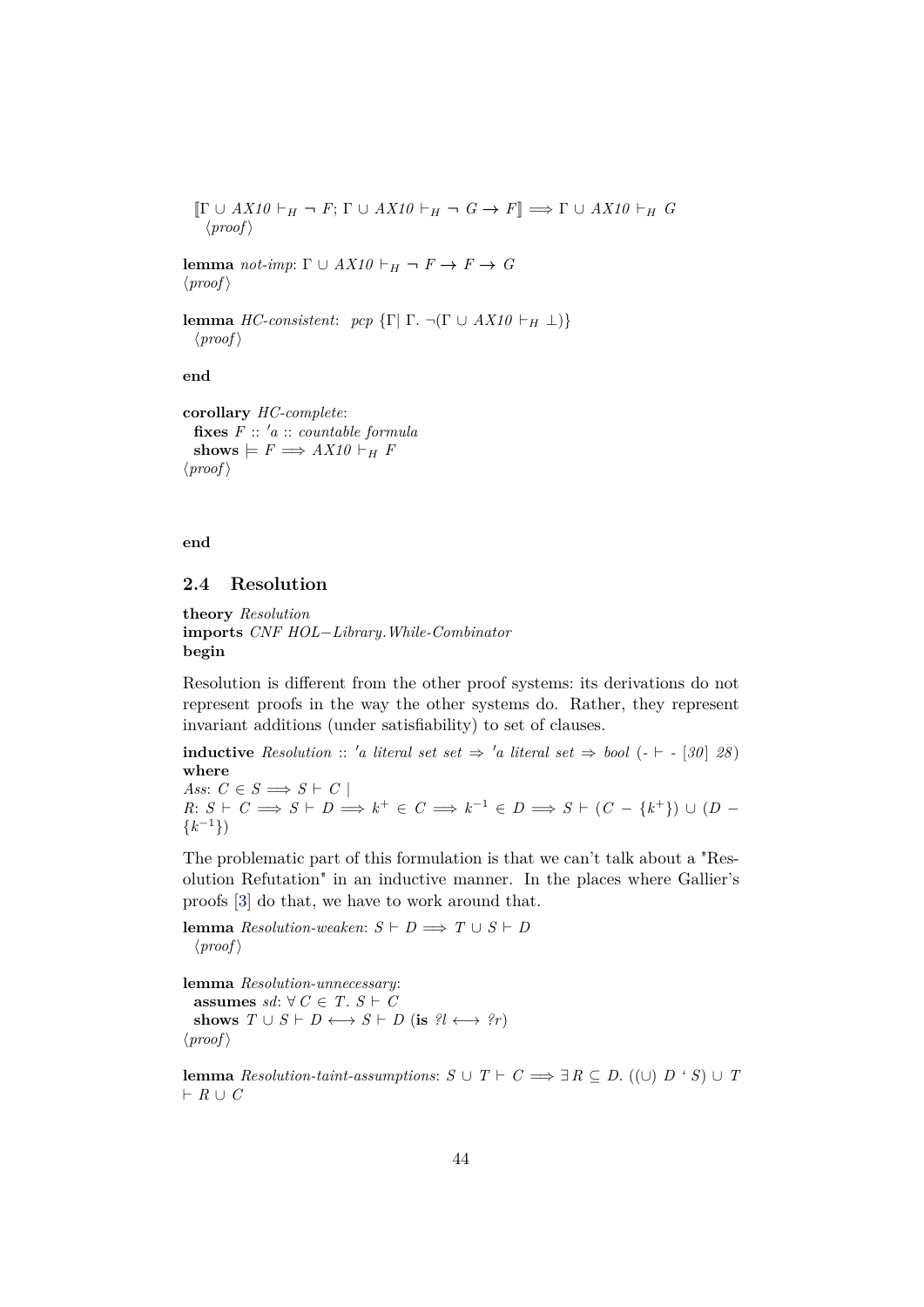$[\![\Gamma \cup AX10 \vdash_H \neg F; \Gamma \cup AX10 \vdash_H \neg G \to F]\!] \Longrightarrow \Gamma \cup AX10 \vdash_H G$
  ⟨*proof*⟩

**lemma** *not-imp*: $\Gamma \cup AX10 \vdash_H \neg F \to F \to G$
⟨*proof*⟩

**lemma** *HC-consistent*: *pcp* $\{\Gamma |\ \Gamma.\ \neg(\Gamma \cup AX10 \vdash_H \bot)\}$
  ⟨*proof*⟩

**end**

**corollary** *HC-complete*:
  **fixes** $F$ :: *'a* :: *countable formula*
  **shows** $\models F \Longrightarrow AX10 \vdash_H F$
⟨*proof*⟩

**end**

## 2.4 Resolution

**theory** *Resolution*
**imports** *CNF HOL−Library.While-Combinator*
**begin**

Resolution is different from the other proof systems: its derivations do not represent proofs in the way the other systems do. Rather, they represent invariant additions (under satisfiability) to set of clauses.

**inductive** *Resolution* :: *'a literal set set* $\Rightarrow$ *'a literal set* $\Rightarrow$ *bool* (- $\vdash$ - [*30*] *28*)
**where**
*Ass*: $C \in S \Longrightarrow S \vdash C$ |
*R*: $S \vdash C \Longrightarrow S \vdash D \Longrightarrow k^+ \in C \Longrightarrow k^{-1} \in D \Longrightarrow S \vdash (C - \{k^+\}) \cup (D - \{k^{-1}\})$

The problematic part of this formulation is that we can't talk about a "Resolution Refutation" in an inductive manner. In the places where Gallier's proofs [3] do that, we have to work around that.

**lemma** *Resolution-weaken*: $S \vdash D \Longrightarrow T \cup S \vdash D$
  ⟨*proof*⟩

**lemma** *Resolution-unnecessary*:
  **assumes** *sd*: $\forall C \in T.\ S \vdash C$
  **shows** $T \cup S \vdash D \longleftrightarrow S \vdash D$ (**is** *?l* $\longleftrightarrow$ *?r*)
⟨*proof*⟩

**lemma** *Resolution-taint-assumptions*: $S \cup T \vdash C \Longrightarrow \exists R \subseteq D.\ ((\cup)\ D\ `\ S) \cup T \vdash R \cup C$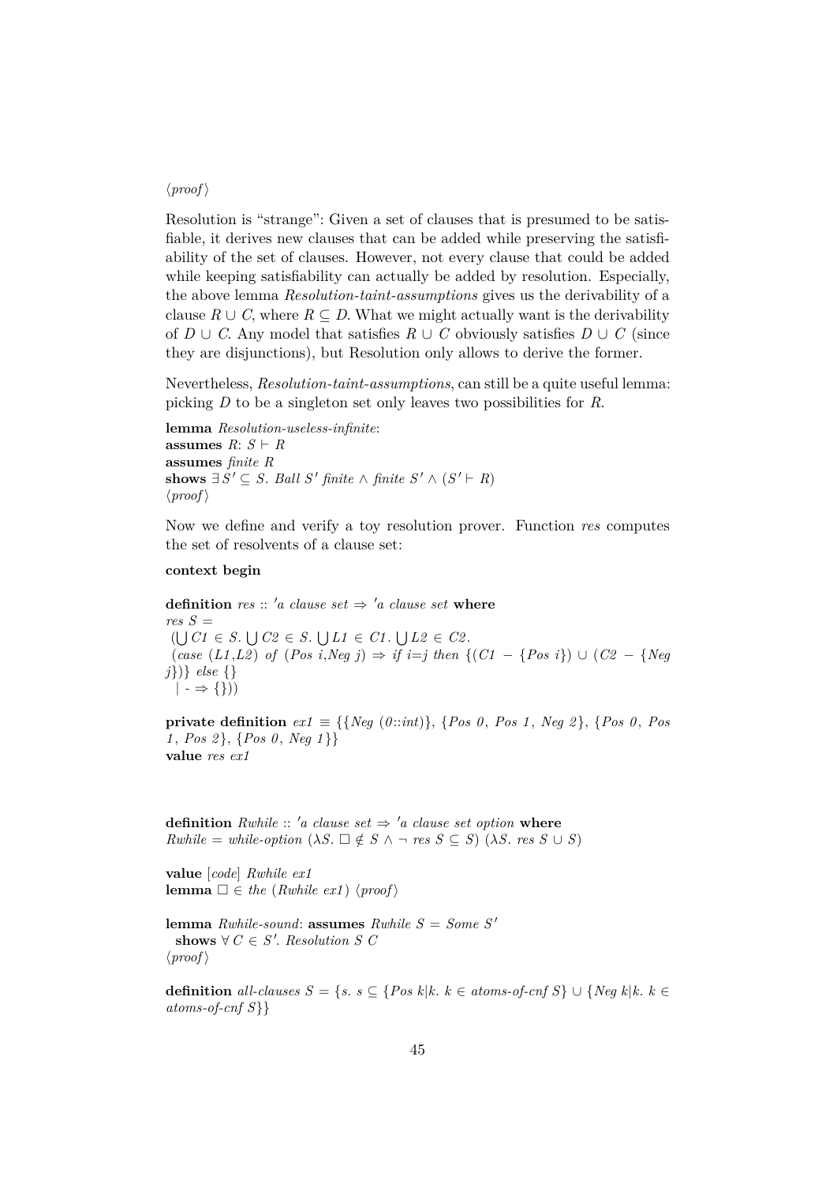⟨proof⟩

Resolution is "strange": Given a set of clauses that is presumed to be satisfiable, it derives new clauses that can be added while preserving the satisfiability of the set of clauses. However, not every clause that could be added while keeping satisfiability can actually be added by resolution. Especially, the above lemma *Resolution-taint-assumptions* gives us the derivability of a clause $R \cup C$, where $R \subseteq D$. What we might actually want is the derivability of $D \cup C$. Any model that satisfies $R \cup C$ obviously satisfies $D \cup C$ (since they are disjunctions), but Resolution only allows to derive the former.

Nevertheless, *Resolution-taint-assumptions*, can still be a quite useful lemma: picking $D$ to be a singleton set only leaves two possibilities for $R$.

```
lemma Resolution-useless-infinite:
assumes R: S ⊢ R
assumes finite R
shows ∃ S' ⊆ S. Ball S' finite ∧ finite S' ∧ (S' ⊢ R)
⟨proof⟩
```

Now we define and verify a toy resolution prover. Function *res* computes the set of resolvents of a clause set:

```
context begin

definition res :: 'a clause set ⇒ 'a clause set where
res S =
 (⋃ C1 ∈ S. ⋃ C2 ∈ S. ⋃ L1 ∈ C1. ⋃ L2 ∈ C2.
 (case (L1,L2) of (Pos i,Neg j) ⇒ if i=j then {(C1 − {Pos i}) ∪ (C2 − {Neg
j})} else {}
  | - ⇒ {}))

private definition ex1 ≡ {{Neg (0::int)}, {Pos 0, Pos 1, Neg 2}, {Pos 0, Pos
1, Pos 2}, {Pos 0, Neg 1}}
value res ex1


definition Rwhile :: 'a clause set ⇒ 'a clause set option where
Rwhile = while-option (λS. □ ∉ S ∧ ¬ res S ⊆ S) (λS. res S ∪ S)

value [code] Rwhile ex1
lemma □ ∈ the (Rwhile ex1) ⟨proof⟩

lemma Rwhile-sound: assumes Rwhile S = Some S'
  shows ∀ C ∈ S'. Resolution S C
⟨proof⟩

definition all-clauses S = {s. s ⊆ {Pos k|k. k ∈ atoms-of-cnf S} ∪ {Neg k|k. k ∈
atoms-of-cnf S}}
```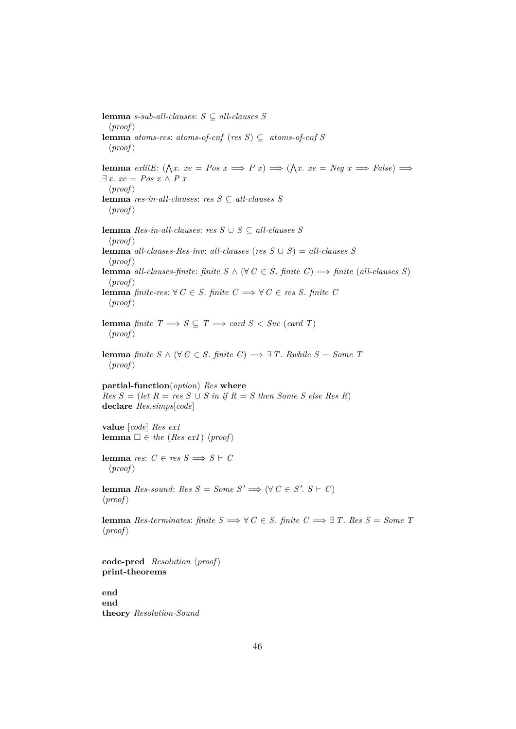**lemma** *s-sub-all-clauses*: $S \subseteq$ *all-clauses* $S$
  ⟨*proof*⟩
**lemma** *atoms-res*: *atoms-of-cnf* (*res* $S$) $\subseteq$ *atoms-of-cnf* $S$
  ⟨*proof*⟩

**lemma** *exlitE*: $(\bigwedge x.\ xe = Pos\ x \Longrightarrow P\ x) \Longrightarrow (\bigwedge x.\ xe = Neg\ x \Longrightarrow False) \Longrightarrow \exists\, x.\ xe = Pos\ x \wedge P\ x$
  ⟨*proof*⟩
**lemma** *res-in-all-clauses*: *res* $S \subseteq$ *all-clauses* $S$
  ⟨*proof*⟩

**lemma** *Res-in-all-clauses*: *res* $S \cup S \subseteq$ *all-clauses* $S$
  ⟨*proof*⟩
**lemma** *all-clauses-Res-inv*: *all-clauses* (*res* $S \cup S$) = *all-clauses* $S$
  ⟨*proof*⟩
**lemma** *all-clauses-finite*: *finite* $S \wedge (\forall\, C \in S.\ finite\ C) \Longrightarrow$ *finite* (*all-clauses* $S$)
  ⟨*proof*⟩
**lemma** *finite-res*: $\forall\, C \in S.\ finite\ C \Longrightarrow \forall\, C \in res\ S.\ finite\ C$
  ⟨*proof*⟩

**lemma** *finite* $T \Longrightarrow S \subseteq T \Longrightarrow$ *card* $S <$ *Suc* (*card* $T$)
  ⟨*proof*⟩

**lemma** *finite* $S \wedge (\forall\, C \in S.\ finite\ C) \Longrightarrow \exists\, T.\ Rwhile\ S = Some\ T$
  ⟨*proof*⟩

**partial-function**(*option*) *Res* **where**
*Res* $S$ = (*let* $R$ = *res* $S \cup S$ *in if* $R = S$ *then Some* $S$ *else Res* $R$)
**declare** *Res.simps*[*code*]

**value** [*code*] *Res ex1*
**lemma** $\square \in$ *the* (*Res ex1*) ⟨*proof*⟩

**lemma** *res*: $C \in res\ S \Longrightarrow S \vdash C$
  ⟨*proof*⟩

**lemma** *Res-sound*: *Res* $S$ = *Some* $S' \Longrightarrow (\forall\, C \in S'.\ S \vdash C)$
⟨*proof*⟩

**lemma** *Res-terminates*: *finite* $S \Longrightarrow \forall\, C \in S.\ finite\ C \Longrightarrow \exists\, T.\ Res\ S = Some\ T$
⟨*proof*⟩

**code-pred** *Resolution* ⟨*proof*⟩
**print-theorems**

**end**
**end**
**theory** *Resolution-Sound*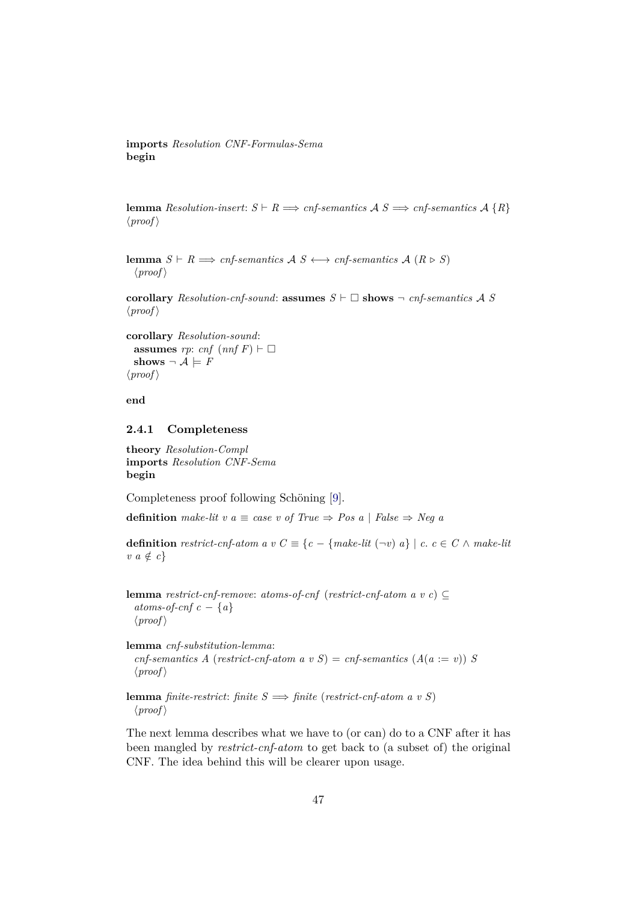**imports** *Resolution CNF-Formulas-Sema*
**begin**

**lemma** *Resolution-insert*: $S \vdash R \Longrightarrow$ *cnf-semantics* $\mathcal{A}$ $S \Longrightarrow$ *cnf-semantics* $\mathcal{A}$ $\{R\}$
⟨*proof*⟩

**lemma** $S \vdash R \Longrightarrow$ *cnf-semantics* $\mathcal{A}$ $S \longleftrightarrow$ *cnf-semantics* $\mathcal{A}$ $(R \triangleright S)$
⟨*proof*⟩

**corollary** *Resolution-cnf-sound*: **assumes** $S \vdash \square$ **shows** $\neg$ *cnf-semantics* $\mathcal{A}$ $S$
⟨*proof*⟩

**corollary** *Resolution-sound*:
**assumes** *rp*: *cnf* (*nnf* $F$) $\vdash \square$
**shows** $\neg$ $\mathcal{A} \models F$
⟨*proof*⟩

**end**

### 2.4.1 Completeness

**theory** *Resolution-Compl*
**imports** *Resolution CNF-Sema*
**begin**

Completeness proof following Schöning [9].

**definition** *make-lit v a* $\equiv$ *case v of True* $\Rightarrow$ *Pos a* | *False* $\Rightarrow$ *Neg a*

**definition** *restrict-cnf-atom a v C* $\equiv \{c - \{$*make-lit* $(\neg v)$ $a\}$ | $c$. $c \in C \wedge$ *make-lit* $v$ $a \notin c\}$

**lemma** *restrict-cnf-remove*: *atoms-of-cnf* (*restrict-cnf-atom a v c*) $\subseteq$ *atoms-of-cnf* $c - \{a\}$
⟨*proof*⟩

**lemma** *cnf-substitution-lemma*:
*cnf-semantics A* (*restrict-cnf-atom a v S*) = *cnf-semantics* $(A(a := v))$ $S$
⟨*proof*⟩

**lemma** *finite-restrict*: *finite* $S \Longrightarrow$ *finite* (*restrict-cnf-atom a v S*)
⟨*proof*⟩

The next lemma describes what we have to (or can) do to a CNF after it has been mangled by *restrict-cnf-atom* to get back to (a subset of) the original CNF. The idea behind this will be clearer upon usage.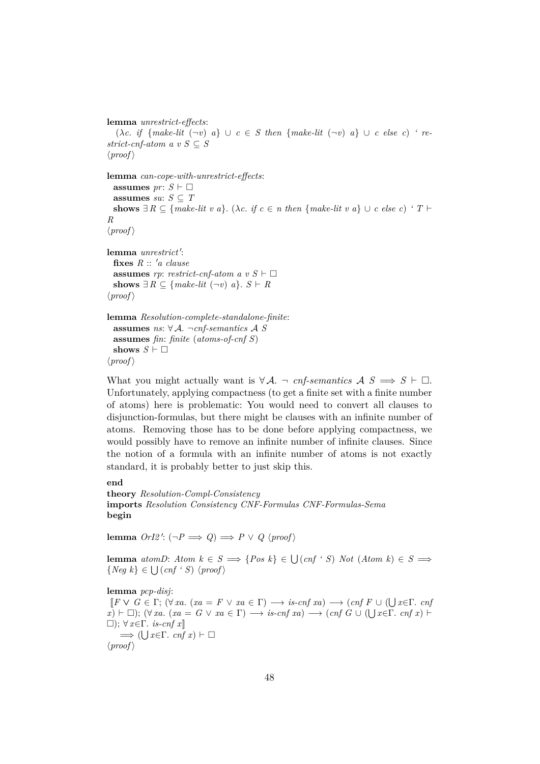**lemma** *unrestrict-effects*:
  ($\lambda c.$ *if* $\{$*make-lit* $(\neg v)$ $a\}$ $\cup$ $c$ $\in$ $S$ *then* $\{$*make-lit* $(\neg v)$ $a\}$ $\cup$ $c$ *else* $c$) ` *restrict-cnf-atom* $a$ $v$ $S$ $\subseteq$ $S$
⟨*proof*⟩

**lemma** *can-cope-with-unrestrict-effects*:
  **assumes** *pr*: $S \vdash \Box$
  **assumes** *su*: $S \subseteq T$
  **shows** $\exists R \subseteq \{$*make-lit* $v$ $a\}$. ($\lambda c.$ *if* $c \in n$ *then* $\{$*make-lit* $v$ $a\} \cup c$ *else* $c$) ` $T \vdash R$
⟨*proof*⟩

**lemma** *unrestrict′*:
  **fixes** $R$ :: $'a$ *clause*
  **assumes** *rp*: *restrict-cnf-atom* $a$ $v$ $S \vdash \Box$
  **shows** $\exists R \subseteq \{$*make-lit* $(\neg v)$ $a\}$. $S \vdash R$
⟨*proof*⟩

**lemma** *Resolution-complete-standalone-finite*:
  **assumes** *ns*: $\forall \mathcal{A}.$ $\neg$*cnf-semantics* $\mathcal{A}$ $S$
  **assumes** *fin*: *finite* (*atoms-of-cnf* $S$)
  **shows** $S \vdash \Box$
⟨*proof*⟩

What you might actually want is $\forall \mathcal{A}.\ \neg$ *cnf-semantics* $\mathcal{A}$ $S \Longrightarrow S \vdash \Box$. Unfortunately, applying compactness (to get a finite set with a finite number of atoms) here is problematic: You would need to convert all clauses to disjunction-formulas, but there might be clauses with an infinite number of atoms. Removing those has to be done before applying compactness, we would possibly have to remove an infinite number of infinite clauses. Since the notion of a formula with an infinite number of atoms is not exactly standard, it is probably better to just skip this.

**end**
**theory** *Resolution-Compl-Consistency*
**imports** *Resolution Consistency CNF-Formulas CNF-Formulas-Sema*
**begin**

**lemma** *OrI2′*: $(\neg P \Longrightarrow Q) \Longrightarrow P \vee Q$ ⟨*proof*⟩

**lemma** *atomD*: *Atom* $k \in S \Longrightarrow \{Pos\ k\} \in \bigcup(cnf$ ` $S)$ *Not* (*Atom* $k$) $\in S \Longrightarrow \{Neg\ k\} \in \bigcup(cnf$ ` $S)$ ⟨*proof*⟩

**lemma** *pcp-disj*:
  $[\![F \vee G \in \Gamma;\ (\forall xa.\ (xa = F \vee xa \in \Gamma) \longrightarrow is\text{-}cnf\ xa) \longrightarrow (cnf\ F \cup (\bigcup x{\in}\Gamma.\ cnf\ x) \vdash \Box);\ (\forall xa.\ (xa = G \vee xa \in \Gamma) \longrightarrow is\text{-}cnf\ xa) \longrightarrow (cnf\ G \cup (\bigcup x{\in}\Gamma.\ cnf\ x) \vdash \Box);\ \forall x{\in}\Gamma.\ is\text{-}cnf\ x]\!]$
    $\Longrightarrow (\bigcup x{\in}\Gamma.\ cnf\ x) \vdash \Box$
⟨*proof*⟩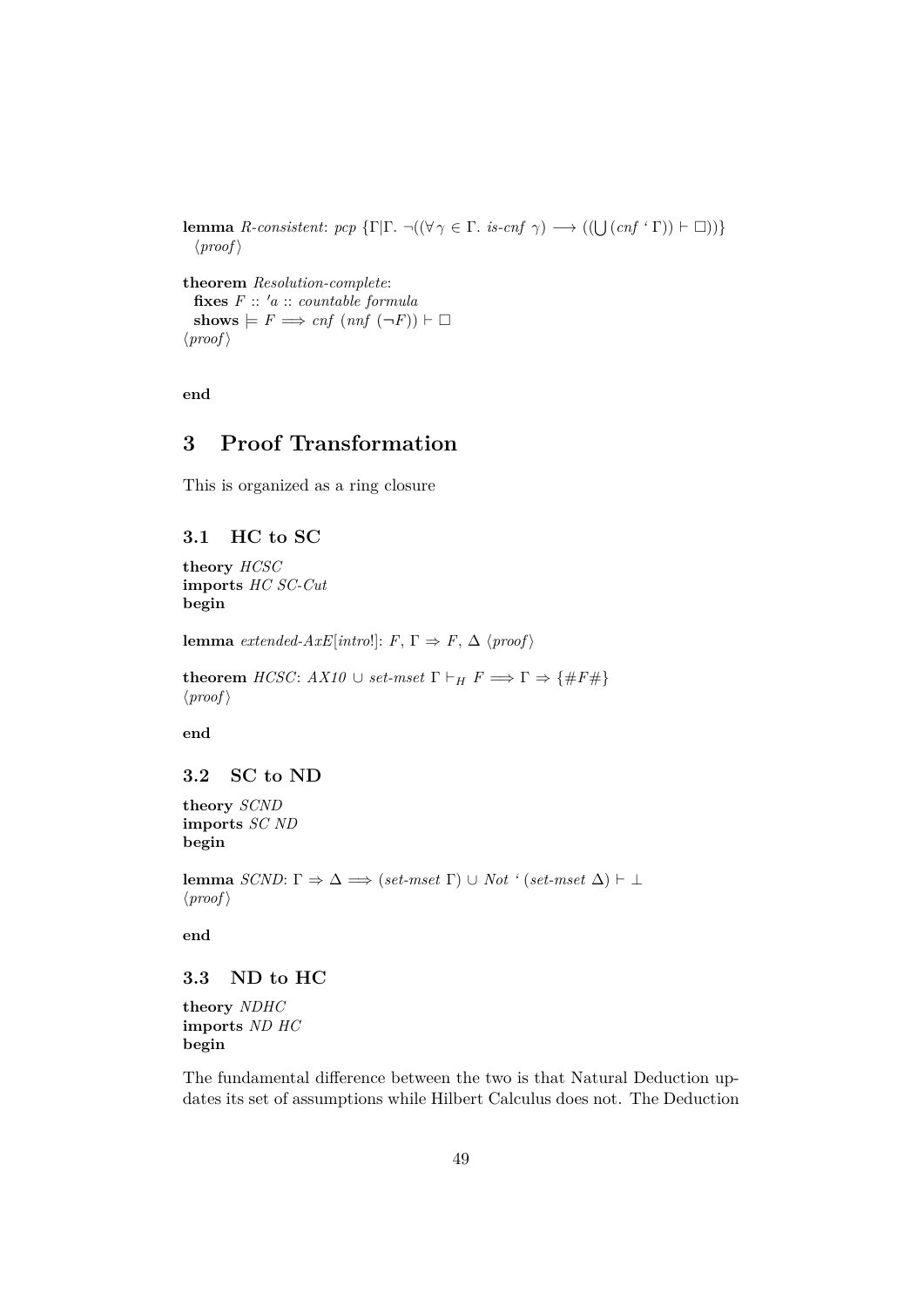**lemma** *R-consistent*: $pcp\ \{\Gamma|\Gamma.\ \neg((\forall \gamma \in \Gamma.\ \textit{is-cnf}\ \gamma) \longrightarrow ((\bigcup (cnf\ `\ \Gamma)) \vdash \Box))\}$
⟨*proof*⟩

**theorem** *Resolution-complete*:
**fixes** $F :: {'a} :: \textit{countable formula}$
**shows** $\models F \Longrightarrow cnf\ (nnf\ (\neg F)) \vdash \Box$
⟨*proof*⟩

**end**

# 3 Proof Transformation

This is organized as a ring closure

## 3.1 HC to SC

**theory** *HCSC*
**imports** *HC SC-Cut*
**begin**

**lemma** *extended-AxE*[*intro*!]: $F, \Gamma \Rightarrow F, \Delta$ ⟨*proof*⟩

**theorem** *HCSC*: $AX10 \cup \textit{set-mset}\ \Gamma \vdash_H F \Longrightarrow \Gamma \Rightarrow \{\#F\#\}$
⟨*proof*⟩

**end**

## 3.2 SC to ND

**theory** *SCND*
**imports** *SC ND*
**begin**

**lemma** *SCND*: $\Gamma \Rightarrow \Delta \Longrightarrow (\textit{set-mset}\ \Gamma) \cup Not\ `\ (\textit{set-mset}\ \Delta) \vdash \bot$
⟨*proof*⟩

**end**

## 3.3 ND to HC

**theory** *NDHC*
**imports** *ND HC*
**begin**

The fundamental difference between the two is that Natural Deduction updates its set of assumptions while Hilbert Calculus does not. The Deduction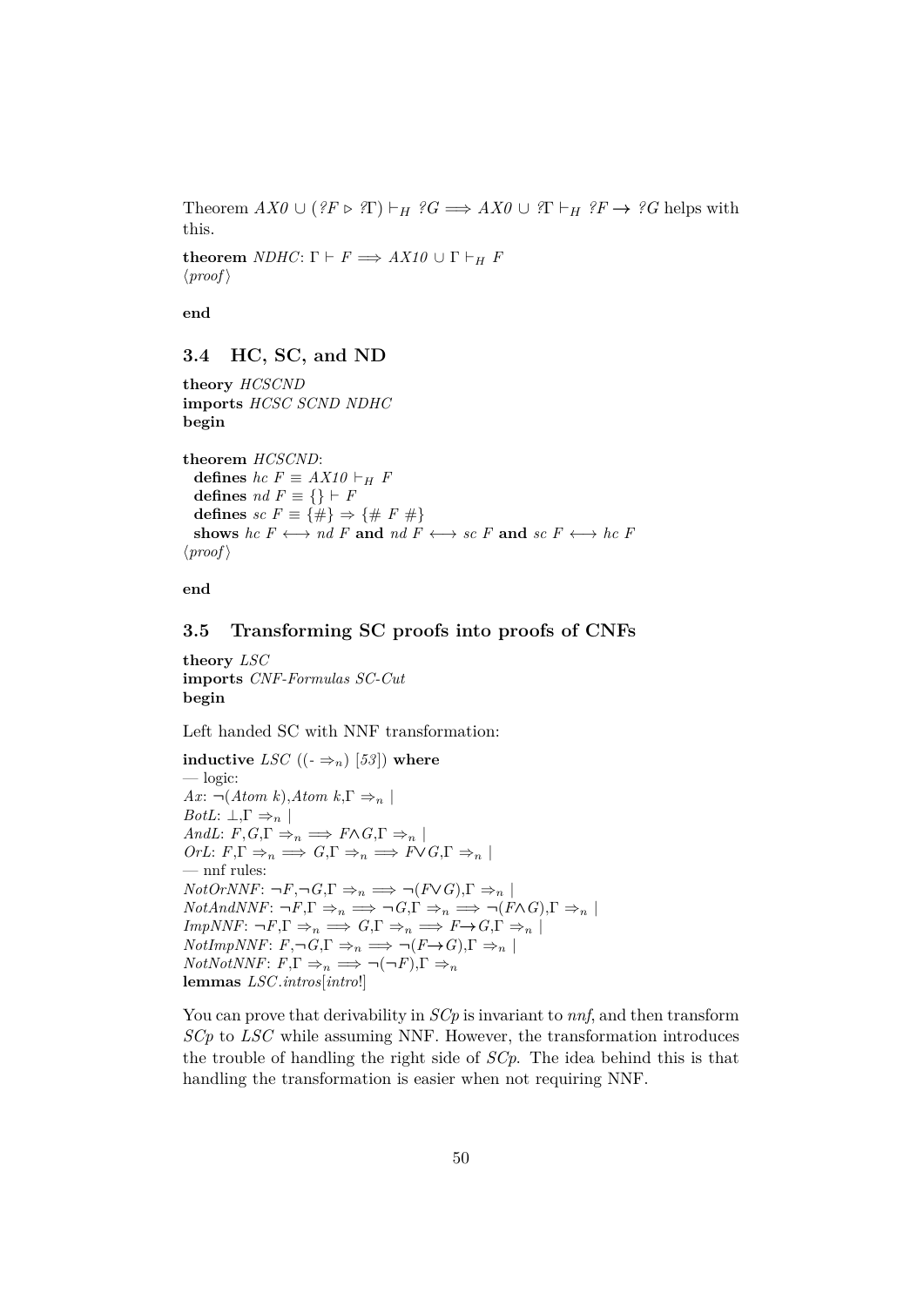Theorem $AX0 \cup (?F \triangleright ?\Gamma) \vdash_H ?G \Longrightarrow AX0 \cup ?\Gamma \vdash_H ?F \to ?G$ helps with this.

**theorem** *NDHC*: $\Gamma \vdash F \Longrightarrow AX10 \cup \Gamma \vdash_H F$
⟨*proof*⟩

**end**

## 3.4 HC, SC, and ND

**theory** *HCSCND*
**imports** *HCSC SCND NDHC*
**begin**

**theorem** *HCSCND*:
  **defines** $hc\ F \equiv AX10 \vdash_H F$
  **defines** $nd\ F \equiv \{\} \vdash F$
  **defines** $sc\ F \equiv \{\#\} \Rightarrow \{\#\ F\ \#\}$
  **shows** $hc\ F \longleftrightarrow nd\ F$ **and** $nd\ F \longleftrightarrow sc\ F$ **and** $sc\ F \longleftrightarrow hc\ F$
⟨*proof*⟩

**end**

## 3.5 Transforming SC proofs into proofs of CNFs

**theory** *LSC*
**imports** *CNF-Formulas SC-Cut*
**begin**

Left handed SC with NNF transformation:

**inductive** *LSC* $((\text{-} \Rightarrow_n)\ [53])$ **where**
— logic:
*Ax*: $\neg(Atom\ k), Atom\ k, \Gamma \Rightarrow_n$ |
*BotL*: $\bot, \Gamma \Rightarrow_n$ |
*AndL*: $F, G, \Gamma \Rightarrow_n \Longrightarrow F \wedge G, \Gamma \Rightarrow_n$ |
*OrL*: $F, \Gamma \Rightarrow_n \Longrightarrow G, \Gamma \Rightarrow_n \Longrightarrow F \vee G, \Gamma \Rightarrow_n$ |
— nnf rules:
*NotOrNNF*: $\neg F, \neg G, \Gamma \Rightarrow_n \Longrightarrow \neg(F \vee G), \Gamma \Rightarrow_n$ |
*NotAndNNF*: $\neg F, \Gamma \Rightarrow_n \Longrightarrow \neg G, \Gamma \Rightarrow_n \Longrightarrow \neg(F \wedge G), \Gamma \Rightarrow_n$ |
*ImpNNF*: $\neg F, \Gamma \Rightarrow_n \Longrightarrow G, \Gamma \Rightarrow_n \Longrightarrow F \to G, \Gamma \Rightarrow_n$ |
*NotImpNNF*: $F, \neg G, \Gamma \Rightarrow_n \Longrightarrow \neg(F \to G), \Gamma \Rightarrow_n$ |
*NotNotNNF*: $F, \Gamma \Rightarrow_n \Longrightarrow \neg(\neg F), \Gamma \Rightarrow_n$
**lemmas** *LSC.intros*[*intro*!]

You can prove that derivability in *SCp* is invariant to *nnf*, and then transform *SCp* to *LSC* while assuming NNF. However, the transformation introduces the trouble of handling the right side of *SCp*. The idea behind this is that handling the transformation is easier when not requiring NNF.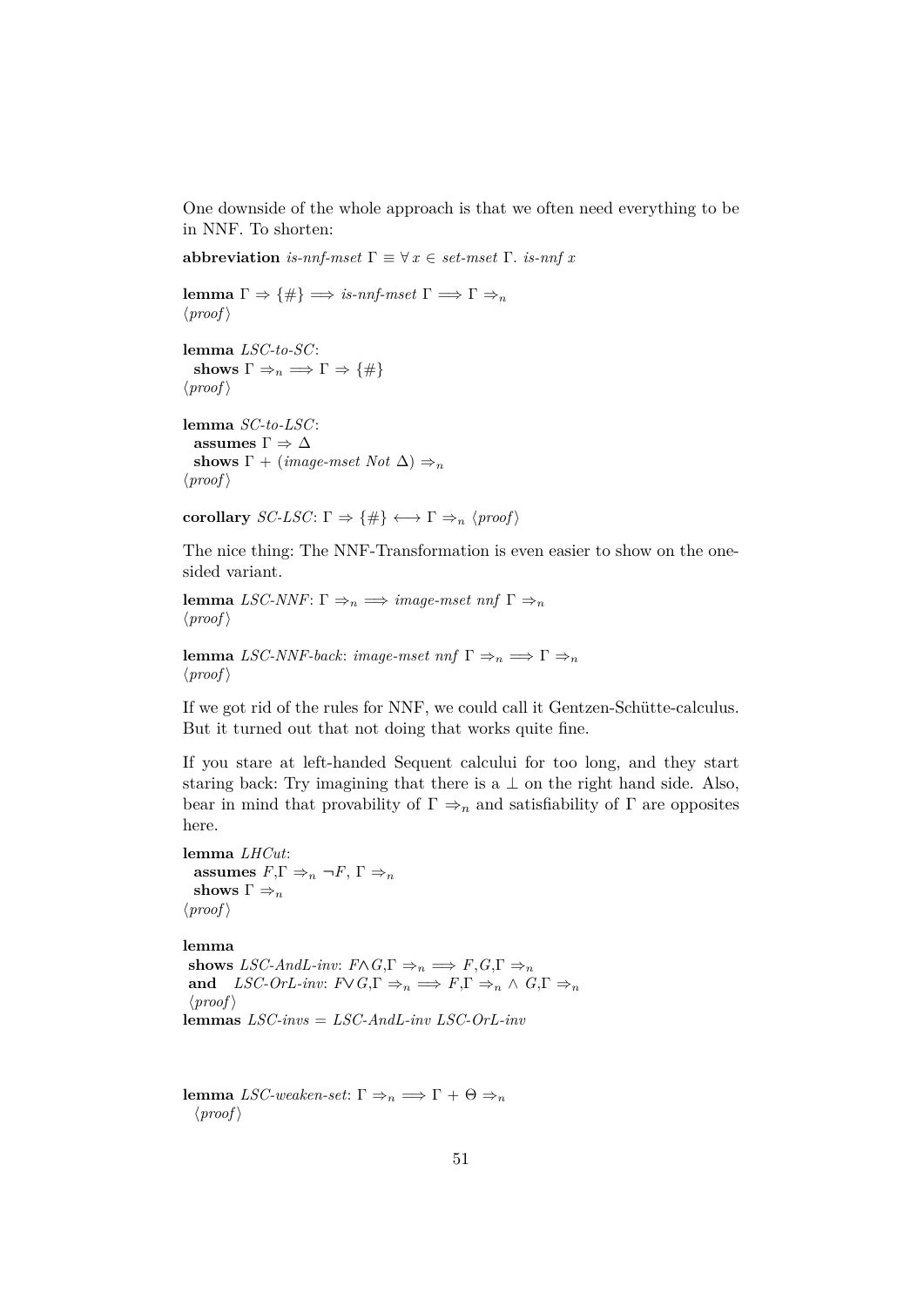One downside of the whole approach is that we often need everything to be in NNF. To shorten:

**abbreviation** *is-nnf-mset* $\Gamma \equiv \forall\, x \in$ *set-mset* $\Gamma$. *is-nnf* $x$

**lemma** $\Gamma \Rightarrow \{\#\} \Longrightarrow$ *is-nnf-mset* $\Gamma \Longrightarrow \Gamma \Rightarrow_n$
$\langle proof \rangle$

**lemma** *LSC-to-SC*:
  **shows** $\Gamma \Rightarrow_n \Longrightarrow \Gamma \Rightarrow \{\#\}$
$\langle proof \rangle$

**lemma** *SC-to-LSC*:
  **assumes** $\Gamma \Rightarrow \Delta$
  **shows** $\Gamma$ + (*image-mset Not* $\Delta$) $\Rightarrow_n$
$\langle proof \rangle$

**corollary** *SC-LSC*: $\Gamma \Rightarrow \{\#\} \longleftrightarrow \Gamma \Rightarrow_n$ $\langle proof \rangle$

The nice thing: The NNF-Transformation is even easier to show on the one-sided variant.

**lemma** *LSC-NNF*: $\Gamma \Rightarrow_n \Longrightarrow$ *image-mset nnf* $\Gamma \Rightarrow_n$
$\langle proof \rangle$

**lemma** *LSC-NNF-back*: *image-mset nnf* $\Gamma \Rightarrow_n \Longrightarrow \Gamma \Rightarrow_n$
$\langle proof \rangle$

If we got rid of the rules for NNF, we could call it Gentzen-Schütte-calculus. But it turned out that not doing that works quite fine.

If you stare at left-handed Sequent calcului for too long, and they start staring back: Try imagining that there is a $\bot$ on the right hand side. Also, bear in mind that provability of $\Gamma \Rightarrow_n$ and satisfiability of $\Gamma$ are opposites here.

**lemma** *LHCut*:
  **assumes** $F,\Gamma \Rightarrow_n$ $\neg F$, $\Gamma \Rightarrow_n$
  **shows** $\Gamma \Rightarrow_n$
$\langle proof \rangle$

**lemma**
 **shows** *LSC-AndL-inv*: $F \wedge G,\Gamma \Rightarrow_n \Longrightarrow F,G,\Gamma \Rightarrow_n$
 **and** *LSC-OrL-inv*: $F \vee G,\Gamma \Rightarrow_n \Longrightarrow F,\Gamma \Rightarrow_n \wedge G,\Gamma \Rightarrow_n$
 $\langle proof \rangle$
**lemmas** *LSC-invs* = *LSC-AndL-inv LSC-OrL-inv*

**lemma** *LSC-weaken-set*: $\Gamma \Rightarrow_n \Longrightarrow \Gamma + \Theta \Rightarrow_n$
  $\langle proof \rangle$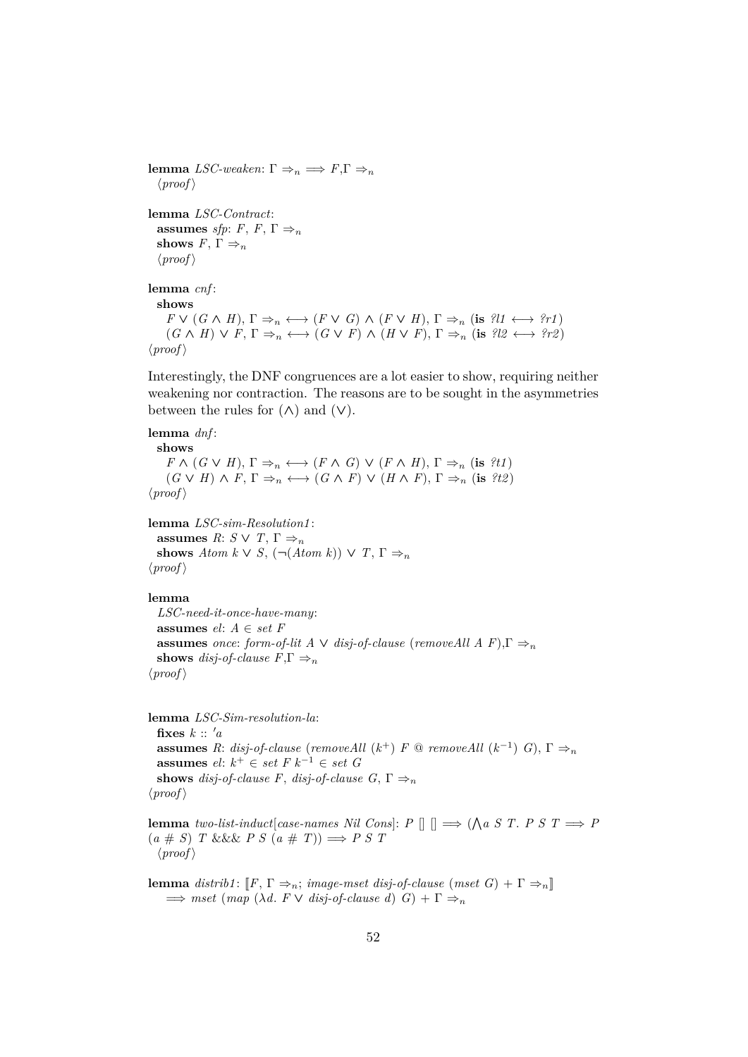**lemma** *LSC-weaken*: $\Gamma \Rightarrow_n \Longrightarrow F{,}\Gamma \Rightarrow_n$
  $\langle proof \rangle$

**lemma** *LSC-Contract*:
  **assumes** *sfp*: $F,\ F,\ \Gamma \Rightarrow_n$
  **shows** $F,\ \Gamma \Rightarrow_n$
  $\langle proof \rangle$

**lemma** *cnf*:
  **shows**
    $F \vee (G \wedge H),\ \Gamma \Rightarrow_n \longleftrightarrow (F \vee G) \wedge (F \vee H),\ \Gamma \Rightarrow_n$ (**is** *?l1* $\longleftrightarrow$ *?r1*)
    $(G \wedge H) \vee F,\ \Gamma \Rightarrow_n \longleftrightarrow (G \vee F) \wedge (H \vee F),\ \Gamma \Rightarrow_n$ (**is** *?l2* $\longleftrightarrow$ *?r2*)
$\langle proof \rangle$

Interestingly, the DNF congruences are a lot easier to show, requiring neither weakening nor contraction. The reasons are to be sought in the asymmetries between the rules for ($\wedge$) and ($\vee$).

**lemma** *dnf*:
  **shows**
    $F \wedge (G \vee H),\ \Gamma \Rightarrow_n \longleftrightarrow (F \wedge G) \vee (F \wedge H),\ \Gamma \Rightarrow_n$ (**is** *?t1*)
    $(G \vee H) \wedge F,\ \Gamma \Rightarrow_n \longleftrightarrow (G \wedge F) \vee (H \wedge F),\ \Gamma \Rightarrow_n$ (**is** *?t2*)
$\langle proof \rangle$

**lemma** *LSC-sim-Resolution1*:
  **assumes** *R*: $S \vee T,\ \Gamma \Rightarrow_n$
  **shows** *Atom k* $\vee$ *S*, $(\neg(\textit{Atom } k)) \vee T,\ \Gamma \Rightarrow_n$
$\langle proof \rangle$

**lemma**
  *LSC-need-it-once-have-many*:
  **assumes** *el*: $A \in$ *set F*
  **assumes** *once*: *form-of-lit A* $\vee$ *disj-of-clause* (*removeAll A F*)$,\Gamma \Rightarrow_n$
  **shows** *disj-of-clause F*$,\Gamma \Rightarrow_n$
$\langle proof \rangle$

**lemma** *LSC-Sim-resolution-la*:
  **fixes** $k$ :: $'a$
  **assumes** *R*: *disj-of-clause* (*removeAll* $(k^{+})$ *F* @ *removeAll* $(k^{-1})$ *G*)$,\ \Gamma \Rightarrow_n$
  **assumes** *el*: $k^{+} \in$ *set F* $k^{-1} \in$ *set G*
  **shows** *disj-of-clause F*, *disj-of-clause G*$,\ \Gamma \Rightarrow_n$
$\langle proof \rangle$

**lemma** *two-list-induct*[*case-names Nil Cons*]: $P\ []\ [] \Longrightarrow (\bigwedge a\ S\ T.\ P\ S\ T \Longrightarrow P\ (a\ \#\ S)\ T\ \&\&\&\ P\ S\ (a\ \#\ T)) \Longrightarrow P\ S\ T$
  $\langle proof \rangle$

**lemma** *distrib1*: $[\![F,\ \Gamma \Rightarrow_n;$ *image-mset disj-of-clause* (*mset G*) $+\ \Gamma \Rightarrow_n]\!]$
    $\Longrightarrow$ *mset* (*map* ($\lambda d.\ F \vee$ *disj-of-clause d*) *G*) $+\ \Gamma \Rightarrow_n$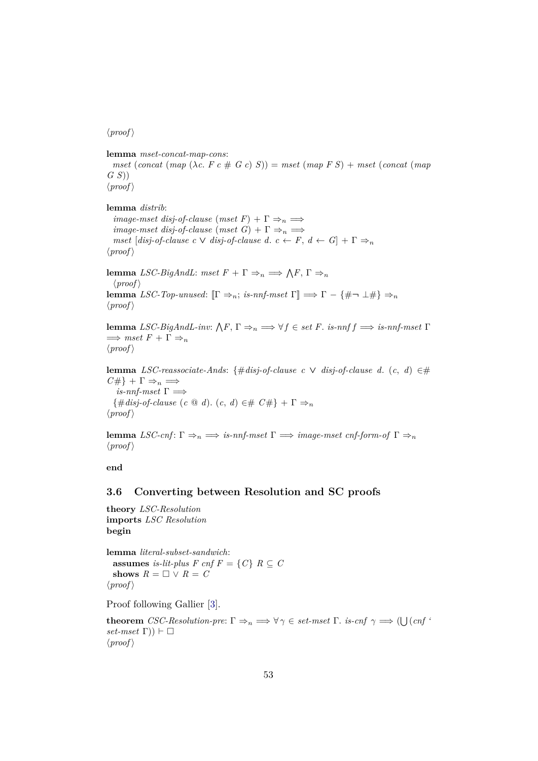⟨proof⟩

**lemma** *mset-concat-map-cons*:
  $mset\ (concat\ (map\ (\lambda c.\ F\ c\ \#\ G\ c)\ S)) = mset\ (map\ F\ S) + mset\ (concat\ (map\ G\ S))$
⟨proof⟩

**lemma** *distrib*:
  $image\text{-}mset\ disj\text{-}of\text{-}clause\ (mset\ F) + \Gamma \Rightarrow_n \Longrightarrow$
  $image\text{-}mset\ disj\text{-}of\text{-}clause\ (mset\ G) + \Gamma \Rightarrow_n \Longrightarrow$
  $mset\ [disj\text{-}of\text{-}clause\ c \vee disj\text{-}of\text{-}clause\ d.\ c \leftarrow F,\ d \leftarrow G] + \Gamma \Rightarrow_n$
⟨proof⟩

**lemma** *LSC-BigAndL*: $mset\ F + \Gamma \Rightarrow_n \Longrightarrow \bigwedge F, \Gamma \Rightarrow_n$
  ⟨proof⟩
**lemma** *LSC-Top-unused*: $[\![\Gamma \Rightarrow_n;\ is\text{-}nnf\text{-}mset\ \Gamma]\!] \Longrightarrow \Gamma - \{\#\neg \bot\#\} \Rightarrow_n$
⟨proof⟩

**lemma** *LSC-BigAndL-inv*: $\bigwedge F, \Gamma \Rightarrow_n \Longrightarrow \forall f \in set\ F.\ is\text{-}nnf\ f \Longrightarrow is\text{-}nnf\text{-}mset\ \Gamma \Longrightarrow mset\ F + \Gamma \Rightarrow_n$
⟨proof⟩

**lemma** *LSC-reassociate-Ands*: $\{\#disj\text{-}of\text{-}clause\ c \vee disj\text{-}of\text{-}clause\ d.\ (c,\ d) \in\#\ C\#\} + \Gamma \Rightarrow_n \Longrightarrow$
  $is\text{-}nnf\text{-}mset\ \Gamma \Longrightarrow$
  $\{\#disj\text{-}of\text{-}clause\ (c\ @\ d).\ (c,\ d) \in\#\ C\#\} + \Gamma \Rightarrow_n$
⟨proof⟩

**lemma** *LSC-cnf*: $\Gamma \Rightarrow_n \Longrightarrow is\text{-}nnf\text{-}mset\ \Gamma \Longrightarrow image\text{-}mset\ cnf\text{-}form\text{-}of\ \Gamma \Rightarrow_n$
⟨proof⟩

**end**

### 3.6 Converting between Resolution and SC proofs

**theory** *LSC-Resolution*
**imports** *LSC Resolution*
**begin**

**lemma** *literal-subset-sandwich*:
  **assumes** $is\text{-}lit\text{-}plus\ F\ cnf\ F = \{C\}\ R \subseteq C$
  **shows** $R = \Box \vee R = C$
⟨proof⟩

Proof following Gallier [3].

**theorem** *CSC-Resolution-pre*: $\Gamma \Rightarrow_n \Longrightarrow \forall \gamma \in set\text{-}mset\ \Gamma.\ is\text{-}cnf\ \gamma \Longrightarrow (\bigcup (cnf\ `\ set\text{-}mset\ \Gamma)) \vdash \Box$
⟨proof⟩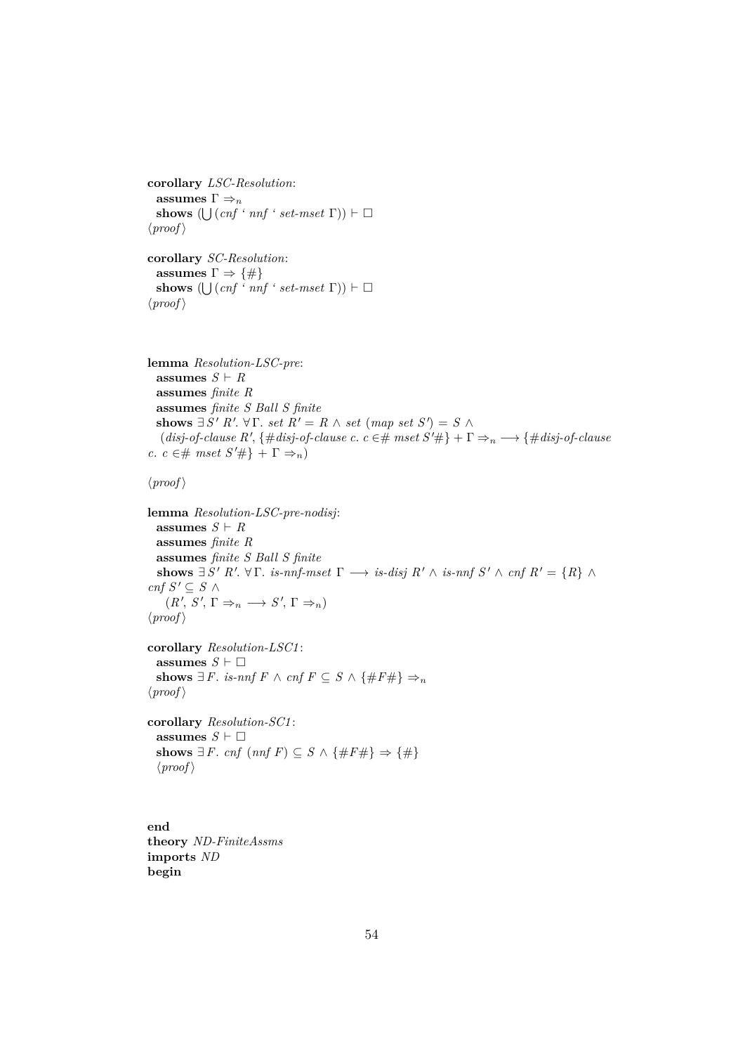**corollary** *LSC-Resolution*:
  **assumes** $\Gamma \Rightarrow_n$
  **shows** $(\bigcup (cnf \text{ ` } nnf \text{ ` } set\text{-}mset\ \Gamma)) \vdash \square$
$\langle proof \rangle$

**corollary** *SC-Resolution*:
  **assumes** $\Gamma \Rightarrow \{\#\}$
  **shows** $(\bigcup (cnf \text{ ` } nnf \text{ ` } set\text{-}mset\ \Gamma)) \vdash \square$
$\langle proof \rangle$

**lemma** *Resolution-LSC-pre*:
  **assumes** $S \vdash R$
  **assumes** *finite R*
  **assumes** *finite S Ball S finite*
  **shows** $\exists S'\ R'.\ \forall \Gamma.\ set\ R' = R \wedge set\ (map\ set\ S') = S \wedge$
  $(disj\text{-}of\text{-}clause\ R', \{\#disj\text{-}of\text{-}clause\ c.\ c \in\#\ mset\ S'\#\} + \Gamma \Rightarrow_n \longrightarrow \{\#disj\text{-}of\text{-}clause\ c.\ c \in\#\ mset\ S'\#\} + \Gamma \Rightarrow_n)$

$\langle proof \rangle$

**lemma** *Resolution-LSC-pre-nodisj*:
  **assumes** $S \vdash R$
  **assumes** *finite R*
  **assumes** *finite S Ball S finite*
  **shows** $\exists S'\ R'.\ \forall \Gamma.\ is\text{-}nnf\text{-}mset\ \Gamma \longrightarrow is\text{-}disj\ R' \wedge is\text{-}nnf\ S' \wedge cnf\ R' = \{R\} \wedge cnf\ S' \subseteq S \wedge$
  $(R', S', \Gamma \Rightarrow_n \longrightarrow S', \Gamma \Rightarrow_n)$
$\langle proof \rangle$

**corollary** *Resolution-LSC1*:
  **assumes** $S \vdash \square$
  **shows** $\exists F.\ is\text{-}nnf\ F \wedge cnf\ F \subseteq S \wedge \{\#F\#\} \Rightarrow_n$
$\langle proof \rangle$

**corollary** *Resolution-SC1*:
  **assumes** $S \vdash \square$
  **shows** $\exists F.\ cnf\ (nnf\ F) \subseteq S \wedge \{\#F\#\} \Rightarrow \{\#\}$
  $\langle proof \rangle$

**end**
**theory** *ND-FiniteAssms*
**imports** *ND*
**begin**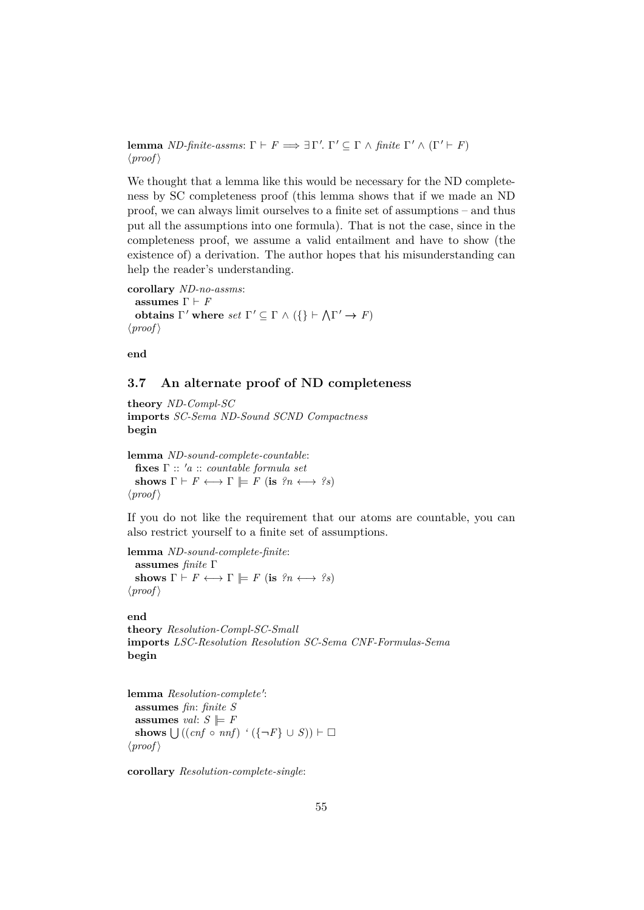**lemma** *ND-finite-assms*: $\Gamma \vdash F \Longrightarrow \exists \Gamma'. \Gamma' \subseteq \Gamma \wedge \textit{finite } \Gamma' \wedge (\Gamma' \vdash F)$
⟨*proof*⟩

We thought that a lemma like this would be necessary for the ND completeness by SC completeness proof (this lemma shows that if we made an ND proof, we can always limit ourselves to a finite set of assumptions – and thus put all the assumptions into one formula). That is not the case, since in the completeness proof, we assume a valid entailment and have to show (the existence of) a derivation. The author hopes that his misunderstanding can help the reader's understanding.

**corollary** *ND-no-assms*:
  **assumes** $\Gamma \vdash F$
  **obtains** $\Gamma'$ **where** *set* $\Gamma' \subseteq \Gamma \wedge (\{\} \vdash \bigwedge\Gamma' \rightarrow F)$
⟨*proof*⟩

**end**

## 3.7 An alternate proof of ND completeness

**theory** *ND-Compl-SC*
**imports** *SC-Sema ND-Sound SCND Compactness*
**begin**

**lemma** *ND-sound-complete-countable*:
  **fixes** $\Gamma$ :: *'a* :: *countable formula set*
  **shows** $\Gamma \vdash F \longleftrightarrow \Gamma \models F$ (**is** *?n* $\longleftrightarrow$ *?s*)
⟨*proof*⟩

If you do not like the requirement that our atoms are countable, you can also restrict yourself to a finite set of assumptions.

**lemma** *ND-sound-complete-finite*:
  **assumes** *finite* $\Gamma$
  **shows** $\Gamma \vdash F \longleftrightarrow \Gamma \models F$ (**is** *?n* $\longleftrightarrow$ *?s*)
⟨*proof*⟩

**end**
**theory** *Resolution-Compl-SC-Small*
**imports** *LSC-Resolution Resolution SC-Sema CNF-Formulas-Sema*
**begin**

**lemma** *Resolution-complete'*:
  **assumes** *fin*: *finite S*
  **assumes** *val*: $S \models F$
  **shows** $\bigcup ((\textit{cnf} \circ \textit{nnf})\ `\ (\{\neg F\} \cup S)) \vdash \square$
⟨*proof*⟩

**corollary** *Resolution-complete-single*: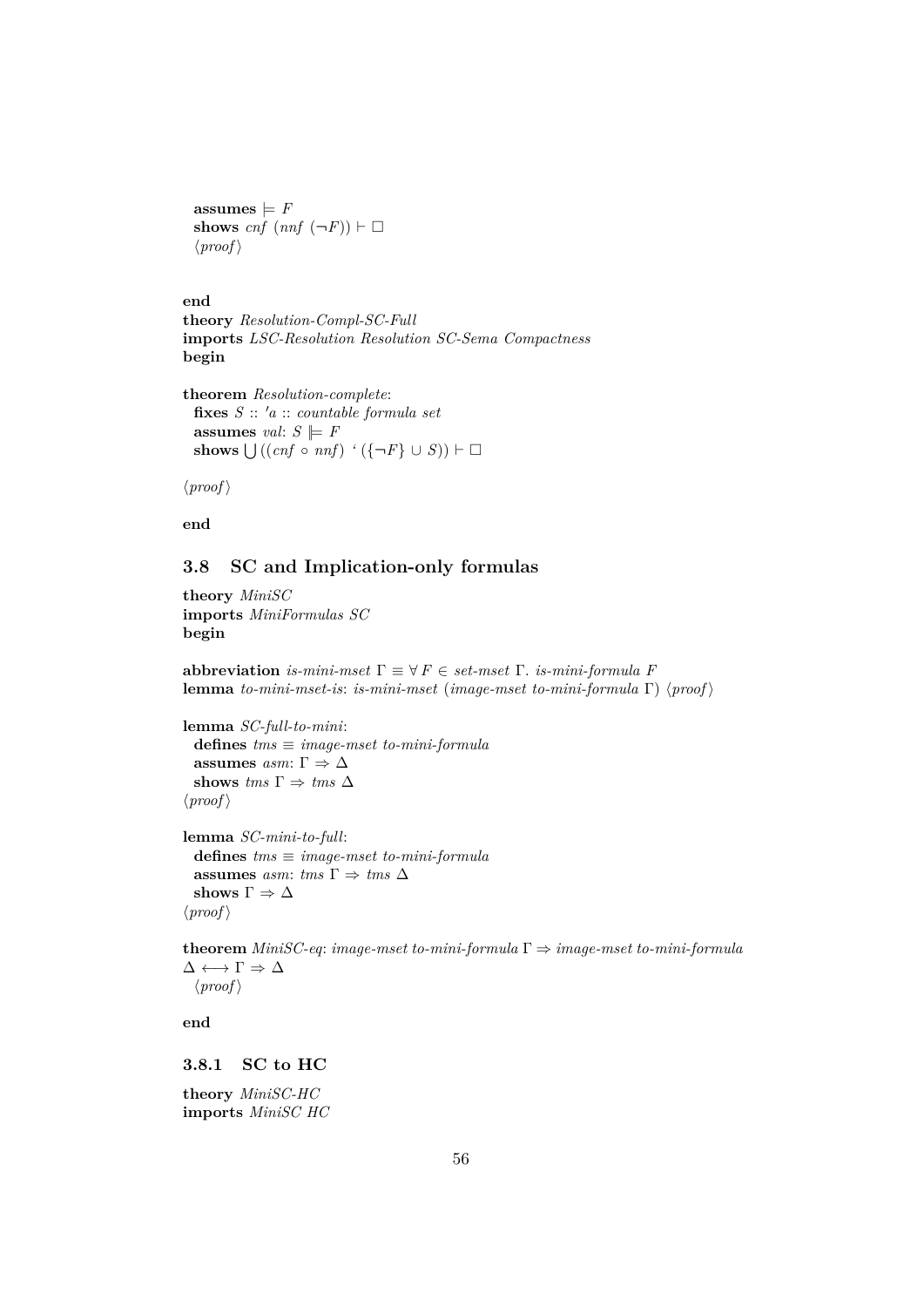**assumes** $\models F$
**shows** $cnf\ (nnf\ (\neg F)) \vdash \square$
$\langle proof \rangle$

**end**
**theory** *Resolution-Compl-SC-Full*
**imports** *LSC-Resolution Resolution SC-Sema Compactness*
**begin**

**theorem** *Resolution-complete*:
**fixes** $S$ :: *'a* :: *countable formula set*
**assumes** *val*: $S \Vdash F$
**shows** $\bigcup ((cnf \circ nnf)$ ` $(\{\neg F\} \cup S)) \vdash \square$

$\langle proof \rangle$

**end**

## 3.8 SC and Implication-only formulas

**theory** *MiniSC*
**imports** *MiniFormulas SC*
**begin**

**abbreviation** *is-mini-mset* $\Gamma \equiv \forall F \in$ *set-mset* $\Gamma$. *is-mini-formula* $F$
**lemma** *to-mini-mset-is*: *is-mini-mset* (*image-mset to-mini-formula* $\Gamma$) $\langle proof \rangle$

**lemma** *SC-full-to-mini*:
**defines** *tms* $\equiv$ *image-mset to-mini-formula*
**assumes** *asm*: $\Gamma \Rightarrow \Delta$
**shows** *tms* $\Gamma \Rightarrow$ *tms* $\Delta$
$\langle proof \rangle$

**lemma** *SC-mini-to-full*:
**defines** *tms* $\equiv$ *image-mset to-mini-formula*
**assumes** *asm*: *tms* $\Gamma \Rightarrow$ *tms* $\Delta$
**shows** $\Gamma \Rightarrow \Delta$
$\langle proof \rangle$

**theorem** *MiniSC-eq*: *image-mset to-mini-formula* $\Gamma \Rightarrow$ *image-mset to-mini-formula* $\Delta \longleftrightarrow \Gamma \Rightarrow \Delta$
$\langle proof \rangle$

**end**

### 3.8.1 SC to HC

**theory** *MiniSC-HC*
**imports** *MiniSC HC*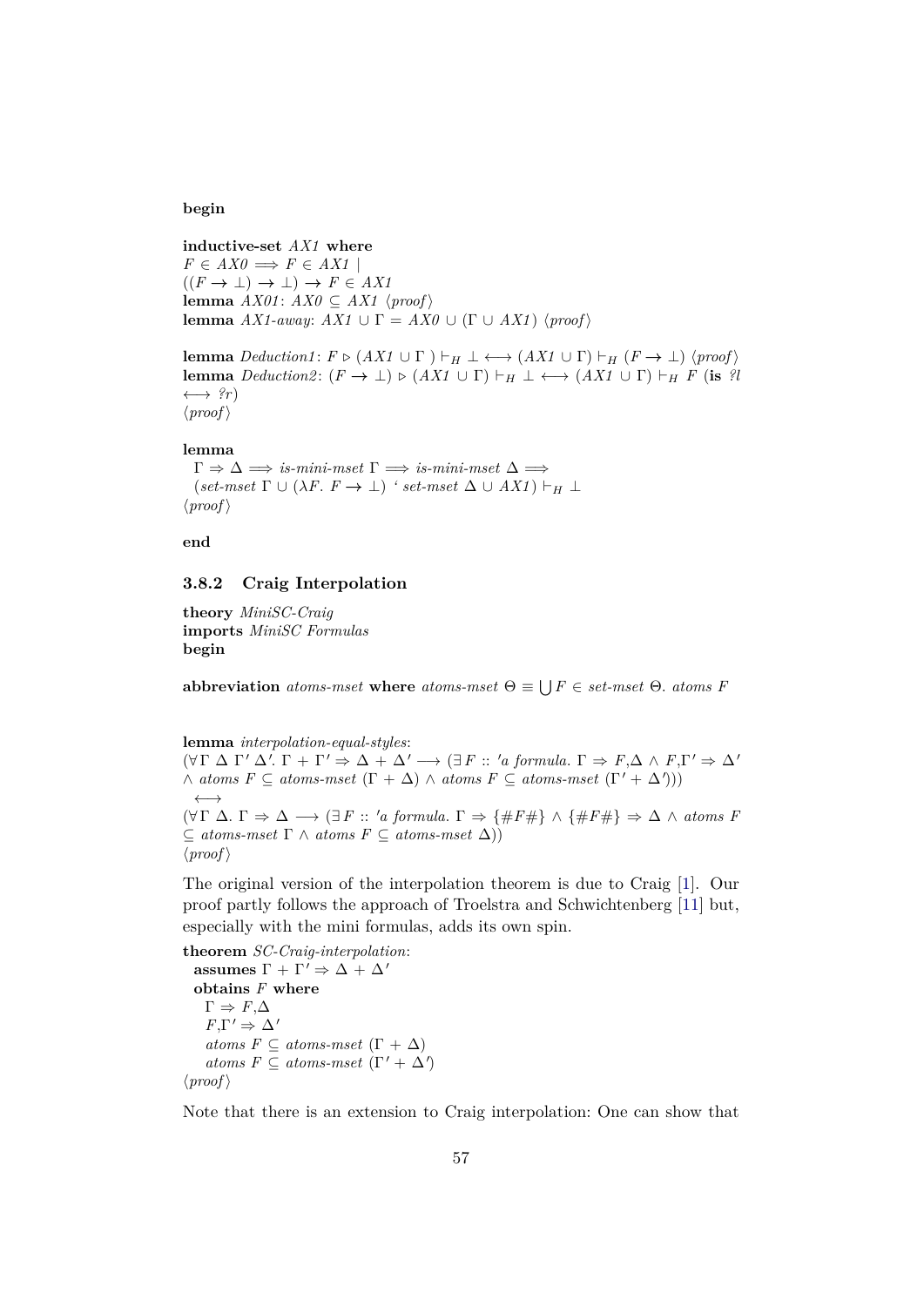**begin**

**inductive-set** *AX1* **where**
$F \in AX0 \Longrightarrow F \in AX1$ |
$((F \rightarrow \bot) \rightarrow \bot) \rightarrow F \in AX1$
**lemma** *AX01*: $AX0 \subseteq AX1$ ⟨*proof*⟩
**lemma** *AX1-away*: $AX1 \cup \Gamma = AX0 \cup (\Gamma \cup AX1)$ ⟨*proof*⟩

**lemma** *Deduction1*: $F \triangleright (AX1 \cup \Gamma\ ) \vdash_H \bot \longleftrightarrow (AX1 \cup \Gamma) \vdash_H (F \rightarrow \bot)$ ⟨*proof*⟩
**lemma** *Deduction2*: $(F \rightarrow \bot) \triangleright (AX1 \cup \Gamma) \vdash_H \bot \longleftrightarrow (AX1 \cup \Gamma) \vdash_H F$ (**is** *?l* $\longleftrightarrow$ *?r*)
⟨*proof*⟩

**lemma**
  $\Gamma \Rightarrow \Delta \Longrightarrow$ *is-mini-mset* $\Gamma \Longrightarrow$ *is-mini-mset* $\Delta \Longrightarrow$
  (*set-mset* $\Gamma \cup (\lambda F.\ F \rightarrow \bot)$ ‘ *set-mset* $\Delta \cup AX1) \vdash_H \bot$
⟨*proof*⟩

**end**

### 3.8.2 Craig Interpolation

**theory** *MiniSC-Craig*
**imports** *MiniSC Formulas*
**begin**

**abbreviation** *atoms-mset* **where** *atoms-mset* $\Theta \equiv \bigcup F \in$ *set-mset* $\Theta$. *atoms F*

**lemma** *interpolation-equal-styles*:
$(\forall \Gamma\ \Delta\ \Gamma'\ \Delta'.\ \Gamma + \Gamma' \Rightarrow \Delta + \Delta' \longrightarrow (\exists F :: 'a\ formula.\ \Gamma \Rightarrow F{,}\Delta \wedge F{,}\Gamma' \Rightarrow \Delta'$
$\wedge$ *atoms F* $\subseteq$ *atoms-mset* $(\Gamma + \Delta) \wedge$ *atoms F* $\subseteq$ *atoms-mset* $(\Gamma' + \Delta')))$
  $\longleftrightarrow$
$(\forall \Gamma\ \Delta.\ \Gamma \Rightarrow \Delta \longrightarrow (\exists F :: 'a\ formula.\ \Gamma \Rightarrow \{\#F\#\} \wedge \{\#F\#\} \Rightarrow \Delta \wedge$ *atoms F*
$\subseteq$ *atoms-mset* $\Gamma \wedge$ *atoms F* $\subseteq$ *atoms-mset* $\Delta))$
⟨*proof*⟩

The original version of the interpolation theorem is due to Craig [1]. Our proof partly follows the approach of Troelstra and Schwichtenberg [11] but, especially with the mini formulas, adds its own spin.

**theorem** *SC-Craig-interpolation*:
  **assumes** $\Gamma + \Gamma' \Rightarrow \Delta + \Delta'$
  **obtains** *F* **where**
    $\Gamma \Rightarrow F{,}\Delta$
    $F{,}\Gamma' \Rightarrow \Delta'$
    *atoms F* $\subseteq$ *atoms-mset* $(\Gamma + \Delta)$
    *atoms F* $\subseteq$ *atoms-mset* $(\Gamma' + \Delta')$
⟨*proof*⟩

Note that there is an extension to Craig interpolation: One can show that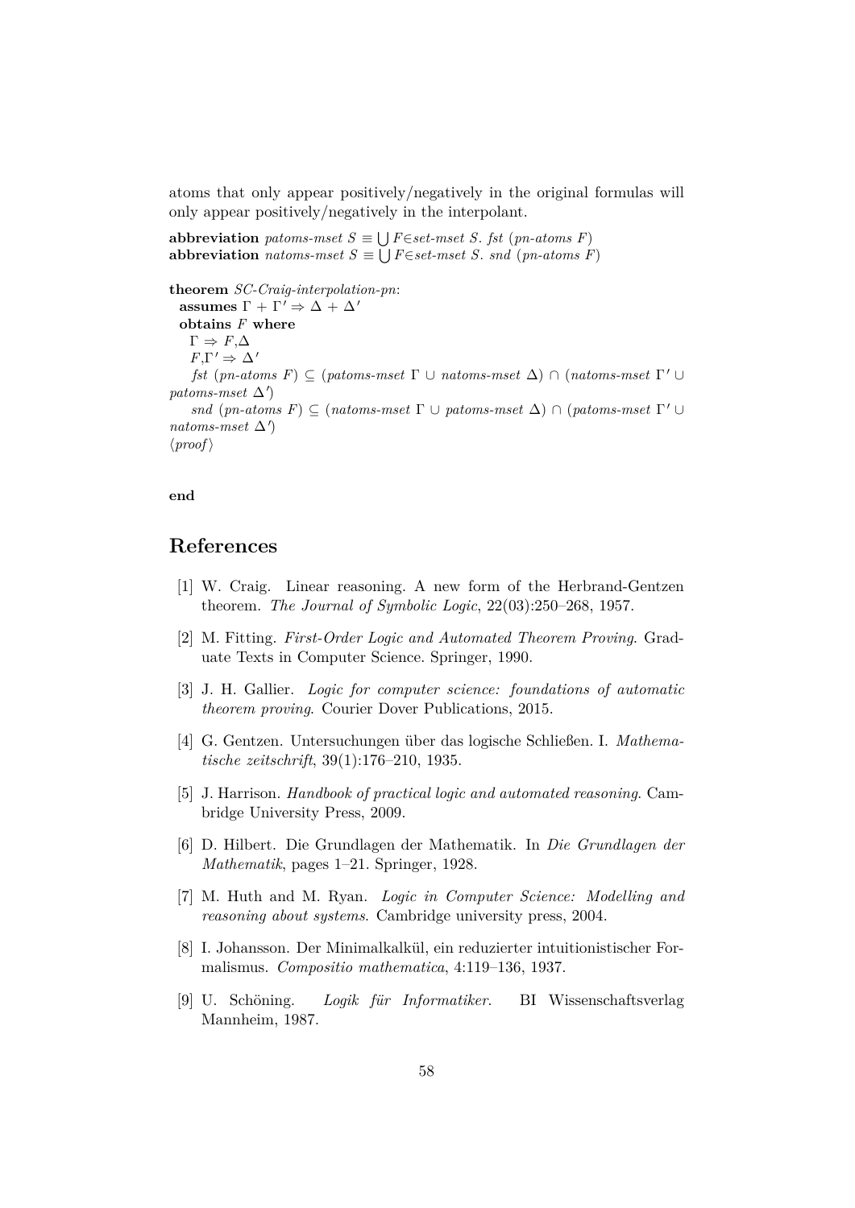atoms that only appear positively/negatively in the original formulas will only appear positively/negatively in the interpolant.

**abbreviation** *patoms-mset* $S \equiv \bigcup F{\in}\mathit{set\text{-}mset}\ S.\ \mathit{fst}\ (\mathit{pn\text{-}atoms}\ F)$
**abbreviation** *natoms-mset* $S \equiv \bigcup F{\in}\mathit{set\text{-}mset}\ S.\ \mathit{snd}\ (\mathit{pn\text{-}atoms}\ F)$

**theorem** *SC-Craig-interpolation-pn*:
  **assumes** $\Gamma + \Gamma' \Rightarrow \Delta + \Delta'$
  **obtains** $F$ **where**
    $\Gamma \Rightarrow F,\Delta$
    $F,\Gamma' \Rightarrow \Delta'$
    $\mathit{fst}\ (\mathit{pn\text{-}atoms}\ F) \subseteq (\mathit{patoms\text{-}mset}\ \Gamma \cup \mathit{natoms\text{-}mset}\ \Delta) \cap (\mathit{natoms\text{-}mset}\ \Gamma' \cup \mathit{patoms\text{-}mset}\ \Delta')$
    $\mathit{snd}\ (\mathit{pn\text{-}atoms}\ F) \subseteq (\mathit{natoms\text{-}mset}\ \Gamma \cup \mathit{patoms\text{-}mset}\ \Delta) \cap (\mathit{patoms\text{-}mset}\ \Gamma' \cup \mathit{natoms\text{-}mset}\ \Delta')$
$\langle proof \rangle$

**end**

## References

[1] W. Craig. Linear reasoning. A new form of the Herbrand-Gentzen theorem. *The Journal of Symbolic Logic*, 22(03):250–268, 1957.

[2] M. Fitting. *First-Order Logic and Automated Theorem Proving*. Graduate Texts in Computer Science. Springer, 1990.

[3] J. H. Gallier. *Logic for computer science: foundations of automatic theorem proving*. Courier Dover Publications, 2015.

[4] G. Gentzen. Untersuchungen über das logische Schließen. I. *Mathematische zeitschrift*, 39(1):176–210, 1935.

[5] J. Harrison. *Handbook of practical logic and automated reasoning*. Cambridge University Press, 2009.

[6] D. Hilbert. Die Grundlagen der Mathematik. In *Die Grundlagen der Mathematik*, pages 1–21. Springer, 1928.

[7] M. Huth and M. Ryan. *Logic in Computer Science: Modelling and reasoning about systems*. Cambridge university press, 2004.

[8] I. Johansson. Der Minimalkalkül, ein reduzierter intuitionistischer Formalismus. *Compositio mathematica*, 4:119–136, 1937.

[9] U. Schöning. *Logik für Informatiker*. BI Wissenschaftsverlag Mannheim, 1987.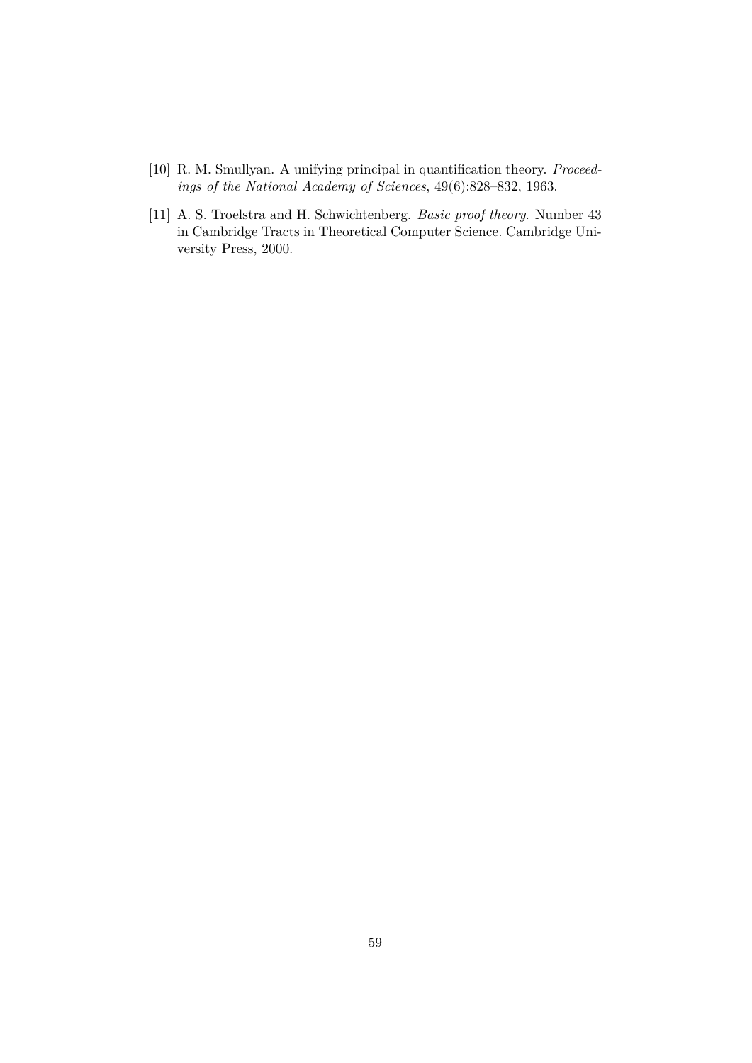[10] R. M. Smullyan. A unifying principal in quantification theory. *Proceedings of the National Academy of Sciences*, 49(6):828–832, 1963.

[11] A. S. Troelstra and H. Schwichtenberg. *Basic proof theory.* Number 43 in Cambridge Tracts in Theoretical Computer Science. Cambridge University Press, 2000.